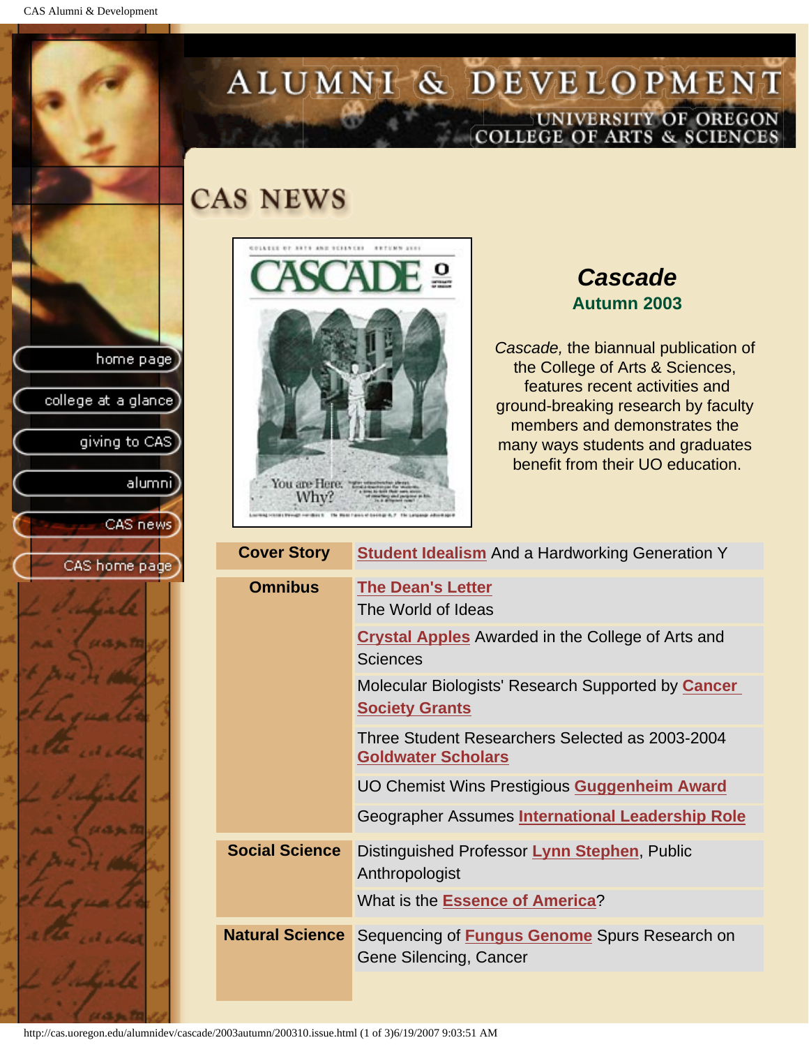# ALUMNI & DEVELOPMENT

UNIVERSITY OF OREGON
COLLEGE OF ARTS & SCIENCES

- home page
- college at a glance
- giving to CAS
- alumni
- CAS news
- CAS home page

## CAS NEWS

### *Cascade*

**Autumn 2003**

*Cascade,* the biannual publication of the College of Arts & Sciences, features recent activities and ground-breaking research by faculty members and demonstrates the many ways students and graduates benefit from their UO education.

| | |
|---|---|
| **Cover Story** | **Student Idealism** And a Hardworking Generation Y |
| **Omnibus** | **The Dean's Letter** The World of Ideas |
| | **Crystal Apples** Awarded in the College of Arts and Sciences |
| | Molecular Biologists' Research Supported by **Cancer Society Grants** |
| | Three Student Researchers Selected as 2003-2004 **Goldwater Scholars** |
| | UO Chemist Wins Prestigious **Guggenheim Award** |
| | Geographer Assumes **International Leadership Role** |
| **Social Science** | Distinguished Professor **Lynn Stephen**, Public Anthropologist |
| | What is the **Essence of America**? |
| **Natural Science** | Sequencing of **Fungus Genome** Spurs Research on Gene Silencing, Cancer |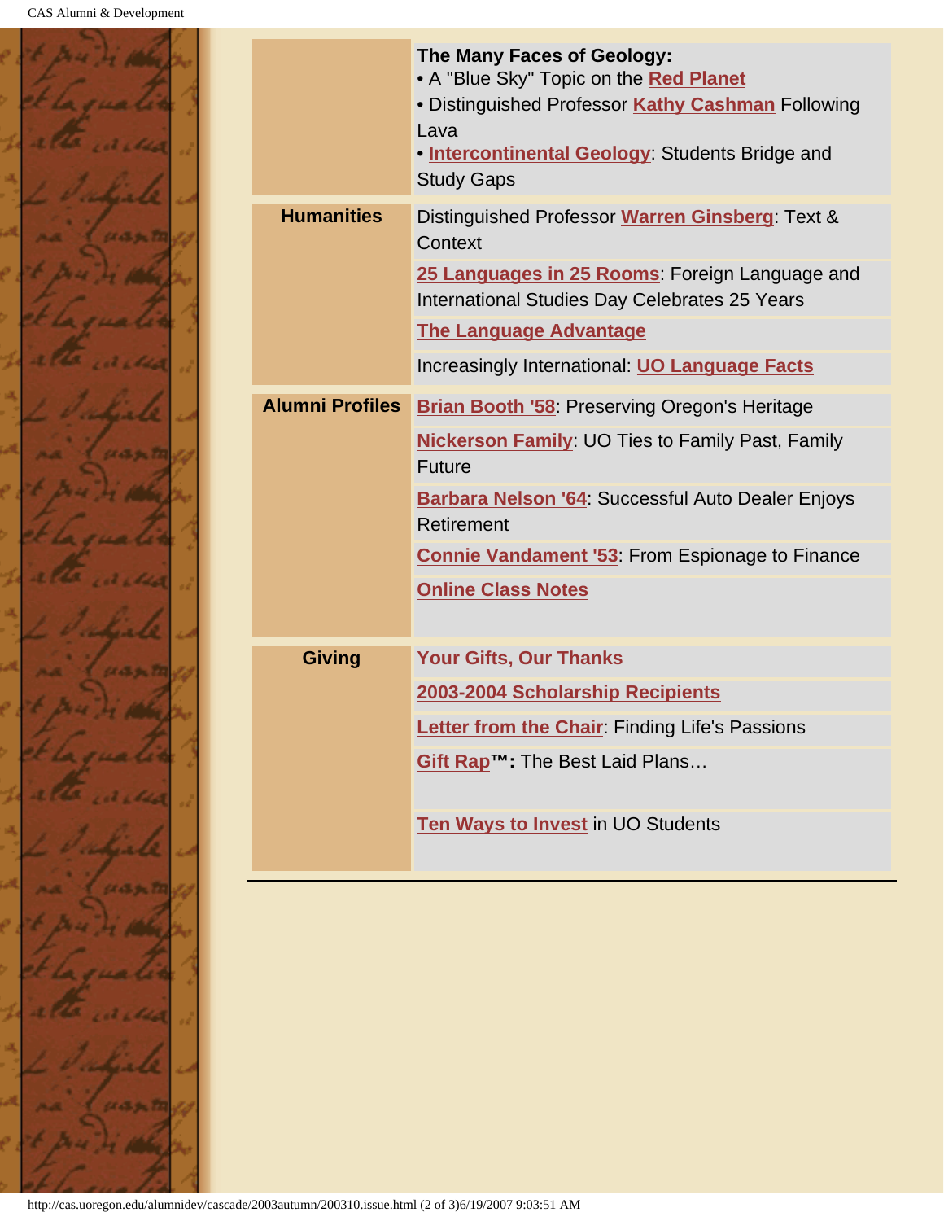| | |
|---|---|
| | **The Many Faces of Geology:**<br>• A "Blue Sky" Topic on the **Red Planet**<br>• Distinguished Professor **Kathy Cashman** Following Lava<br>• **Intercontinental Geology**: Students Bridge and Study Gaps |
| **Humanities** | Distinguished Professor **Warren Ginsberg**: Text & Context |
| | **25 Languages in 25 Rooms**: Foreign Language and International Studies Day Celebrates 25 Years |
| | **The Language Advantage** |
| | Increasingly International: **UO Language Facts** |
| **Alumni Profiles** | **Brian Booth '58**: Preserving Oregon's Heritage |
| | **Nickerson Family**: UO Ties to Family Past, Family Future |
| | **Barbara Nelson '64**: Successful Auto Dealer Enjoys Retirement |
| | **Connie Vandament '53**: From Espionage to Finance |
| | **Online Class Notes** |
| **Giving** | **Your Gifts, Our Thanks** |
| | **2003-2004 Scholarship Recipients** |
| | **Letter from the Chair**: Finding Life's Passions |
| | **Gift Rap™:** The Best Laid Plans… |
| | **Ten Ways to Invest** in UO Students |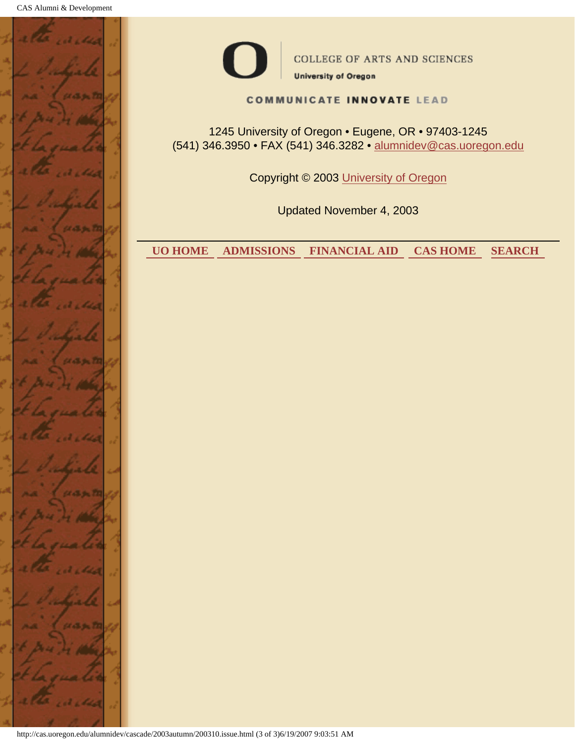COLLEGE OF ARTS AND SCIENCES

University of Oregon

COMMUNICATE INNOVATE LEAD

1245 University of Oregon • Eugene, OR • 97403-1245
(541) 346.3950 • FAX (541) 346.3282 • alumnidev@cas.uoregon.edu

Copyright © 2003 University of Oregon

Updated November 4, 2003

---

**UO HOME** **ADMISSIONS** **FINANCIAL AID** **CAS HOME** **SEARCH**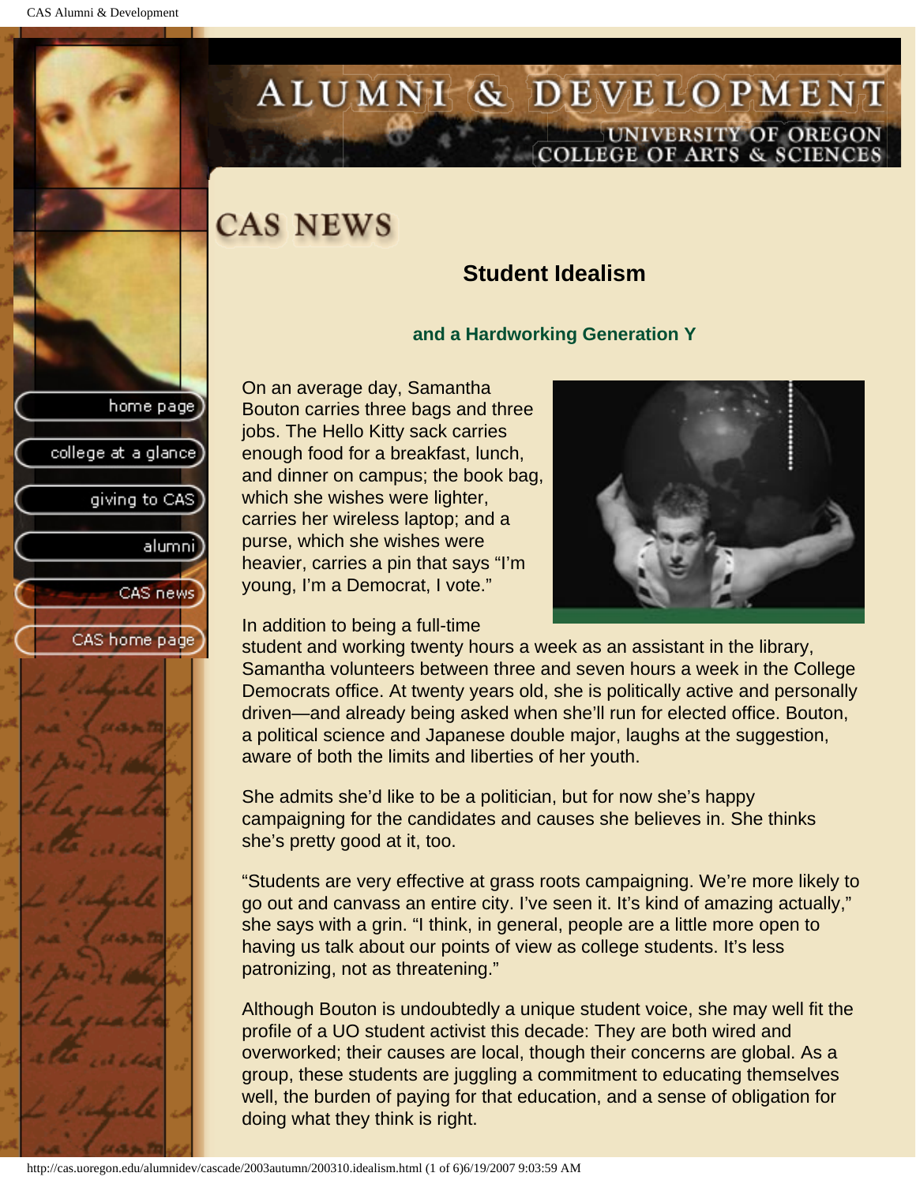# CAS NEWS

## Student Idealism

### and a Hardworking Generation Y

On an average day, Samantha Bouton carries three bags and three jobs. The Hello Kitty sack carries enough food for a breakfast, lunch, and dinner on campus; the book bag, which she wishes were lighter, carries her wireless laptop; and a purse, which she wishes were heavier, carries a pin that says "I'm young, I'm a Democrat, I vote."

In addition to being a full-time student and working twenty hours a week as an assistant in the library, Samantha volunteers between three and seven hours a week in the College Democrats office. At twenty years old, she is politically active and personally driven—and already being asked when she'll run for elected office. Bouton, a political science and Japanese double major, laughs at the suggestion, aware of both the limits and liberties of her youth.

She admits she'd like to be a politician, but for now she's happy campaigning for the candidates and causes she believes in. She thinks she's pretty good at it, too.

"Students are very effective at grass roots campaigning. We're more likely to go out and canvass an entire city. I've seen it. It's kind of amazing actually," she says with a grin. "I think, in general, people are a little more open to having us talk about our points of view as college students. It's less patronizing, not as threatening."

Although Bouton is undoubtedly a unique student voice, she may well fit the profile of a UO student activist this decade: They are both wired and overworked; their causes are local, though their concerns are global. As a group, these students are juggling a commitment to educating themselves well, the burden of paying for that education, and a sense of obligation for doing what they think is right.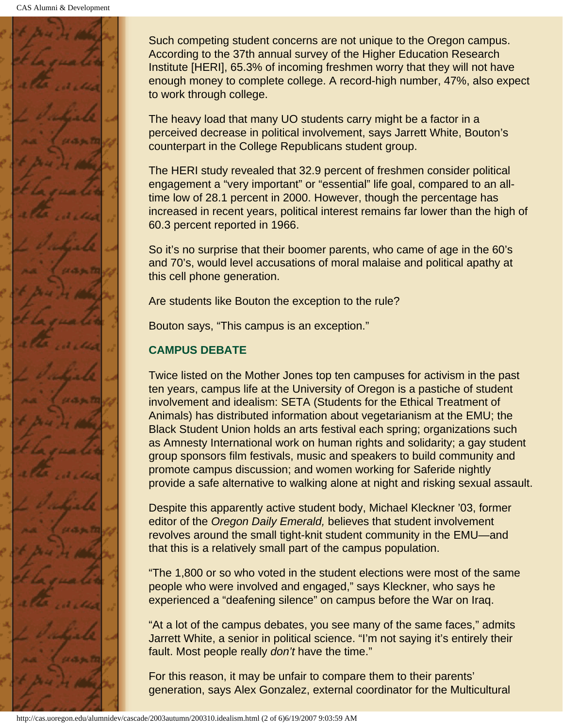Such competing student concerns are not unique to the Oregon campus. According to the 37th annual survey of the Higher Education Research Institute [HERI], 65.3% of incoming freshmen worry that they will not have enough money to complete college. A record-high number, 47%, also expect to work through college.

The heavy load that many UO students carry might be a factor in a perceived decrease in political involvement, says Jarrett White, Bouton's counterpart in the College Republicans student group.

The HERI study revealed that 32.9 percent of freshmen consider political engagement a "very important" or "essential" life goal, compared to an all-time low of 28.1 percent in 2000. However, though the percentage has increased in recent years, political interest remains far lower than the high of 60.3 percent reported in 1966.

So it's no surprise that their boomer parents, who came of age in the 60's and 70's, would level accusations of moral malaise and political apathy at this cell phone generation.

Are students like Bouton the exception to the rule?

Bouton says, "This campus is an exception."

### CAMPUS DEBATE

Twice listed on the Mother Jones top ten campuses for activism in the past ten years, campus life at the University of Oregon is a pastiche of student involvement and idealism: SETA (Students for the Ethical Treatment of Animals) has distributed information about vegetarianism at the EMU; the Black Student Union holds an arts festival each spring; organizations such as Amnesty International work on human rights and solidarity; a gay student group sponsors film festivals, music and speakers to build community and promote campus discussion; and women working for Saferide nightly provide a safe alternative to walking alone at night and risking sexual assault.

Despite this apparently active student body, Michael Kleckner '03, former editor of the *Oregon Daily Emerald,* believes that student involvement revolves around the small tight-knit student community in the EMU—and that this is a relatively small part of the campus population.

"The 1,800 or so who voted in the student elections were most of the same people who were involved and engaged," says Kleckner, who says he experienced a "deafening silence" on campus before the War on Iraq.

"At a lot of the campus debates, you see many of the same faces," admits Jarrett White, a senior in political science. "I'm not saying it's entirely their fault. Most people really *don't* have the time."

For this reason, it may be unfair to compare them to their parents' generation, says Alex Gonzalez, external coordinator for the Multicultural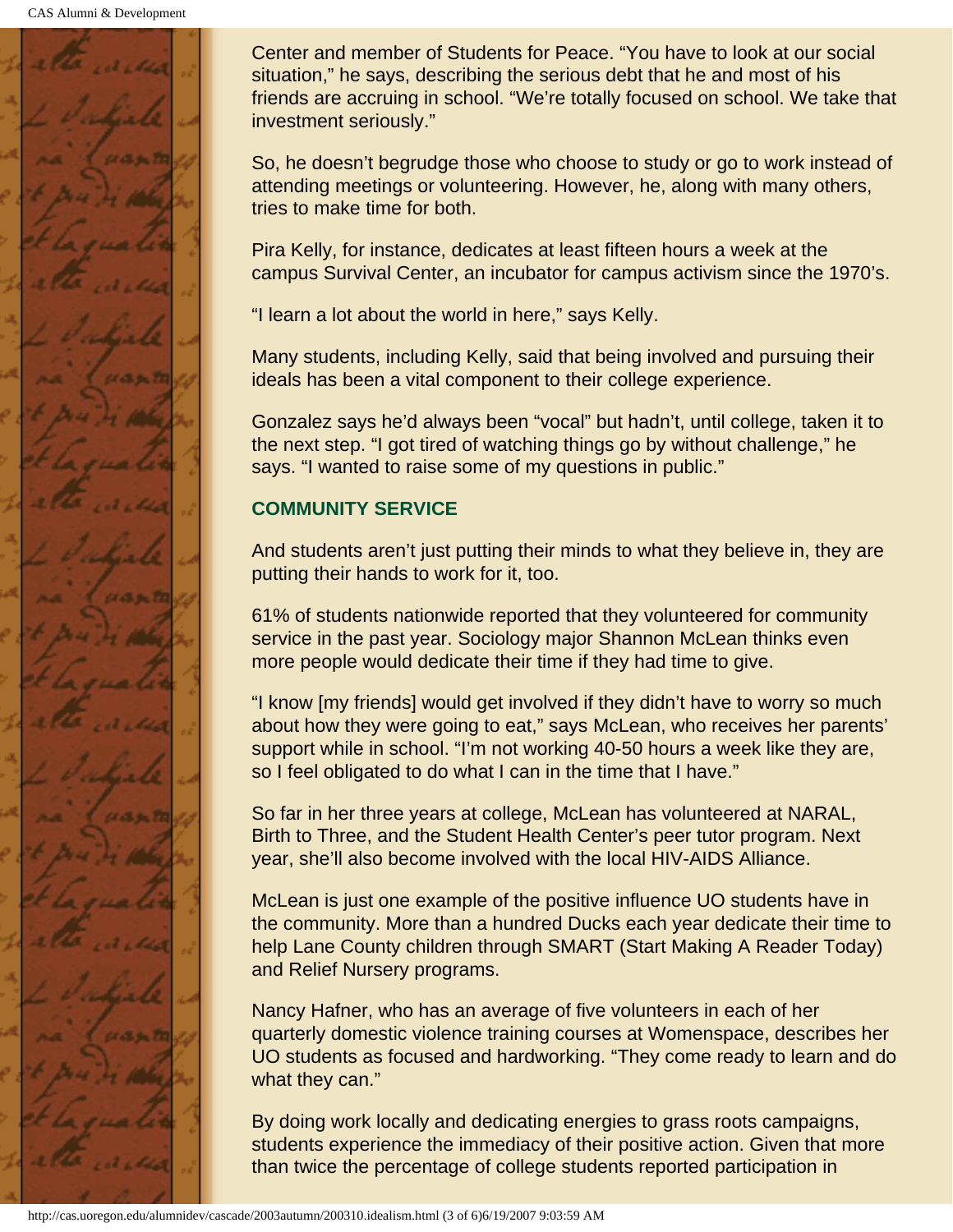Center and member of Students for Peace. “You have to look at our social situation,” he says, describing the serious debt that he and most of his friends are accruing in school. “We’re totally focused on school. We take that investment seriously.”

So, he doesn’t begrudge those who choose to study or go to work instead of attending meetings or volunteering. However, he, along with many others, tries to make time for both.

Pira Kelly, for instance, dedicates at least fifteen hours a week at the campus Survival Center, an incubator for campus activism since the 1970’s.

“I learn a lot about the world in here,” says Kelly.

Many students, including Kelly, said that being involved and pursuing their ideals has been a vital component to their college experience.

Gonzalez says he’d always been “vocal” but hadn’t, until college, taken it to the next step. “I got tired of watching things go by without challenge,” he says. “I wanted to raise some of my questions in public.”

### COMMUNITY SERVICE

And students aren’t just putting their minds to what they believe in, they are putting their hands to work for it, too.

61% of students nationwide reported that they volunteered for community service in the past year. Sociology major Shannon McLean thinks even more people would dedicate their time if they had time to give.

“I know [my friends] would get involved if they didn’t have to worry so much about how they were going to eat,” says McLean, who receives her parents’ support while in school. “I’m not working 40-50 hours a week like they are, so I feel obligated to do what I can in the time that I have.”

So far in her three years at college, McLean has volunteered at NARAL, Birth to Three, and the Student Health Center’s peer tutor program. Next year, she’ll also become involved with the local HIV-AIDS Alliance.

McLean is just one example of the positive influence UO students have in the community. More than a hundred Ducks each year dedicate their time to help Lane County children through SMART (Start Making A Reader Today) and Relief Nursery programs.

Nancy Hafner, who has an average of five volunteers in each of her quarterly domestic violence training courses at Womenspace, describes her UO students as focused and hardworking. “They come ready to learn and do what they can.”

By doing work locally and dedicating energies to grass roots campaigns, students experience the immediacy of their positive action. Given that more than twice the percentage of college students reported participation in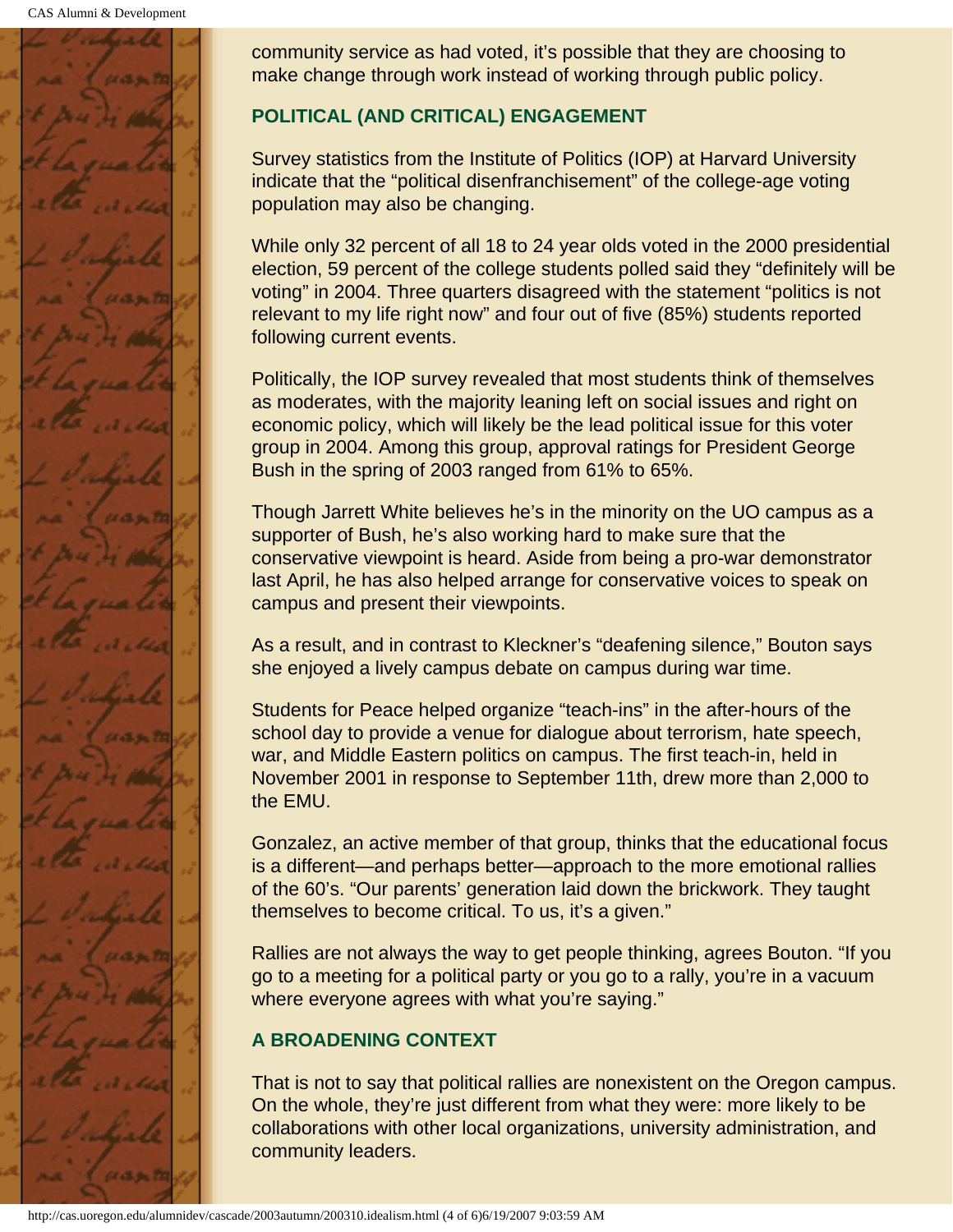community service as had voted, it's possible that they are choosing to make change through work instead of working through public policy.

### POLITICAL (AND CRITICAL) ENGAGEMENT

Survey statistics from the Institute of Politics (IOP) at Harvard University indicate that the "political disenfranchisement" of the college-age voting population may also be changing.

While only 32 percent of all 18 to 24 year olds voted in the 2000 presidential election, 59 percent of the college students polled said they "definitely will be voting" in 2004. Three quarters disagreed with the statement "politics is not relevant to my life right now" and four out of five (85%) students reported following current events.

Politically, the IOP survey revealed that most students think of themselves as moderates, with the majority leaning left on social issues and right on economic policy, which will likely be the lead political issue for this voter group in 2004. Among this group, approval ratings for President George Bush in the spring of 2003 ranged from 61% to 65%.

Though Jarrett White believes he's in the minority on the UO campus as a supporter of Bush, he's also working hard to make sure that the conservative viewpoint is heard. Aside from being a pro-war demonstrator last April, he has also helped arrange for conservative voices to speak on campus and present their viewpoints.

As a result, and in contrast to Kleckner's "deafening silence," Bouton says she enjoyed a lively campus debate on campus during war time.

Students for Peace helped organize "teach-ins" in the after-hours of the school day to provide a venue for dialogue about terrorism, hate speech, war, and Middle Eastern politics on campus. The first teach-in, held in November 2001 in response to September 11th, drew more than 2,000 to the EMU.

Gonzalez, an active member of that group, thinks that the educational focus is a different—and perhaps better—approach to the more emotional rallies of the 60's. "Our parents' generation laid down the brickwork. They taught themselves to become critical. To us, it's a given."

Rallies are not always the way to get people thinking, agrees Bouton. "If you go to a meeting for a political party or you go to a rally, you're in a vacuum where everyone agrees with what you're saying."

### A BROADENING CONTEXT

That is not to say that political rallies are nonexistent on the Oregon campus. On the whole, they're just different from what they were: more likely to be collaborations with other local organizations, university administration, and community leaders.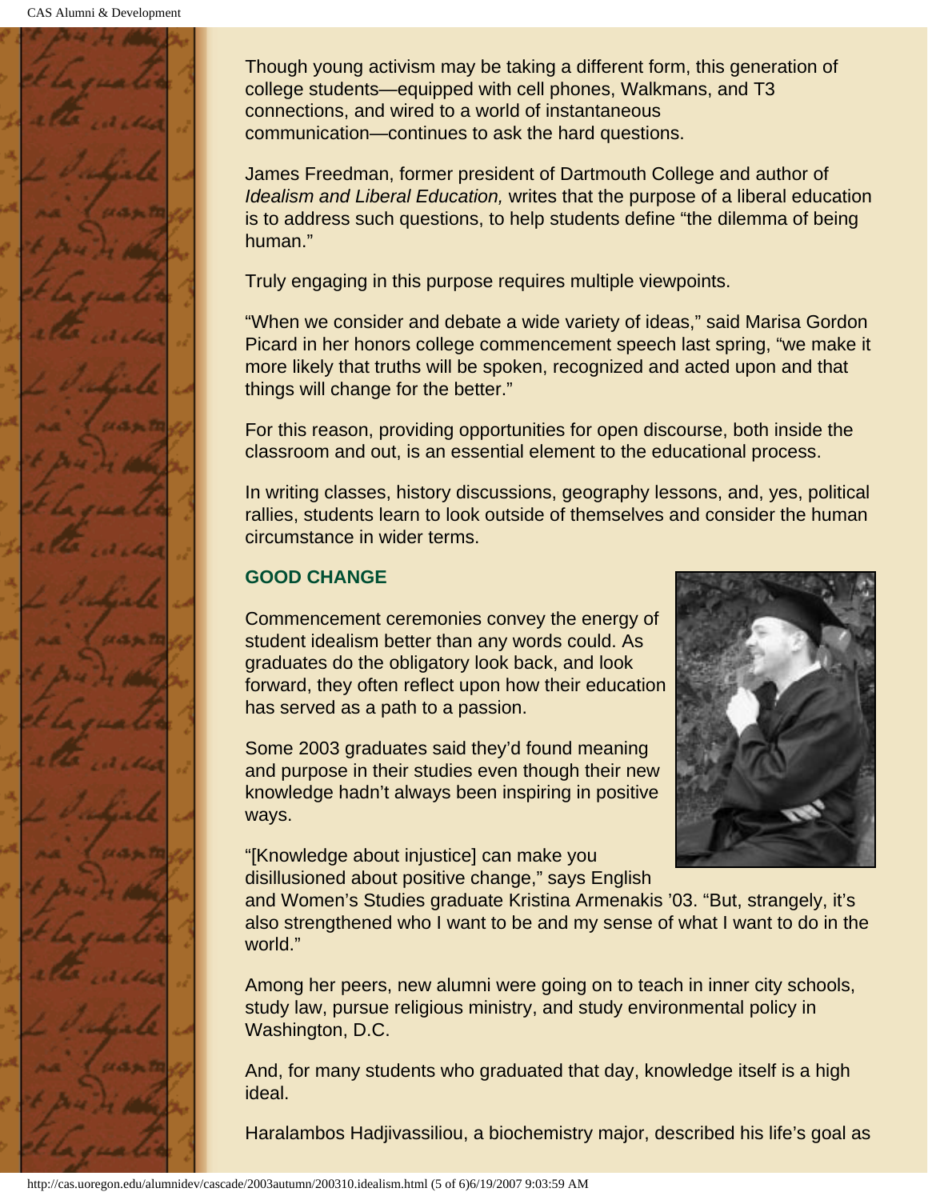Though young activism may be taking a different form, this generation of college students—equipped with cell phones, Walkmans, and T3 connections, and wired to a world of instantaneous communication—continues to ask the hard questions.

James Freedman, former president of Dartmouth College and author of *Idealism and Liberal Education,* writes that the purpose of a liberal education is to address such questions, to help students define "the dilemma of being human."

Truly engaging in this purpose requires multiple viewpoints.

"When we consider and debate a wide variety of ideas," said Marisa Gordon Picard in her honors college commencement speech last spring, "we make it more likely that truths will be spoken, recognized and acted upon and that things will change for the better."

For this reason, providing opportunities for open discourse, both inside the classroom and out, is an essential element to the educational process.

In writing classes, history discussions, geography lessons, and, yes, political rallies, students learn to look outside of themselves and consider the human circumstance in wider terms.

### GOOD CHANGE

Commencement ceremonies convey the energy of student idealism better than any words could. As graduates do the obligatory look back, and look forward, they often reflect upon how their education has served as a path to a passion.

Some 2003 graduates said they'd found meaning and purpose in their studies even though their new knowledge hadn't always been inspiring in positive ways.

"[Knowledge about injustice] can make you disillusioned about positive change," says English and Women's Studies graduate Kristina Armenakis '03. "But, strangely, it's also strengthened who I want to be and my sense of what I want to do in the world."

Among her peers, new alumni were going on to teach in inner city schools, study law, pursue religious ministry, and study environmental policy in Washington, D.C.

And, for many students who graduated that day, knowledge itself is a high ideal.

Haralambos Hadjivassiliou, a biochemistry major, described his life's goal as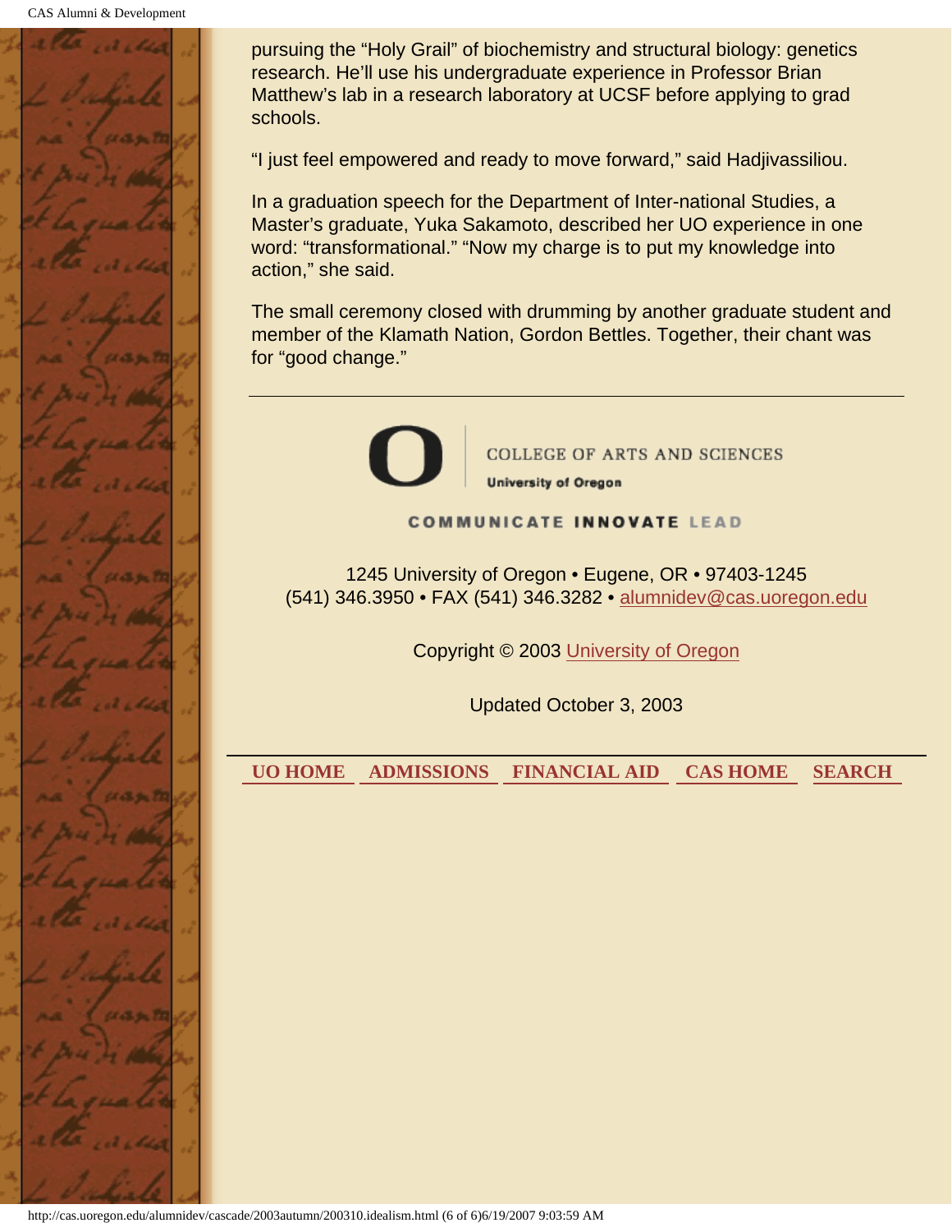pursuing the “Holy Grail” of biochemistry and structural biology: genetics research. He’ll use his undergraduate experience in Professor Brian Matthew’s lab in a research laboratory at UCSF before applying to grad schools.

“I just feel empowered and ready to move forward,” said Hadjivassiliou.

In a graduation speech for the Department of Inter-national Studies, a Master’s graduate, Yuka Sakamoto, described her UO experience in one word: “transformational.” “Now my charge is to put my knowledge into action,” she said.

The small ceremony closed with drumming by another graduate student and member of the Klamath Nation, Gordon Bettles. Together, their chant was for “good change.”

---

COLLEGE OF ARTS AND SCIENCES

University of Oregon

COMMUNICATE INNOVATE LEAD

1245 University of Oregon • Eugene, OR • 97403-1245
(541) 346.3950 • FAX (541) 346.3282 • alumnidev@cas.uoregon.edu

Copyright © 2003 University of Oregon

Updated October 3, 2003

**UO HOME** **ADMISSIONS** **FINANCIAL AID** **CAS HOME** **SEARCH**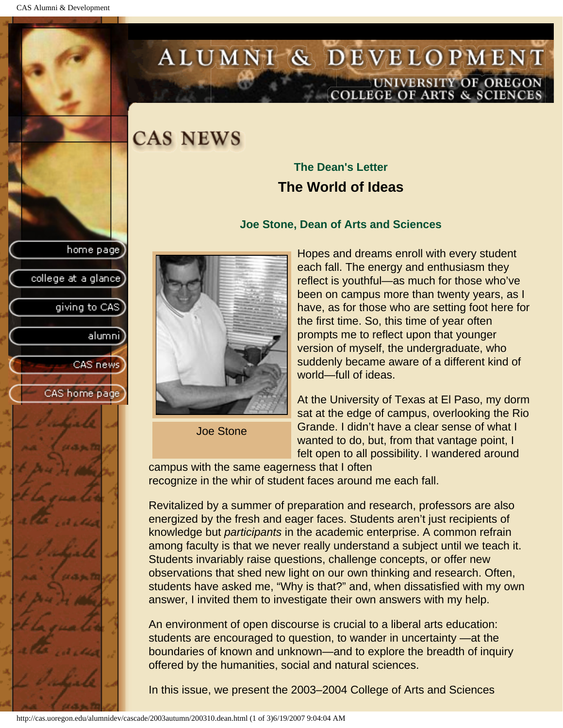# CAS NEWS

### The Dean's Letter

## The World of Ideas

### Joe Stone, Dean of Arts and Sciences

Joe Stone

Hopes and dreams enroll with every student each fall. The energy and enthusiasm they reflect is youthful—as much for those who've been on campus more than twenty years, as I have, as for those who are setting foot here for the first time. So, this time of year often prompts me to reflect upon that younger version of myself, the undergraduate, who suddenly became aware of a different kind of world—full of ideas.

At the University of Texas at El Paso, my dorm sat at the edge of campus, overlooking the Rio Grande. I didn't have a clear sense of what I wanted to do, but, from that vantage point, I felt open to all possibility. I wandered around campus with the same eagerness that I often recognize in the whir of student faces around me each fall.

Revitalized by a summer of preparation and research, professors are also energized by the fresh and eager faces. Students aren't just recipients of knowledge but *participants* in the academic enterprise. A common refrain among faculty is that we never really understand a subject until we teach it. Students invariably raise questions, challenge concepts, or offer new observations that shed new light on our own thinking and research. Often, students have asked me, "Why is that?" and, when dissatisfied with my own answer, I invited them to investigate their own answers with my help.

An environment of open discourse is crucial to a liberal arts education: students are encouraged to question, to wander in uncertainty —at the boundaries of known and unknown—and to explore the breadth of inquiry offered by the humanities, social and natural sciences.

In this issue, we present the 2003–2004 College of Arts and Sciences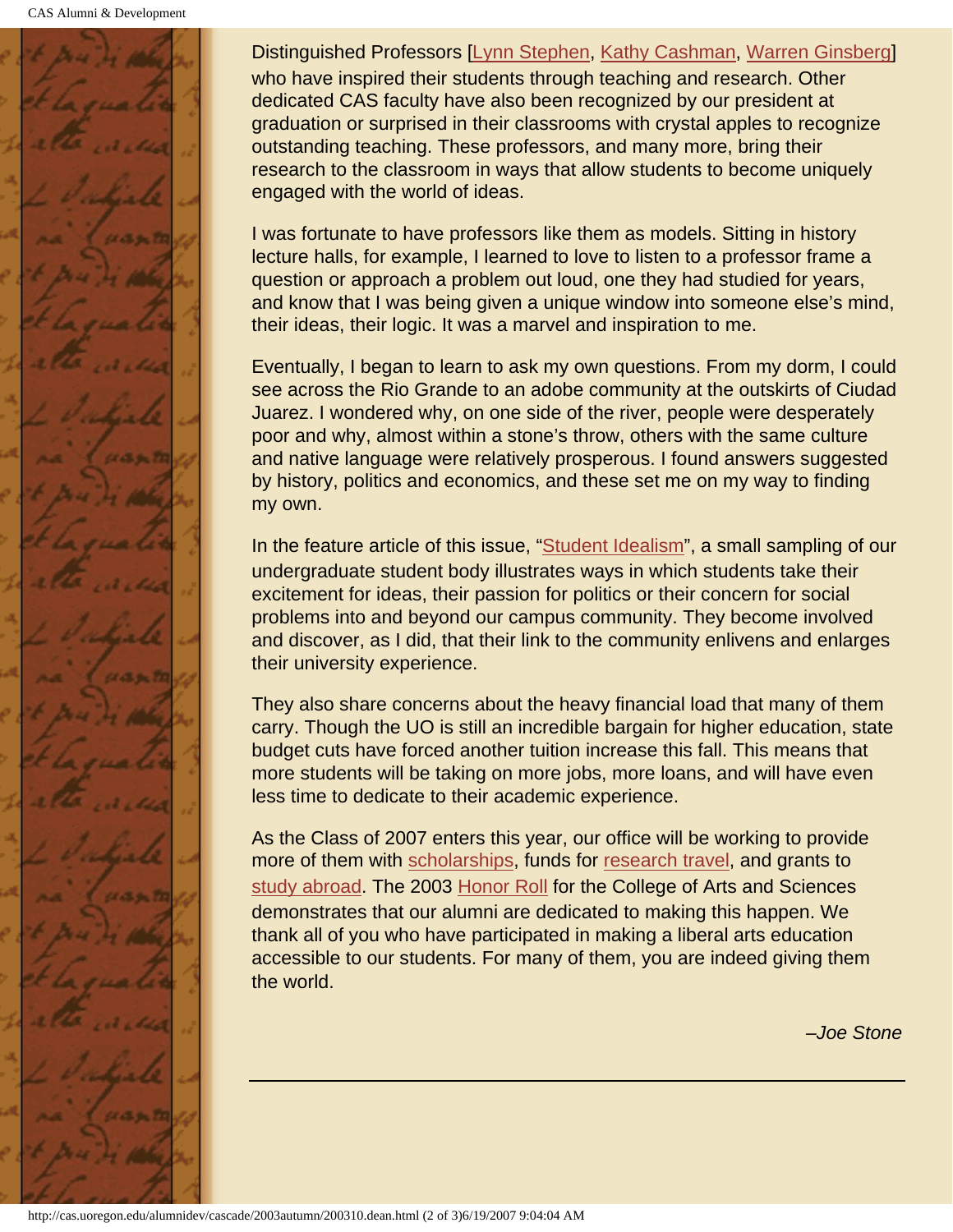Distinguished Professors [Lynn Stephen, Kathy Cashman, Warren Ginsberg] who have inspired their students through teaching and research. Other dedicated CAS faculty have also been recognized by our president at graduation or surprised in their classrooms with crystal apples to recognize outstanding teaching. These professors, and many more, bring their research to the classroom in ways that allow students to become uniquely engaged with the world of ideas.

I was fortunate to have professors like them as models. Sitting in history lecture halls, for example, I learned to love to listen to a professor frame a question or approach a problem out loud, one they had studied for years, and know that I was being given a unique window into someone else's mind, their ideas, their logic. It was a marvel and inspiration to me.

Eventually, I began to learn to ask my own questions. From my dorm, I could see across the Rio Grande to an adobe community at the outskirts of Ciudad Juarez. I wondered why, on one side of the river, people were desperately poor and why, almost within a stone's throw, others with the same culture and native language were relatively prosperous. I found answers suggested by history, politics and economics, and these set me on my way to finding my own.

In the feature article of this issue, "Student Idealism", a small sampling of our undergraduate student body illustrates ways in which students take their excitement for ideas, their passion for politics or their concern for social problems into and beyond our campus community. They become involved and discover, as I did, that their link to the community enlivens and enlarges their university experience.

They also share concerns about the heavy financial load that many of them carry. Though the UO is still an incredible bargain for higher education, state budget cuts have forced another tuition increase this fall. This means that more students will be taking on more jobs, more loans, and will have even less time to dedicate to their academic experience.

As the Class of 2007 enters this year, our office will be working to provide more of them with scholarships, funds for research travel, and grants to study abroad. The 2003 Honor Roll for the College of Arts and Sciences demonstrates that our alumni are dedicated to making this happen. We thank all of you who have participated in making a liberal arts education accessible to our students. For many of them, you are indeed giving them the world.

*–Joe Stone*

---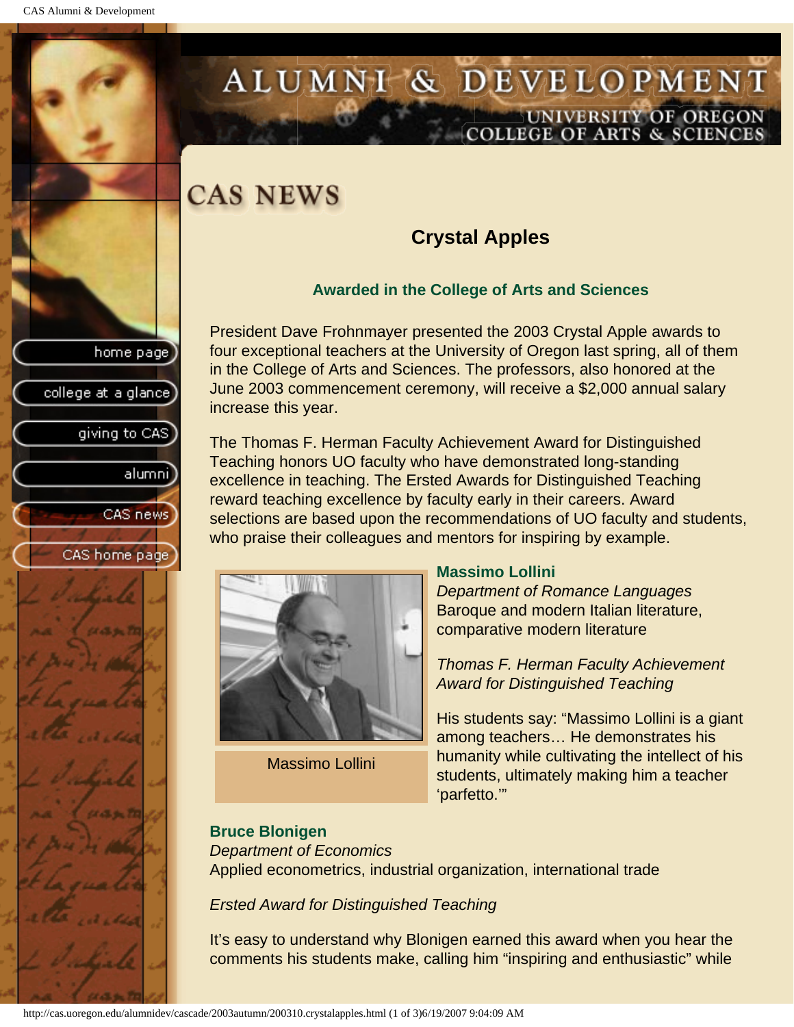# CAS NEWS

## Crystal Apples

### Awarded in the College of Arts and Sciences

President Dave Frohnmayer presented the 2003 Crystal Apple awards to four exceptional teachers at the University of Oregon last spring, all of them in the College of Arts and Sciences. The professors, also honored at the June 2003 commencement ceremony, will receive a $2,000 annual salary increase this year.

The Thomas F. Herman Faculty Achievement Award for Distinguished Teaching honors UO faculty who have demonstrated long-standing excellence in teaching. The Ersted Awards for Distinguished Teaching reward teaching excellence by faculty early in their careers. Award selections are based upon the recommendations of UO faculty and students, who praise their colleagues and mentors for inspiring by example.

Massimo Lollini

**Massimo Lollini**
*Department of Romance Languages*
Baroque and modern Italian literature, comparative modern literature

*Thomas F. Herman Faculty Achievement Award for Distinguished Teaching*

His students say: "Massimo Lollini is a giant among teachers… He demonstrates his humanity while cultivating the intellect of his students, ultimately making him a teacher 'parfetto.'"

**Bruce Blonigen**
*Department of Economics*
Applied econometrics, industrial organization, international trade

*Ersted Award for Distinguished Teaching*

It's easy to understand why Blonigen earned this award when you hear the comments his students make, calling him "inspiring and enthusiastic" while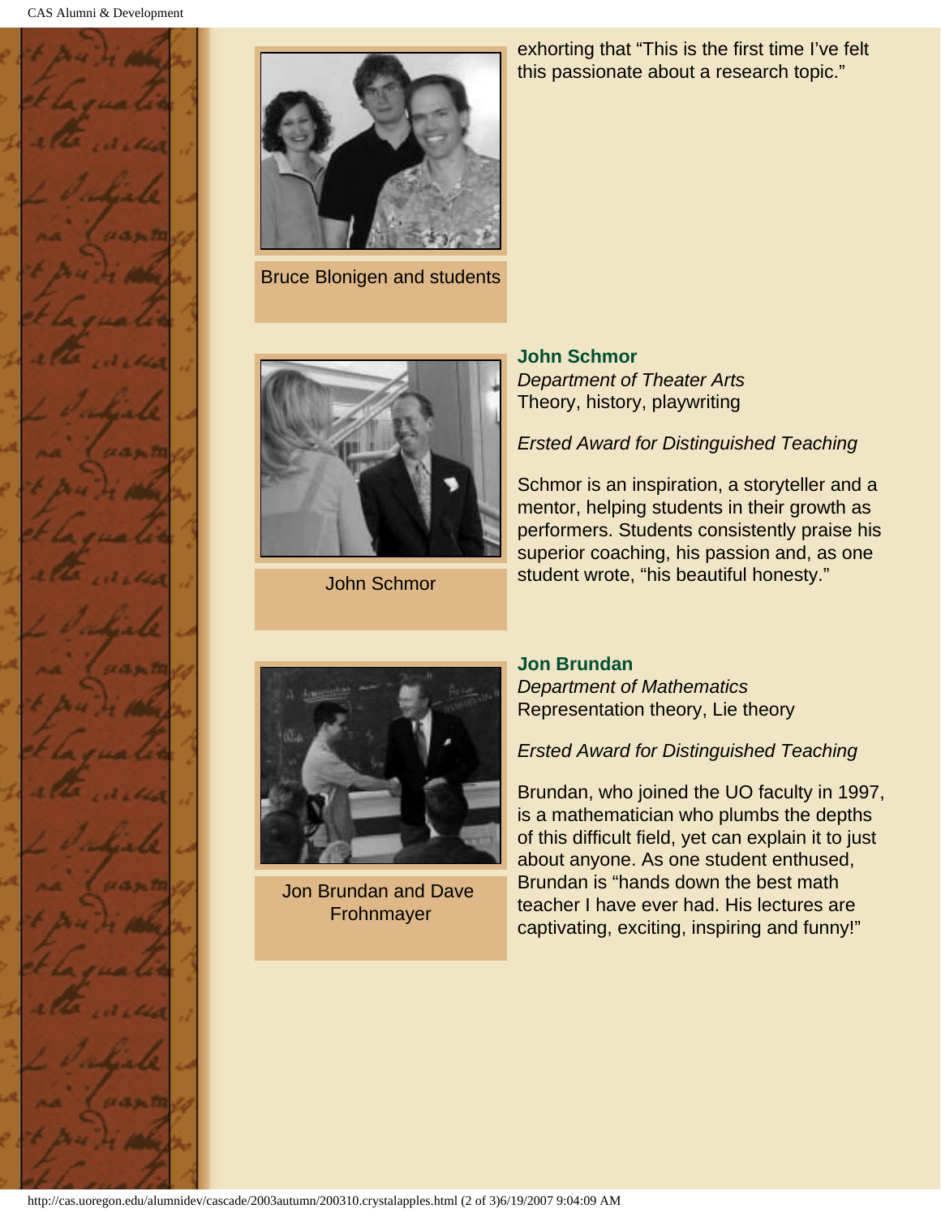exhorting that “This is the first time I've felt this passionate about a research topic.”

Bruce Blonigen and students

**John Schmor**
*Department of Theater Arts*
Theory, history, playwriting

*Ersted Award for Distinguished Teaching*

Schmor is an inspiration, a storyteller and a mentor, helping students in their growth as performers. Students consistently praise his superior coaching, his passion and, as one student wrote, “his beautiful honesty.”

John Schmor

**Jon Brundan**
*Department of Mathematics*
Representation theory, Lie theory

*Ersted Award for Distinguished Teaching*

Brundan, who joined the UO faculty in 1997, is a mathematician who plumbs the depths of this difficult field, yet can explain it to just about anyone. As one student enthused, Brundan is “hands down the best math teacher I have ever had. His lectures are captivating, exciting, inspiring and funny!”

Jon Brundan and Dave Frohnmayer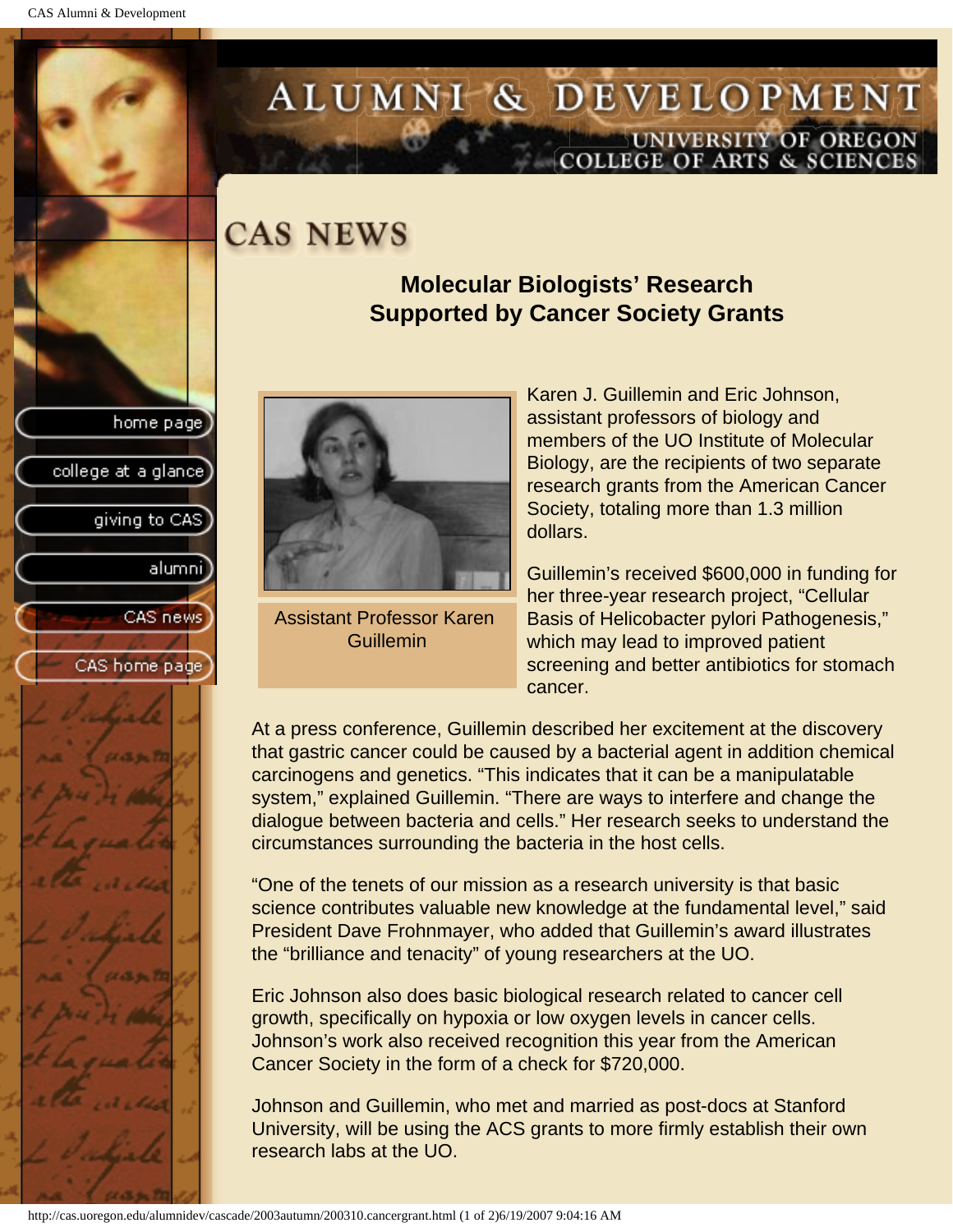# CAS NEWS

## Molecular Biologists' Research Supported by Cancer Society Grants

Assistant Professor Karen Guillemin

Karen J. Guillemin and Eric Johnson, assistant professors of biology and members of the UO Institute of Molecular Biology, are the recipients of two separate research grants from the American Cancer Society, totaling more than 1.3 million dollars.

Guillemin's received $600,000 in funding for her three-year research project, "Cellular Basis of Helicobacter pylori Pathogenesis," which may lead to improved patient screening and better antibiotics for stomach cancer.

At a press conference, Guillemin described her excitement at the discovery that gastric cancer could be caused by a bacterial agent in addition chemical carcinogens and genetics. "This indicates that it can be a manipulatable system," explained Guillemin. "There are ways to interfere and change the dialogue between bacteria and cells." Her research seeks to understand the circumstances surrounding the bacteria in the host cells.

"One of the tenets of our mission as a research university is that basic science contributes valuable new knowledge at the fundamental level," said President Dave Frohnmayer, who added that Guillemin's award illustrates the "brilliance and tenacity" of young researchers at the UO.

Eric Johnson also does basic biological research related to cancer cell growth, specifically on hypoxia or low oxygen levels in cancer cells. Johnson's work also received recognition this year from the American Cancer Society in the form of a check for $720,000.

Johnson and Guillemin, who met and married as post-docs at Stanford University, will be using the ACS grants to more firmly establish their own research labs at the UO.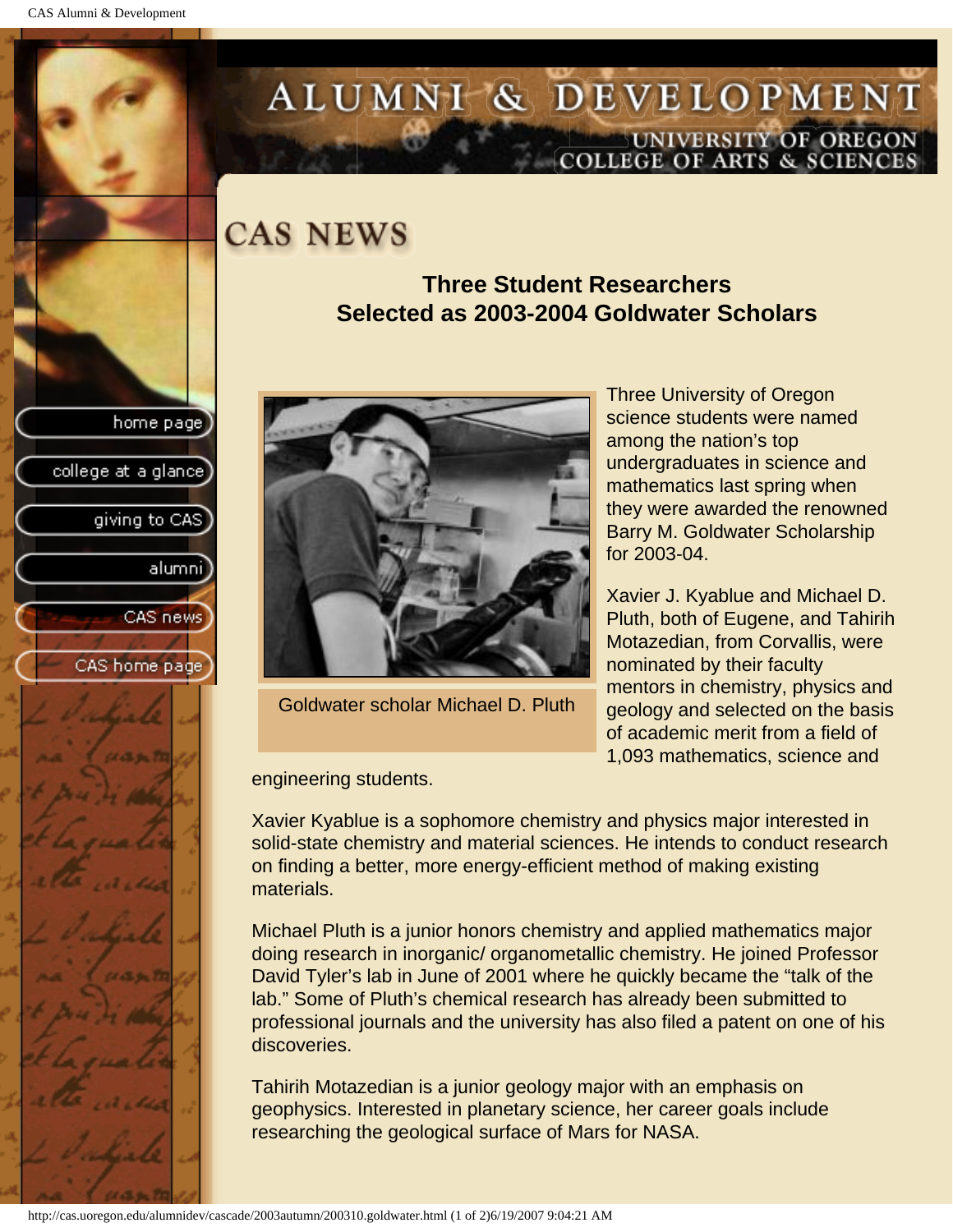# ALUMNI & DEVELOPMENT

UNIVERSITY OF OREGON
COLLEGE OF ARTS & SCIENCES

## CAS NEWS

### Three Student Researchers Selected as 2003-2004 Goldwater Scholars

Goldwater scholar Michael D. Pluth

Three University of Oregon science students were named among the nation's top undergraduates in science and mathematics last spring when they were awarded the renowned Barry M. Goldwater Scholarship for 2003-04.

Xavier J. Kyablue and Michael D. Pluth, both of Eugene, and Tahirih Motazedian, from Corvallis, were nominated by their faculty mentors in chemistry, physics and geology and selected on the basis of academic merit from a field of 1,093 mathematics, science and engineering students.

Xavier Kyablue is a sophomore chemistry and physics major interested in solid-state chemistry and material sciences. He intends to conduct research on finding a better, more energy-efficient method of making existing materials.

Michael Pluth is a junior honors chemistry and applied mathematics major doing research in inorganic/ organometallic chemistry. He joined Professor David Tyler's lab in June of 2001 where he quickly became the "talk of the lab." Some of Pluth's chemical research has already been submitted to professional journals and the university has also filed a patent on one of his discoveries.

Tahirih Motazedian is a junior geology major with an emphasis on geophysics. Interested in planetary science, her career goals include researching the geological surface of Mars for NASA.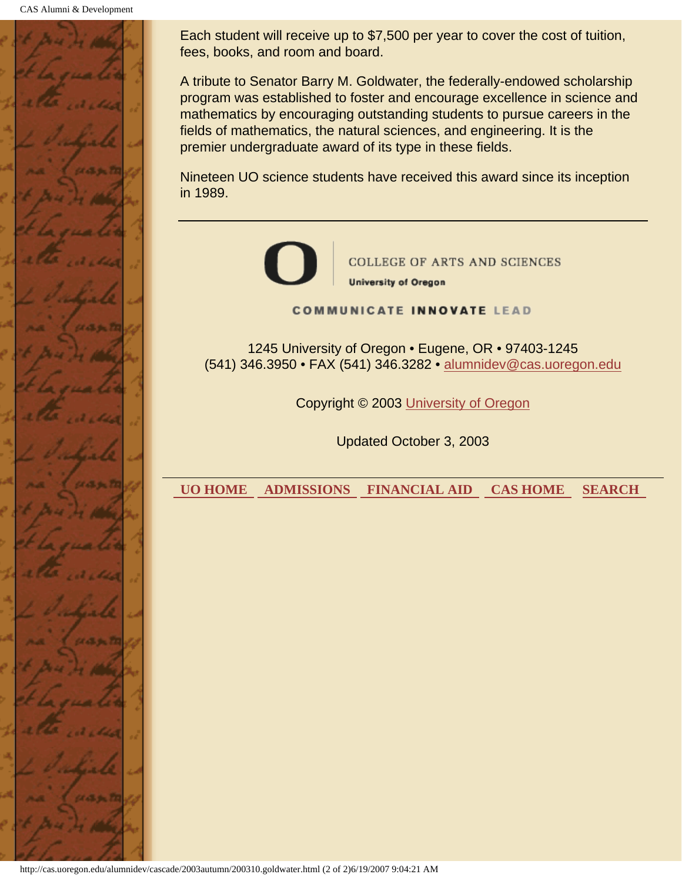Each student will receive up to $7,500 per year to cover the cost of tuition, fees, books, and room and board.

A tribute to Senator Barry M. Goldwater, the federally-endowed scholarship program was established to foster and encourage excellence in science and mathematics by encouraging outstanding students to pursue careers in the fields of mathematics, the natural sciences, and engineering. It is the premier undergraduate award of its type in these fields.

Nineteen UO science students have received this award since its inception in 1989.

---

COLLEGE OF ARTS AND SCIENCES
University of Oregon

COMMUNICATE INNOVATE LEAD

1245 University of Oregon • Eugene, OR • 97403-1245
(541) 346.3950 • FAX (541) 346.3282 • alumnidev@cas.uoregon.edu

Copyright © 2003 University of Oregon

Updated October 3, 2003

---

**UO HOME** **ADMISSIONS** **FINANCIAL AID** **CAS HOME** **SEARCH**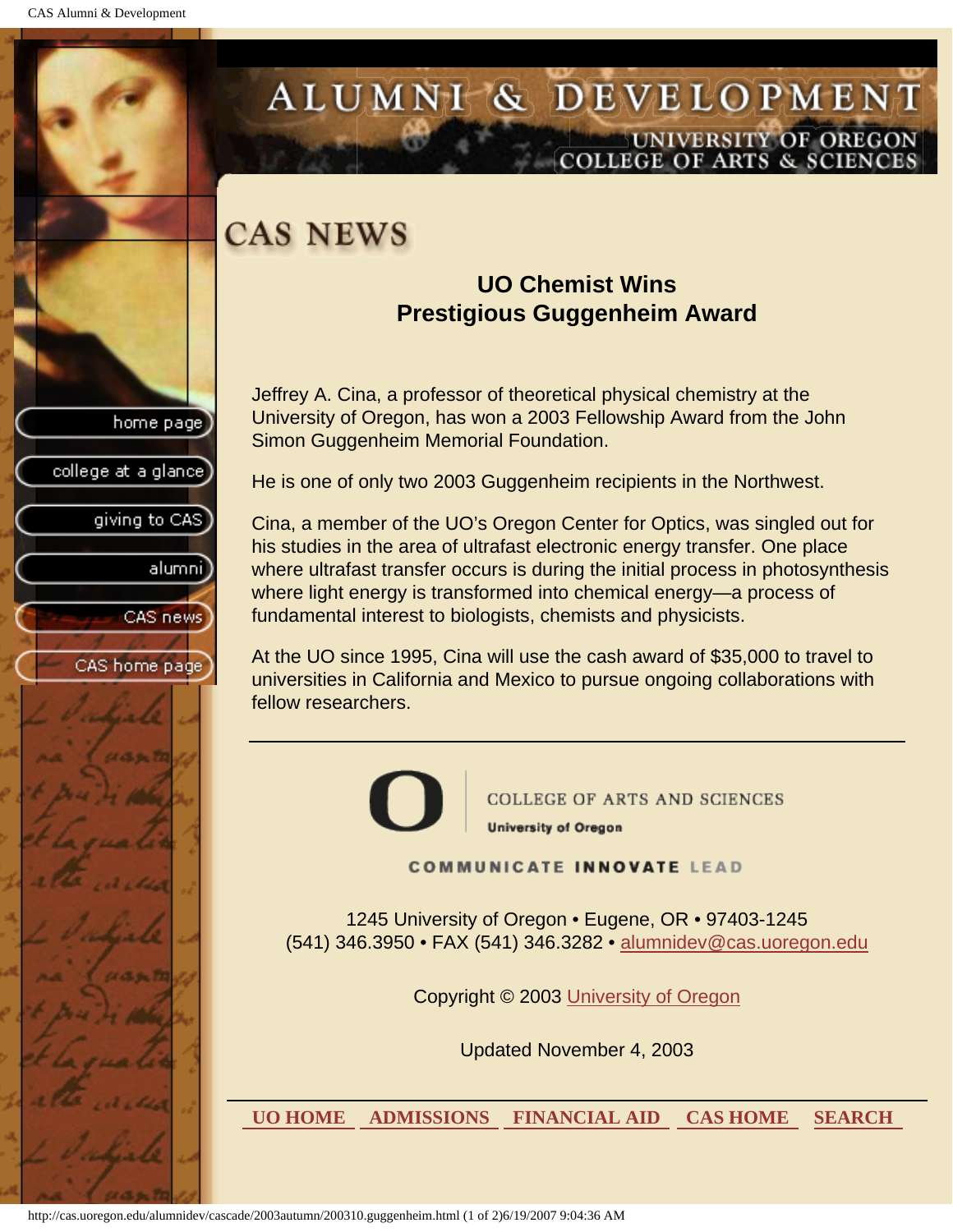# CAS NEWS

## UO Chemist Wins Prestigious Guggenheim Award

Jeffrey A. Cina, a professor of theoretical physical chemistry at the University of Oregon, has won a 2003 Fellowship Award from the John Simon Guggenheim Memorial Foundation.

He is one of only two 2003 Guggenheim recipients in the Northwest.

Cina, a member of the UO's Oregon Center for Optics, was singled out for his studies in the area of ultrafast electronic energy transfer. One place where ultrafast transfer occurs is during the initial process in photosynthesis where light energy is transformed into chemical energy—a process of fundamental interest to biologists, chemists and physicists.

At the UO since 1995, Cina will use the cash award of $35,000 to travel to universities in California and Mexico to pursue ongoing collaborations with fellow researchers.

---

COLLEGE OF ARTS AND SCIENCES
University of Oregon

COMMUNICATE INNOVATE LEAD

1245 University of Oregon • Eugene, OR • 97403-1245
(541) 346.3950 • FAX (541) 346.3282 • alumnidev@cas.uoregon.edu

Copyright © 2003 University of Oregon

Updated November 4, 2003

UO HOME | ADMISSIONS | FINANCIAL AID | CAS HOME | SEARCH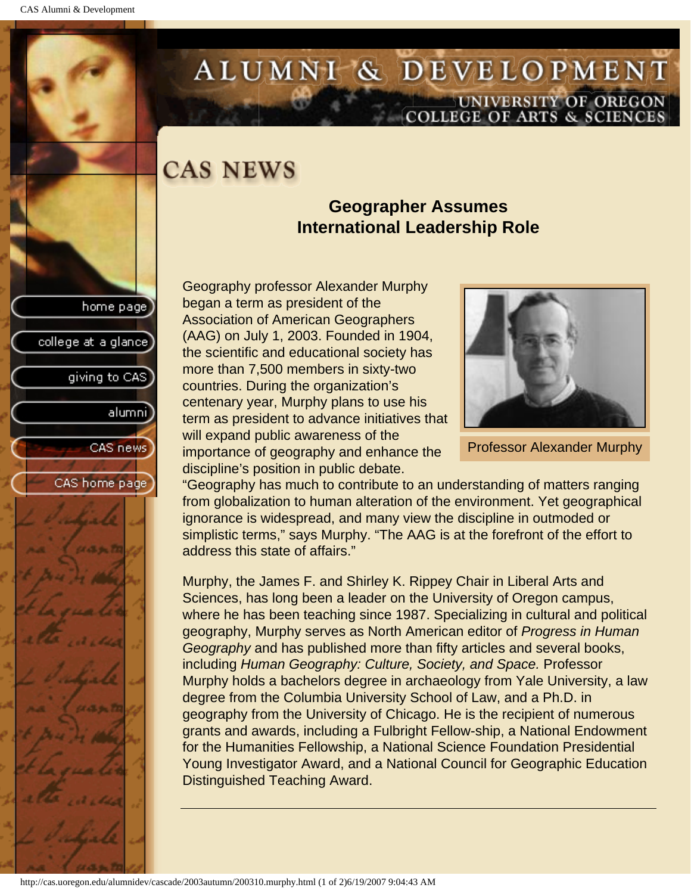# CAS NEWS

## Geographer Assumes International Leadership Role

Geography professor Alexander Murphy began a term as president of the Association of American Geographers (AAG) on July 1, 2003. Founded in 1904, the scientific and educational society has more than 7,500 members in sixty-two countries. During the organization's centenary year, Murphy plans to use his term as president to advance initiatives that will expand public awareness of the importance of geography and enhance the discipline's position in public debate.

Professor Alexander Murphy

"Geography has much to contribute to an understanding of matters ranging from globalization to human alteration of the environment. Yet geographical ignorance is widespread, and many view the discipline in outmoded or simplistic terms," says Murphy. "The AAG is at the forefront of the effort to address this state of affairs."

Murphy, the James F. and Shirley K. Rippey Chair in Liberal Arts and Sciences, has long been a leader on the University of Oregon campus, where he has been teaching since 1987. Specializing in cultural and political geography, Murphy serves as North American editor of *Progress in Human Geography* and has published more than fifty articles and several books, including *Human Geography: Culture, Society, and Space.* Professor Murphy holds a bachelors degree in archaeology from Yale University, a law degree from the Columbia University School of Law, and a Ph.D. in geography from the University of Chicago. He is the recipient of numerous grants and awards, including a Fulbright Fellow-ship, a National Endowment for the Humanities Fellowship, a National Science Foundation Presidential Young Investigator Award, and a National Council for Geographic Education Distinguished Teaching Award.

---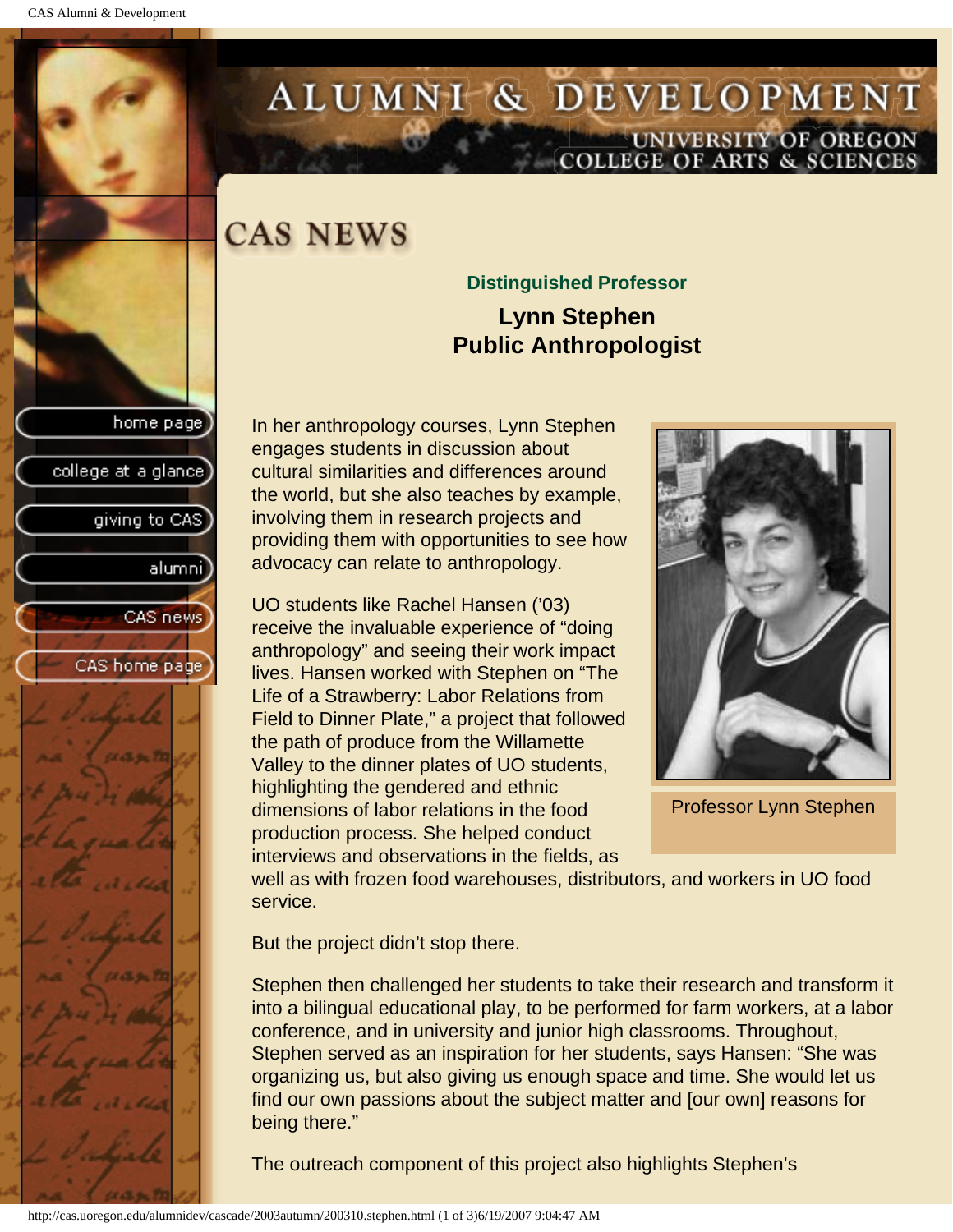# CAS NEWS

### Distinguished Professor

## Lynn Stephen
## Public Anthropologist

In her anthropology courses, Lynn Stephen engages students in discussion about cultural similarities and differences around the world, but she also teaches by example, involving them in research projects and providing them with opportunities to see how advocacy can relate to anthropology.

Professor Lynn Stephen

UO students like Rachel Hansen ('03) receive the invaluable experience of "doing anthropology" and seeing their work impact lives. Hansen worked with Stephen on "The Life of a Strawberry: Labor Relations from Field to Dinner Plate," a project that followed the path of produce from the Willamette Valley to the dinner plates of UO students, highlighting the gendered and ethnic dimensions of labor relations in the food production process. She helped conduct interviews and observations in the fields, as well as with frozen food warehouses, distributors, and workers in UO food service.

But the project didn't stop there.

Stephen then challenged her students to take their research and transform it into a bilingual educational play, to be performed for farm workers, at a labor conference, and in university and junior high classrooms. Throughout, Stephen served as an inspiration for her students, says Hansen: "She was organizing us, but also giving us enough space and time. She would let us find our own passions about the subject matter and [our own] reasons for being there."

The outreach component of this project also highlights Stephen's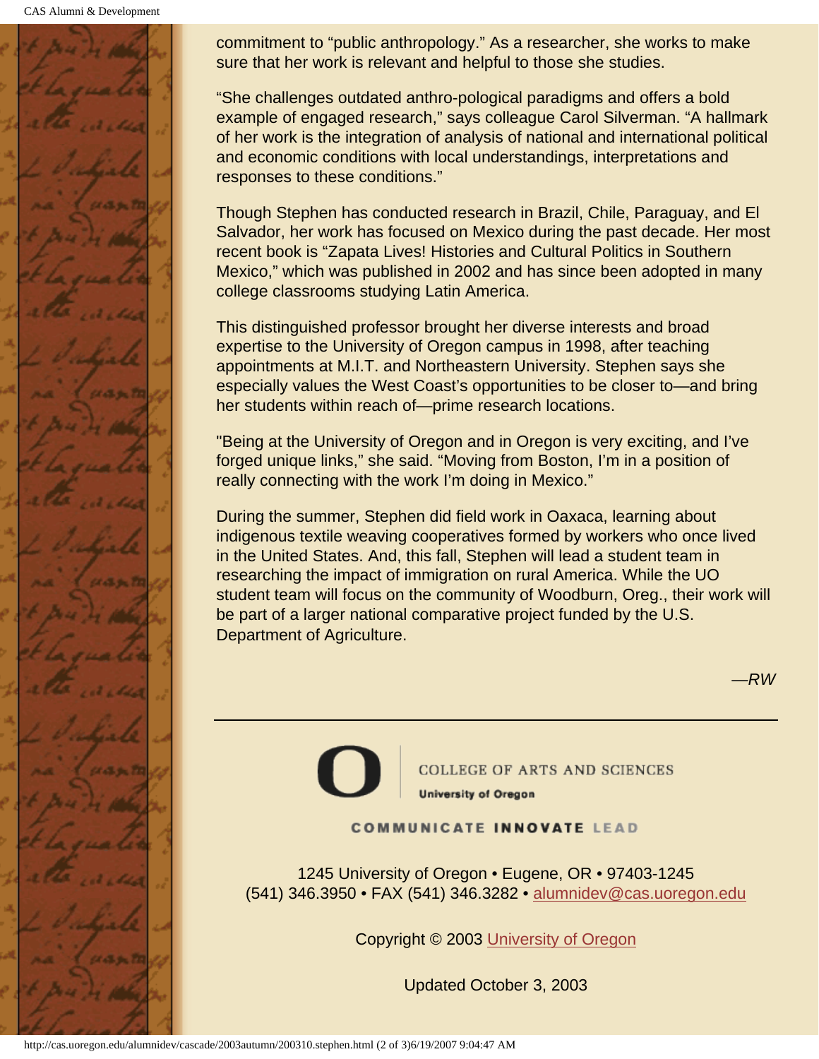commitment to “public anthropology.” As a researcher, she works to make sure that her work is relevant and helpful to those she studies.

“She challenges outdated anthro-pological paradigms and offers a bold example of engaged research,” says colleague Carol Silverman. “A hallmark of her work is the integration of analysis of national and international political and economic conditions with local understandings, interpretations and responses to these conditions.”

Though Stephen has conducted research in Brazil, Chile, Paraguay, and El Salvador, her work has focused on Mexico during the past decade. Her most recent book is “Zapata Lives! Histories and Cultural Politics in Southern Mexico,” which was published in 2002 and has since been adopted in many college classrooms studying Latin America.

This distinguished professor brought her diverse interests and broad expertise to the University of Oregon campus in 1998, after teaching appointments at M.I.T. and Northeastern University. Stephen says she especially values the West Coast’s opportunities to be closer to—and bring her students within reach of—prime research locations.

"Being at the University of Oregon and in Oregon is very exciting, and I’ve forged unique links,” she said. “Moving from Boston, I’m in a position of really connecting with the work I’m doing in Mexico.”

During the summer, Stephen did field work in Oaxaca, learning about indigenous textile weaving cooperatives formed by workers who once lived in the United States. And, this fall, Stephen will lead a student team in researching the impact of immigration on rural America. While the UO student team will focus on the community of Woodburn, Oreg., their work will be part of a larger national comparative project funded by the U.S. Department of Agriculture.

*—RW*

---

COLLEGE OF ARTS AND SCIENCES

**University of Oregon**

COMMUNICATE **INNOVATE** LEAD

1245 University of Oregon • Eugene, OR • 97403-1245
(541) 346.3950 • FAX (541) 346.3282 • alumnidev@cas.uoregon.edu

Copyright © 2003 University of Oregon

Updated October 3, 2003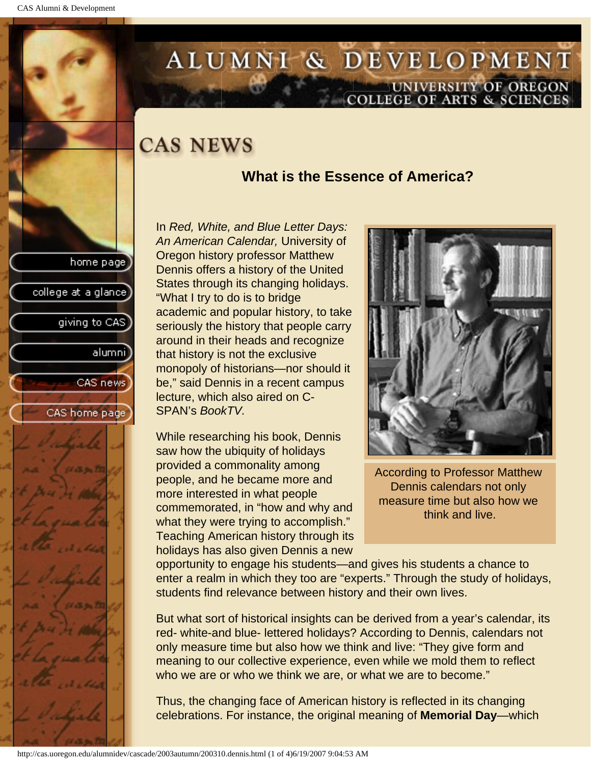# CAS NEWS

## What is the Essence of America?

In *Red, White, and Blue Letter Days: An American Calendar,* University of Oregon history professor Matthew Dennis offers a history of the United States through its changing holidays. "What I try to do is to bridge academic and popular history, to take seriously the history that people carry around in their heads and recognize that history is not the exclusive monopoly of historians—nor should it be," said Dennis in a recent campus lecture, which also aired on C-SPAN's *BookTV.*

According to Professor Matthew Dennis calendars not only measure time but also how we think and live.

While researching his book, Dennis saw how the ubiquity of holidays provided a commonality among people, and he became more and more interested in what people commemorated, in "how and why and what they were trying to accomplish." Teaching American history through its holidays has also given Dennis a new opportunity to engage his students—and gives his students a chance to enter a realm in which they too are "experts." Through the study of holidays, students find relevance between history and their own lives.

But what sort of historical insights can be derived from a year's calendar, its red- white-and blue- lettered holidays? According to Dennis, calendars not only measure time but also how we think and live: "They give form and meaning to our collective experience, even while we mold them to reflect who we are or who we think we are, or what we are to become."

Thus, the changing face of American history is reflected in its changing celebrations. For instance, the original meaning of **Memorial Day**—which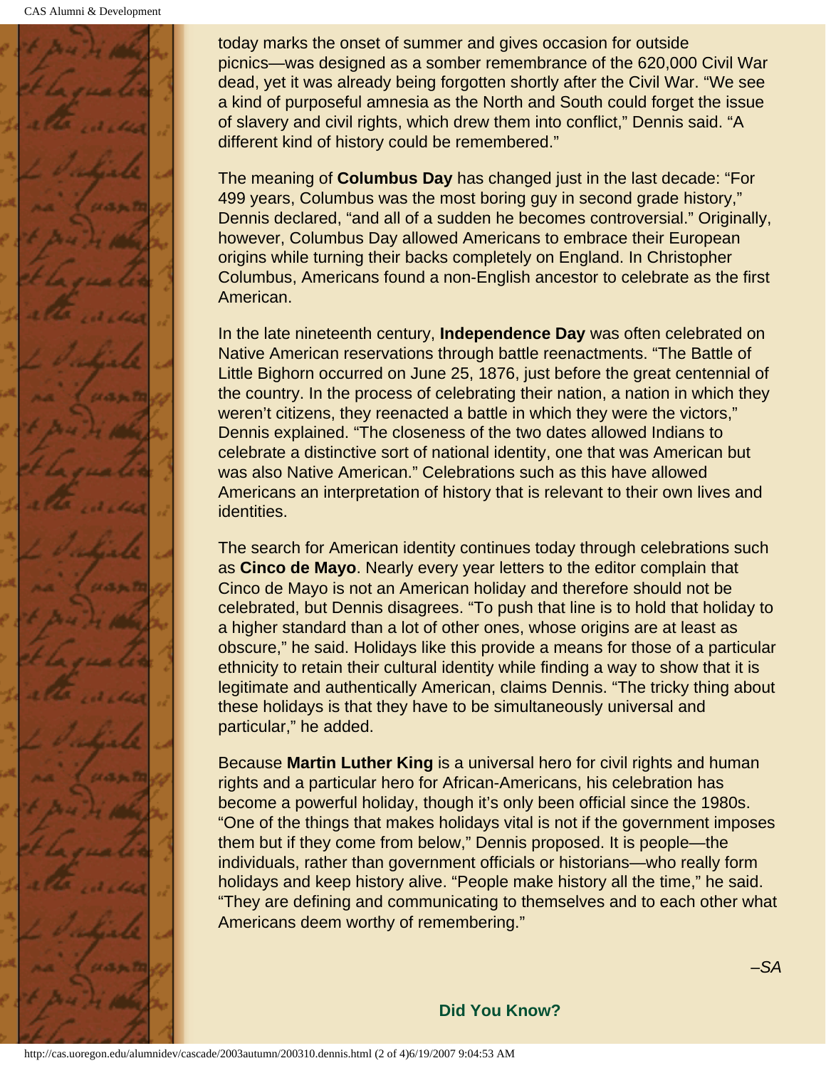today marks the onset of summer and gives occasion for outside picnics—was designed as a somber remembrance of the 620,000 Civil War dead, yet it was already being forgotten shortly after the Civil War. “We see a kind of purposeful amnesia as the North and South could forget the issue of slavery and civil rights, which drew them into conflict,” Dennis said. “A different kind of history could be remembered.”

The meaning of **Columbus Day** has changed just in the last decade: “For 499 years, Columbus was the most boring guy in second grade history,” Dennis declared, “and all of a sudden he becomes controversial.” Originally, however, Columbus Day allowed Americans to embrace their European origins while turning their backs completely on England. In Christopher Columbus, Americans found a non-English ancestor to celebrate as the first American.

In the late nineteenth century, **Independence Day** was often celebrated on Native American reservations through battle reenactments. “The Battle of Little Bighorn occurred on June 25, 1876, just before the great centennial of the country. In the process of celebrating their nation, a nation in which they weren’t citizens, they reenacted a battle in which they were the victors,” Dennis explained. “The closeness of the two dates allowed Indians to celebrate a distinctive sort of national identity, one that was American but was also Native American.” Celebrations such as this have allowed Americans an interpretation of history that is relevant to their own lives and identities.

The search for American identity continues today through celebrations such as **Cinco de Mayo**. Nearly every year letters to the editor complain that Cinco de Mayo is not an American holiday and therefore should not be celebrated, but Dennis disagrees. “To push that line is to hold that holiday to a higher standard than a lot of other ones, whose origins are at least as obscure,” he said. Holidays like this provide a means for those of a particular ethnicity to retain their cultural identity while finding a way to show that it is legitimate and authentically American, claims Dennis. “The tricky thing about these holidays is that they have to be simultaneously universal and particular,” he added.

Because **Martin Luther King** is a universal hero for civil rights and human rights and a particular hero for African-Americans, his celebration has become a powerful holiday, though it’s only been official since the 1980s. “One of the things that makes holidays vital is not if the government imposes them but if they come from below,” Dennis proposed. It is people—the individuals, rather than government officials or historians—who really form holidays and keep history alive. “People make history all the time,” he said. “They are defining and communicating to themselves and to each other what Americans deem worthy of remembering.”

*–SA*

**Did You Know?**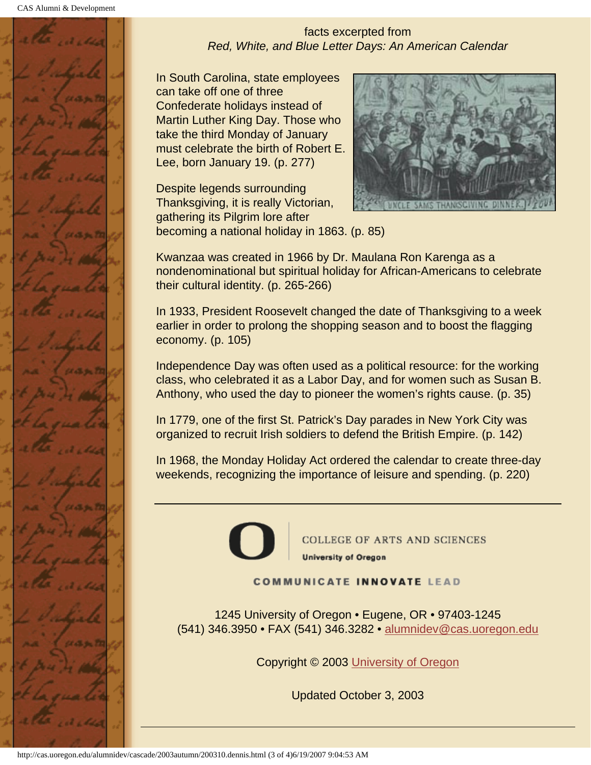facts excerpted from
*Red, White, and Blue Letter Days: An American Calendar*

In South Carolina, state employees can take off one of three Confederate holidays instead of Martin Luther King Day. Those who take the third Monday of January must celebrate the birth of Robert E. Lee, born January 19. (p. 277)

Despite legends surrounding Thanksgiving, it is really Victorian, gathering its Pilgrim lore after becoming a national holiday in 1863. (p. 85)

Kwanzaa was created in 1966 by Dr. Maulana Ron Karenga as a nondenominational but spiritual holiday for African-Americans to celebrate their cultural identity. (p. 265-266)

In 1933, President Roosevelt changed the date of Thanksgiving to a week earlier in order to prolong the shopping season and to boost the flagging economy. (p. 105)

Independence Day was often used as a political resource: for the working class, who celebrated it as a Labor Day, and for women such as Susan B. Anthony, who used the day to pioneer the women's rights cause. (p. 35)

In 1779, one of the first St. Patrick's Day parades in New York City was organized to recruit Irish soldiers to defend the British Empire. (p. 142)

In 1968, the Monday Holiday Act ordered the calendar to create three-day weekends, recognizing the importance of leisure and spending. (p. 220)

---

COLLEGE OF ARTS AND SCIENCES
University of Oregon

COMMUNICATE INNOVATE LEAD

1245 University of Oregon • Eugene, OR • 97403-1245
(541) 346.3950 • FAX (541) 346.3282 • alumnidev@cas.uoregon.edu

Copyright © 2003 University of Oregon

Updated October 3, 2003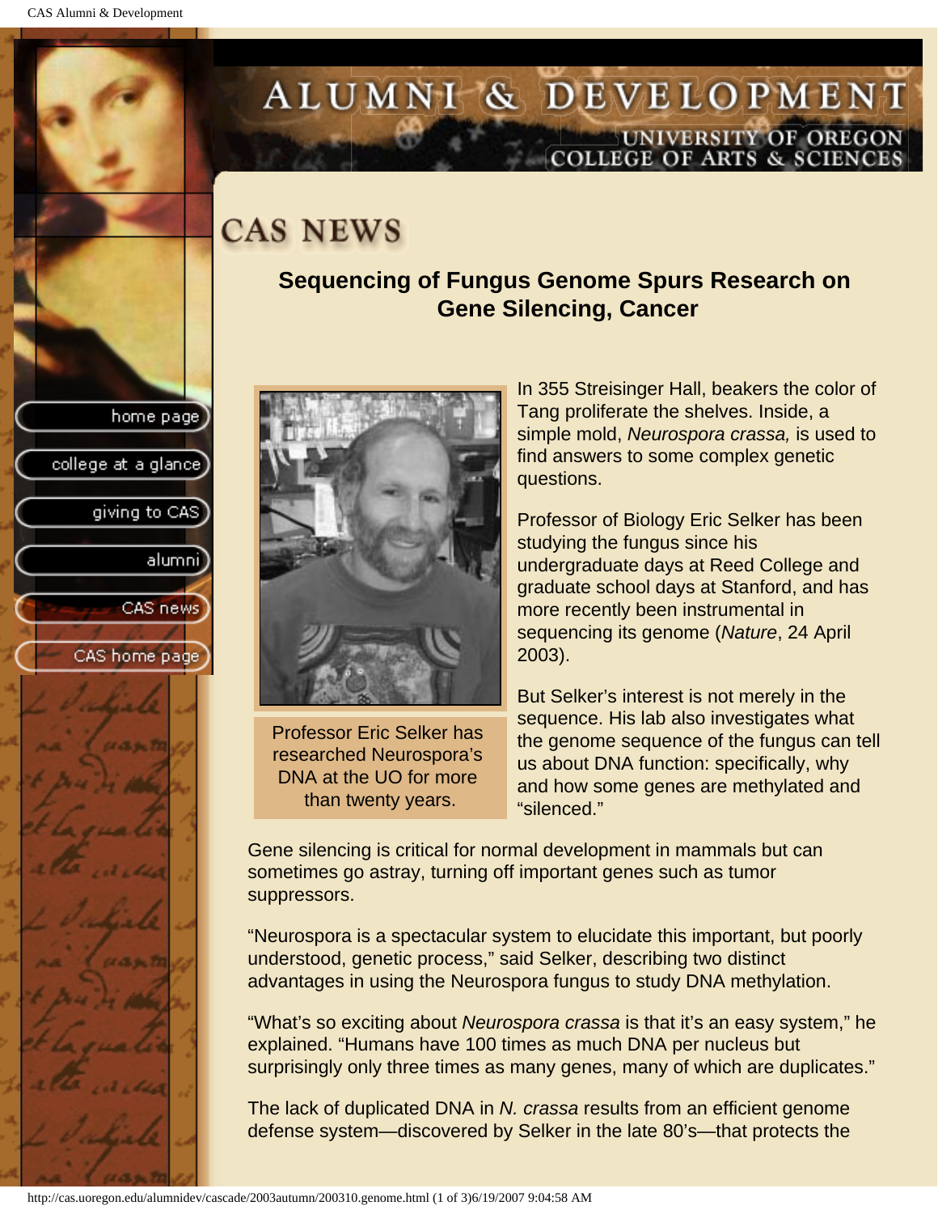# CAS NEWS

## Sequencing of Fungus Genome Spurs Research on Gene Silencing, Cancer

Professor Eric Selker has researched Neurospora's DNA at the UO for more than twenty years.

In 355 Streisinger Hall, beakers the color of Tang proliferate the shelves. Inside, a simple mold, *Neurospora crassa,* is used to find answers to some complex genetic questions.

Professor of Biology Eric Selker has been studying the fungus since his undergraduate days at Reed College and graduate school days at Stanford, and has more recently been instrumental in sequencing its genome (*Nature*, 24 April 2003).

But Selker's interest is not merely in the sequence. His lab also investigates what the genome sequence of the fungus can tell us about DNA function: specifically, why and how some genes are methylated and "silenced."

Gene silencing is critical for normal development in mammals but can sometimes go astray, turning off important genes such as tumor suppressors.

"Neurospora is a spectacular system to elucidate this important, but poorly understood, genetic process," said Selker, describing two distinct advantages in using the Neurospora fungus to study DNA methylation.

"What's so exciting about *Neurospora crassa* is that it's an easy system," he explained. "Humans have 100 times as much DNA per nucleus but surprisingly only three times as many genes, many of which are duplicates."

The lack of duplicated DNA in *N. crassa* results from an efficient genome defense system—discovered by Selker in the late 80's—that protects the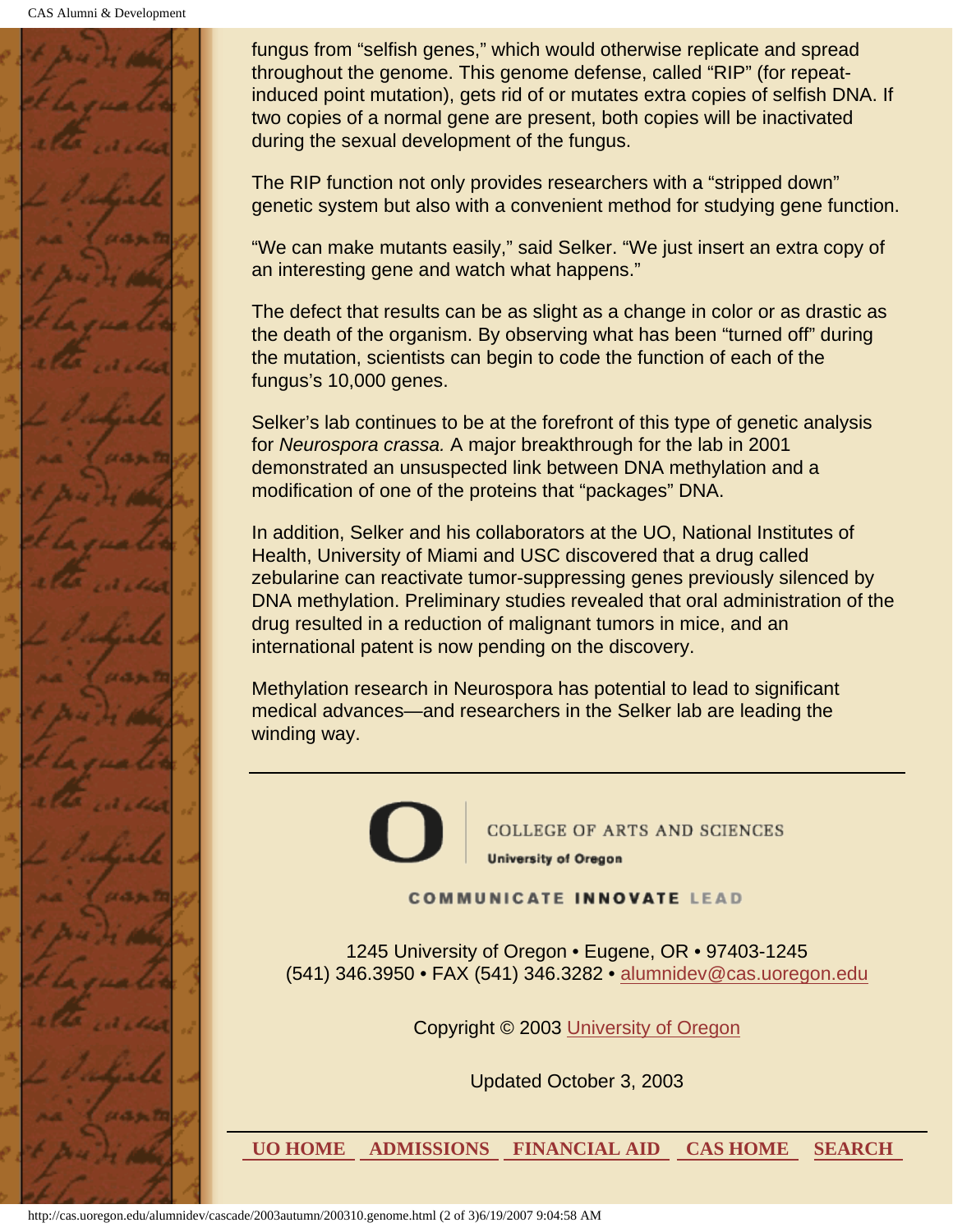fungus from “selfish genes,” which would otherwise replicate and spread throughout the genome. This genome defense, called “RIP” (for repeat-induced point mutation), gets rid of or mutates extra copies of selfish DNA. If two copies of a normal gene are present, both copies will be inactivated during the sexual development of the fungus.

The RIP function not only provides researchers with a “stripped down” genetic system but also with a convenient method for studying gene function.

“We can make mutants easily,” said Selker. “We just insert an extra copy of an interesting gene and watch what happens.”

The defect that results can be as slight as a change in color or as drastic as the death of the organism. By observing what has been “turned off” during the mutation, scientists can begin to code the function of each of the fungus’s 10,000 genes.

Selker’s lab continues to be at the forefront of this type of genetic analysis for *Neurospora crassa.* A major breakthrough for the lab in 2001 demonstrated an unsuspected link between DNA methylation and a modification of one of the proteins that “packages” DNA.

In addition, Selker and his collaborators at the UO, National Institutes of Health, University of Miami and USC discovered that a drug called zebularine can reactivate tumor-suppressing genes previously silenced by DNA methylation. Preliminary studies revealed that oral administration of the drug resulted in a reduction of malignant tumors in mice, and an international patent is now pending on the discovery.

Methylation research in Neurospora has potential to lead to significant medical advances—and researchers in the Selker lab are leading the winding way.

---

COLLEGE OF ARTS AND SCIENCES
**University of Oregon**

COMMUNICATE **INNOVATE** LEAD

1245 University of Oregon • Eugene, OR • 97403-1245
(541) 346.3950 • FAX (541) 346.3282 • alumnidev@cas.uoregon.edu

Copyright © 2003 University of Oregon

Updated October 3, 2003

**UO HOME** | **ADMISSIONS** | **FINANCIAL AID** | **CAS HOME** | **SEARCH**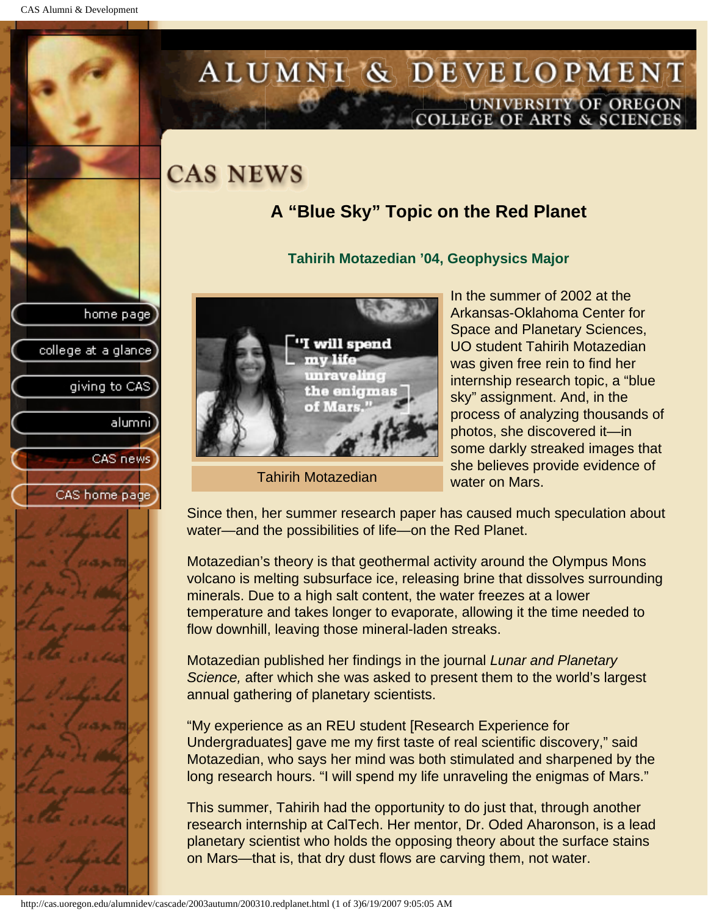# CAS NEWS

## A “Blue Sky” Topic on the Red Planet

### Tahirih Motazedian ’04, Geophysics Major

Tahirih Motazedian

In the summer of 2002 at the Arkansas-Oklahoma Center for Space and Planetary Sciences, UO student Tahirih Motazedian was given free rein to find her internship research topic, a “blue sky” assignment. And, in the process of analyzing thousands of photos, she discovered it—in some darkly streaked images that she believes provide evidence of water on Mars.

Since then, her summer research paper has caused much speculation about water—and the possibilities of life—on the Red Planet.

Motazedian’s theory is that geothermal activity around the Olympus Mons volcano is melting subsurface ice, releasing brine that dissolves surrounding minerals. Due to a high salt content, the water freezes at a lower temperature and takes longer to evaporate, allowing it the time needed to flow downhill, leaving those mineral-laden streaks.

Motazedian published her findings in the journal *Lunar and Planetary Science,* after which she was asked to present them to the world’s largest annual gathering of planetary scientists.

“My experience as an REU student [Research Experience for Undergraduates] gave me my first taste of real scientific discovery,” said Motazedian, who says her mind was both stimulated and sharpened by the long research hours. “I will spend my life unraveling the enigmas of Mars.”

This summer, Tahirih had the opportunity to do just that, through another research internship at CalTech. Her mentor, Dr. Oded Aharonson, is a lead planetary scientist who holds the opposing theory about the surface stains on Mars—that is, that dry dust flows are carving them, not water.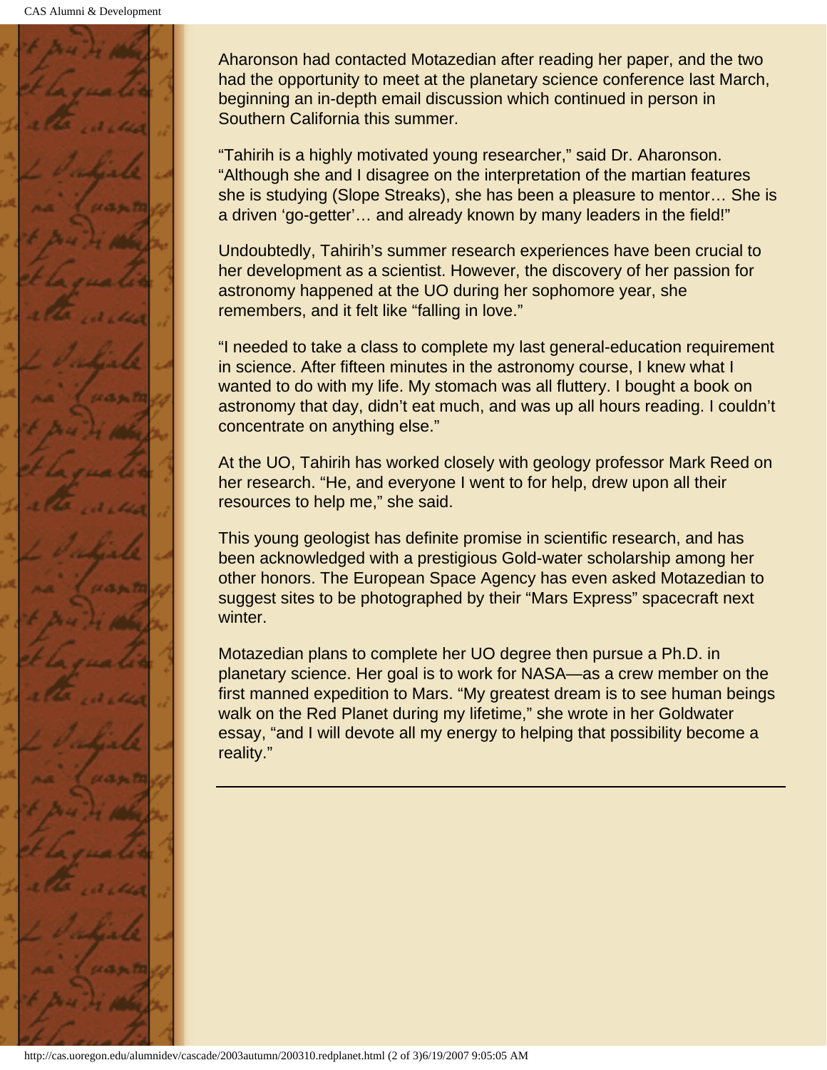Aharonson had contacted Motazedian after reading her paper, and the two had the opportunity to meet at the planetary science conference last March, beginning an in-depth email discussion which continued in person in Southern California this summer.

"Tahirih is a highly motivated young researcher," said Dr. Aharonson. "Although she and I disagree on the interpretation of the martian features she is studying (Slope Streaks), she has been a pleasure to mentor… She is a driven 'go-getter'… and already known by many leaders in the field!"

Undoubtedly, Tahirih's summer research experiences have been crucial to her development as a scientist. However, the discovery of her passion for astronomy happened at the UO during her sophomore year, she remembers, and it felt like "falling in love."

"I needed to take a class to complete my last general-education requirement in science. After fifteen minutes in the astronomy course, I knew what I wanted to do with my life. My stomach was all fluttery. I bought a book on astronomy that day, didn't eat much, and was up all hours reading. I couldn't concentrate on anything else."

At the UO, Tahirih has worked closely with geology professor Mark Reed on her research. "He, and everyone I went to for help, drew upon all their resources to help me," she said.

This young geologist has definite promise in scientific research, and has been acknowledged with a prestigious Gold-water scholarship among her other honors. The European Space Agency has even asked Motazedian to suggest sites to be photographed by their "Mars Express" spacecraft next winter.

Motazedian plans to complete her UO degree then pursue a Ph.D. in planetary science. Her goal is to work for NASA—as a crew member on the first manned expedition to Mars. "My greatest dream is to see human beings walk on the Red Planet during my lifetime," she wrote in her Goldwater essay, "and I will devote all my energy to helping that possibility become a reality."

---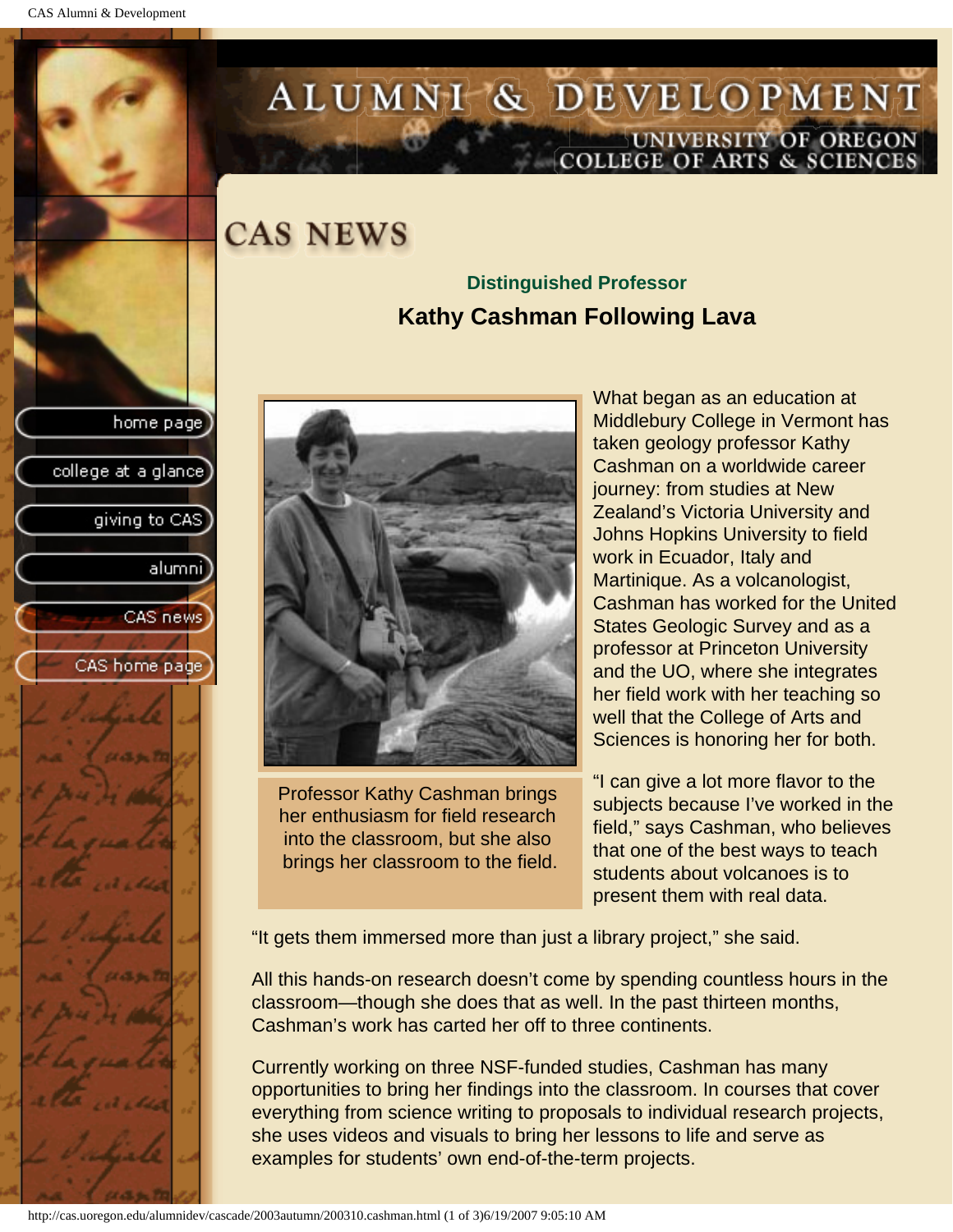# CAS NEWS

### Distinguished Professor

## Kathy Cashman Following Lava

Professor Kathy Cashman brings her enthusiasm for field research into the classroom, but she also brings her classroom to the field.

What began as an education at Middlebury College in Vermont has taken geology professor Kathy Cashman on a worldwide career journey: from studies at New Zealand's Victoria University and Johns Hopkins University to field work in Ecuador, Italy and Martinique. As a volcanologist, Cashman has worked for the United States Geologic Survey and as a professor at Princeton University and the UO, where she integrates her field work with her teaching so well that the College of Arts and Sciences is honoring her for both.

"I can give a lot more flavor to the subjects because I've worked in the field," says Cashman, who believes that one of the best ways to teach students about volcanoes is to present them with real data.

"It gets them immersed more than just a library project," she said.

All this hands-on research doesn't come by spending countless hours in the classroom—though she does that as well. In the past thirteen months, Cashman's work has carted her off to three continents.

Currently working on three NSF-funded studies, Cashman has many opportunities to bring her findings into the classroom. In courses that cover everything from science writing to proposals to individual research projects, she uses videos and visuals to bring her lessons to life and serve as examples for students' own end-of-the-term projects.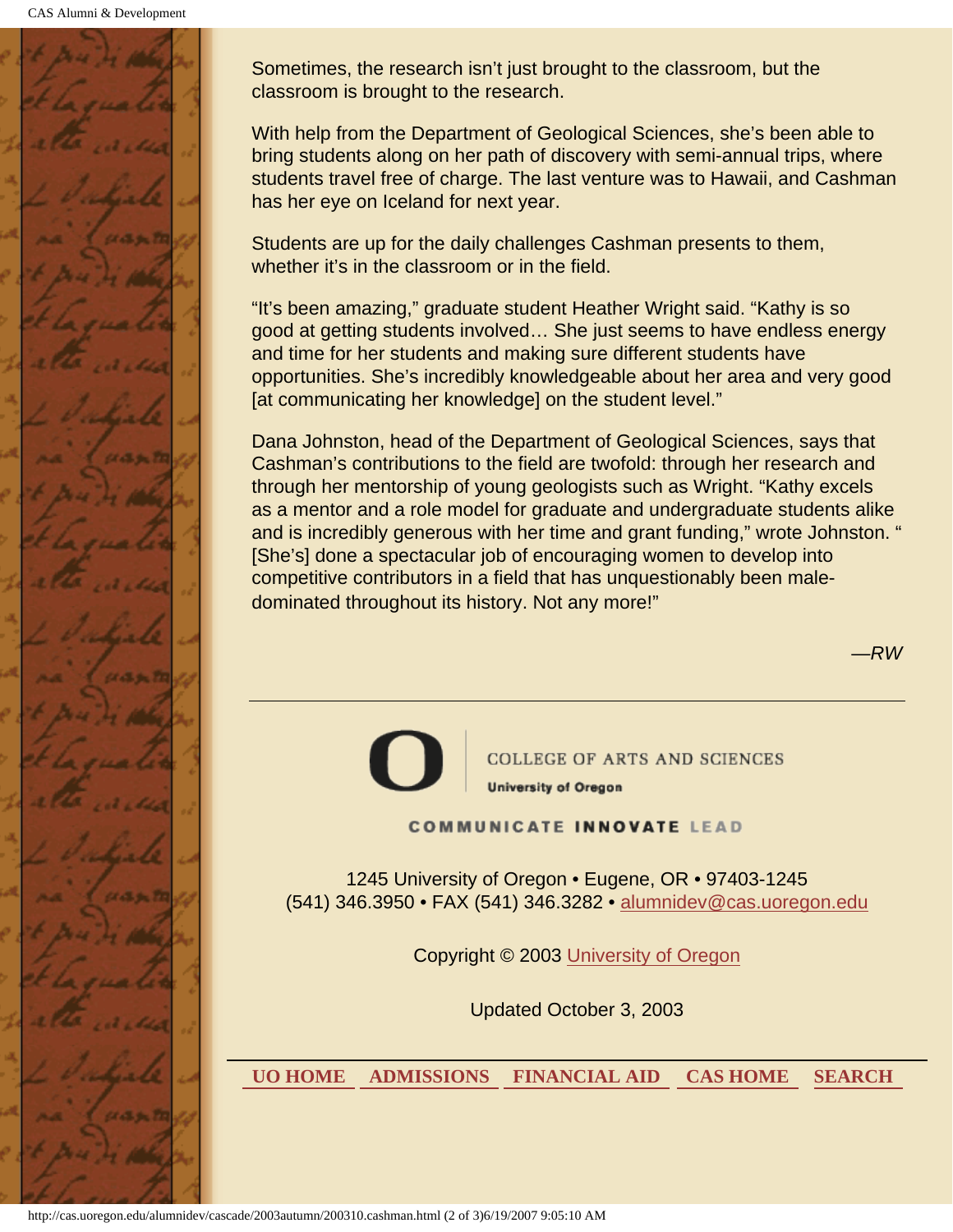Sometimes, the research isn't just brought to the classroom, but the classroom is brought to the research.

With help from the Department of Geological Sciences, she's been able to bring students along on her path of discovery with semi-annual trips, where students travel free of charge. The last venture was to Hawaii, and Cashman has her eye on Iceland for next year.

Students are up for the daily challenges Cashman presents to them, whether it's in the classroom or in the field.

"It's been amazing," graduate student Heather Wright said. "Kathy is so good at getting students involved… She just seems to have endless energy and time for her students and making sure different students have opportunities. She's incredibly knowledgeable about her area and very good [at communicating her knowledge] on the student level."

Dana Johnston, head of the Department of Geological Sciences, says that Cashman's contributions to the field are twofold: through her research and through her mentorship of young geologists such as Wright. "Kathy excels as a mentor and a role model for graduate and undergraduate students alike and is incredibly generous with her time and grant funding," wrote Johnston. "[She's] done a spectacular job of encouraging women to develop into competitive contributors in a field that has unquestionably been male-dominated throughout its history. Not any more!"

*—RW*

---

COLLEGE OF ARTS AND SCIENCES
University of Oregon

COMMUNICATE INNOVATE LEAD

1245 University of Oregon • Eugene, OR • 97403-1245
(541) 346.3950 • FAX (541) 346.3282 • alumnidev@cas.uoregon.edu

Copyright © 2003 University of Oregon

Updated October 3, 2003

UO HOME | ADMISSIONS | FINANCIAL AID | CAS HOME | SEARCH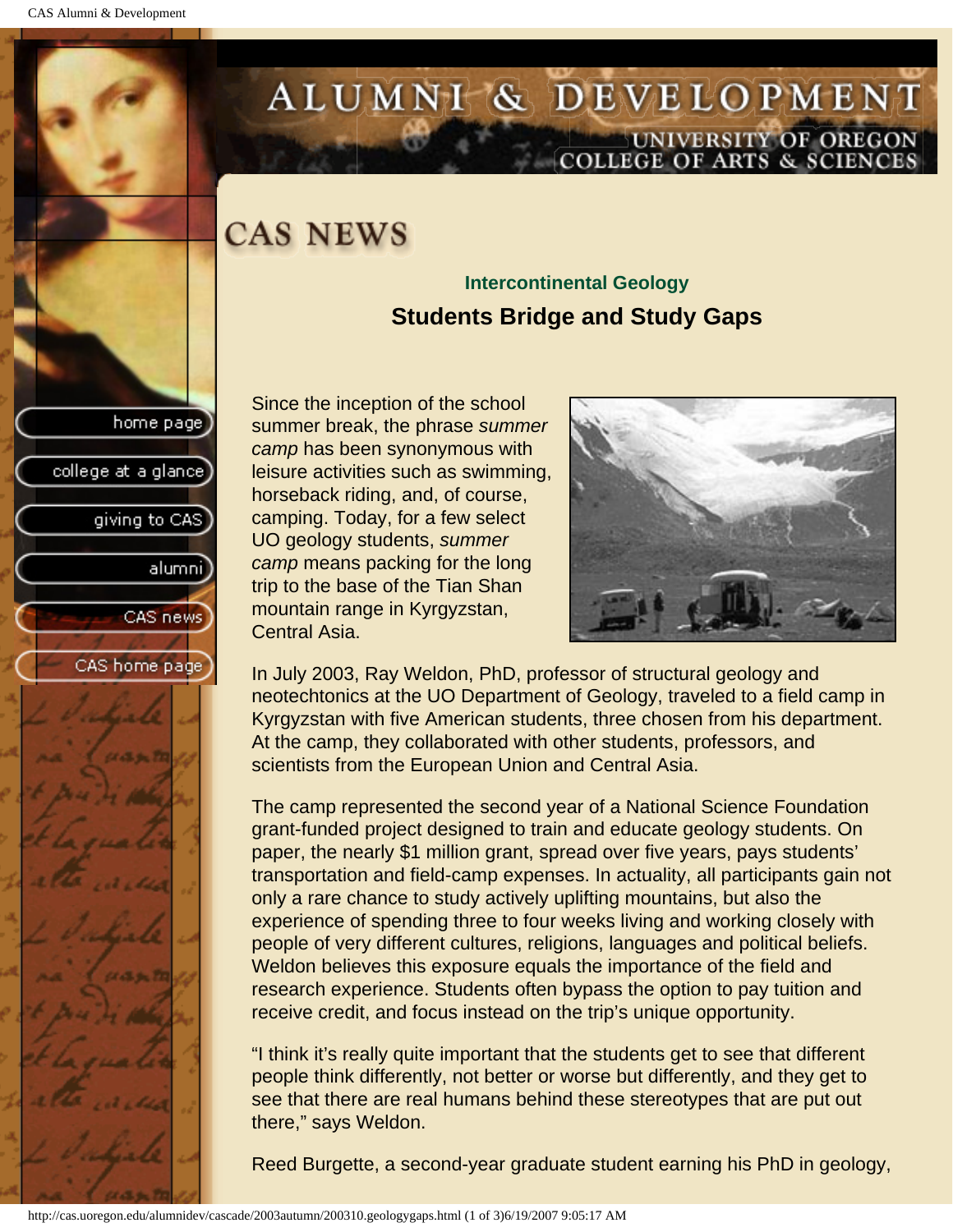# ALUMNI & DEVELOPMENT

UNIVERSITY OF OREGON
COLLEGE OF ARTS & SCIENCES

- home page
- college at a glance
- giving to CAS
- alumni
- CAS news
- CAS home page

## CAS NEWS

### Intercontinental Geology

### Students Bridge and Study Gaps

Since the inception of the school summer break, the phrase *summer camp* has been synonymous with leisure activities such as swimming, horseback riding, and, of course, camping. Today, for a few select UO geology students, *summer camp* means packing for the long trip to the base of the Tian Shan mountain range in Kyrgyzstan, Central Asia.

In July 2003, Ray Weldon, PhD, professor of structural geology and neotechtonics at the UO Department of Geology, traveled to a field camp in Kyrgyzstan with five American students, three chosen from his department. At the camp, they collaborated with other students, professors, and scientists from the European Union and Central Asia.

The camp represented the second year of a National Science Foundation grant-funded project designed to train and educate geology students. On paper, the nearly $1 million grant, spread over five years, pays students' transportation and field-camp expenses. In actuality, all participants gain not only a rare chance to study actively uplifting mountains, but also the experience of spending three to four weeks living and working closely with people of very different cultures, religions, languages and political beliefs. Weldon believes this exposure equals the importance of the field and research experience. Students often bypass the option to pay tuition and receive credit, and focus instead on the trip's unique opportunity.

"I think it's really quite important that the students get to see that different people think differently, not better or worse but differently, and they get to see that there are real humans behind these stereotypes that are put out there," says Weldon.

Reed Burgette, a second-year graduate student earning his PhD in geology,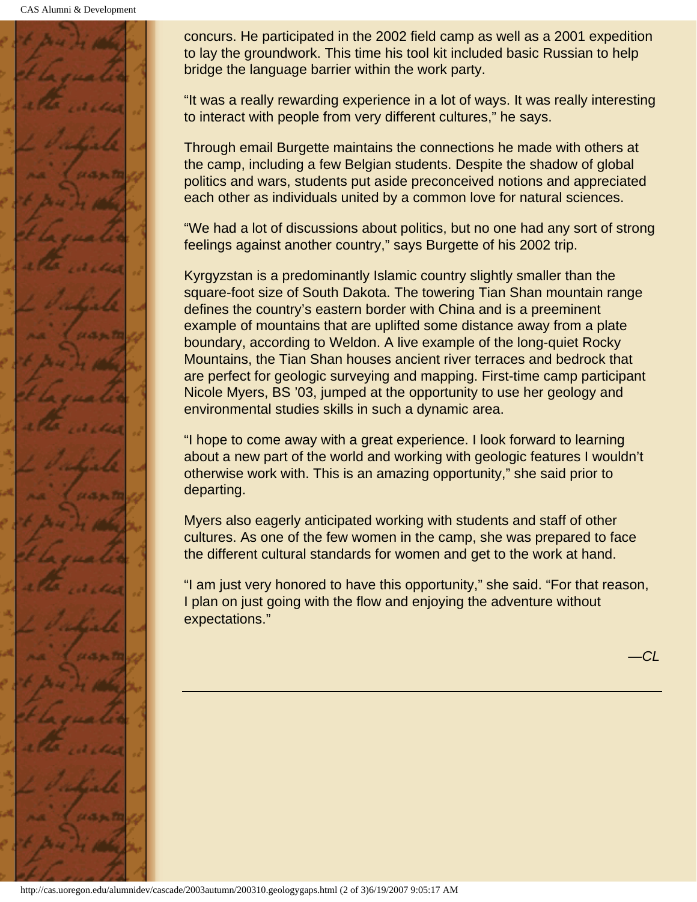concurs. He participated in the 2002 field camp as well as a 2001 expedition to lay the groundwork. This time his tool kit included basic Russian to help bridge the language barrier within the work party.

“It was a really rewarding experience in a lot of ways. It was really interesting to interact with people from very different cultures,” he says.

Through email Burgette maintains the connections he made with others at the camp, including a few Belgian students. Despite the shadow of global politics and wars, students put aside preconceived notions and appreciated each other as individuals united by a common love for natural sciences.

“We had a lot of discussions about politics, but no one had any sort of strong feelings against another country,” says Burgette of his 2002 trip.

Kyrgyzstan is a predominantly Islamic country slightly smaller than the square-foot size of South Dakota. The towering Tian Shan mountain range defines the country’s eastern border with China and is a preeminent example of mountains that are uplifted some distance away from a plate boundary, according to Weldon. A live example of the long-quiet Rocky Mountains, the Tian Shan houses ancient river terraces and bedrock that are perfect for geologic surveying and mapping. First-time camp participant Nicole Myers, BS ’03, jumped at the opportunity to use her geology and environmental studies skills in such a dynamic area.

“I hope to come away with a great experience. I look forward to learning about a new part of the world and working with geologic features I wouldn’t otherwise work with. This is an amazing opportunity,” she said prior to departing.

Myers also eagerly anticipated working with students and staff of other cultures. As one of the few women in the camp, she was prepared to face the different cultural standards for women and get to the work at hand.

“I am just very honored to have this opportunity,” she said. “For that reason, I plan on just going with the flow and enjoying the adventure without expectations.”

*—CL*

---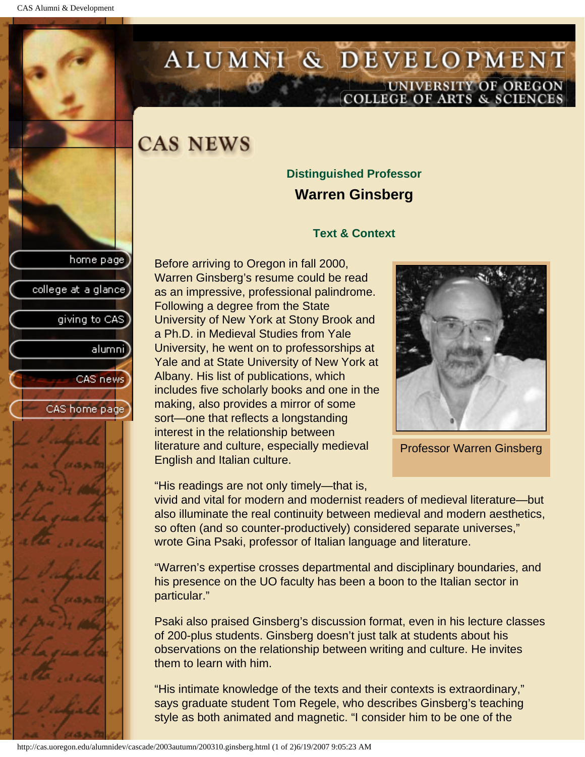# CAS NEWS

## Distinguished Professor

## Warren Ginsberg

### Text & Context

Before arriving to Oregon in fall 2000, Warren Ginsberg's resume could be read as an impressive, professional palindrome. Following a degree from the State University of New York at Stony Brook and a Ph.D. in Medieval Studies from Yale University, he went on to professorships at Yale and at State University of New York at Albany. His list of publications, which includes five scholarly books and one in the making, also provides a mirror of some sort—one that reflects a longstanding interest in the relationship between literature and culture, especially medieval English and Italian culture.

Professor Warren Ginsberg

"His readings are not only timely—that is, vivid and vital for modern and modernist readers of medieval literature—but also illuminate the real continuity between medieval and modern aesthetics, so often (and so counter-productively) considered separate universes," wrote Gina Psaki, professor of Italian language and literature.

"Warren's expertise crosses departmental and disciplinary boundaries, and his presence on the UO faculty has been a boon to the Italian sector in particular."

Psaki also praised Ginsberg's discussion format, even in his lecture classes of 200-plus students. Ginsberg doesn't just talk at students about his observations on the relationship between writing and culture. He invites them to learn with him.

"His intimate knowledge of the texts and their contexts is extraordinary," says graduate student Tom Regele, who describes Ginsberg's teaching style as both animated and magnetic. "I consider him to be one of the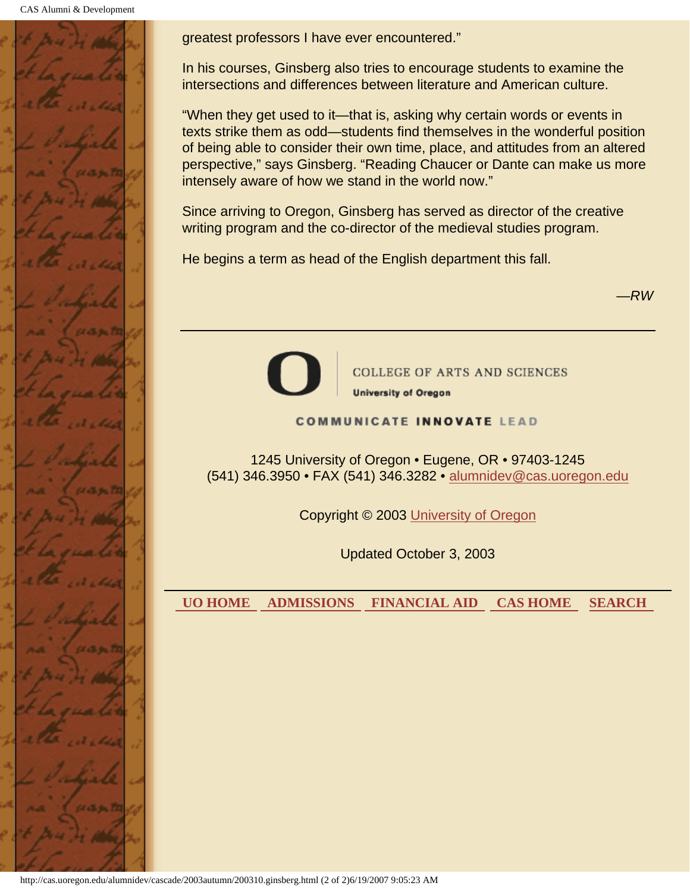greatest professors I have ever encountered."

In his courses, Ginsberg also tries to encourage students to examine the intersections and differences between literature and American culture.

"When they get used to it—that is, asking why certain words or events in texts strike them as odd—students find themselves in the wonderful position of being able to consider their own time, place, and attitudes from an altered perspective," says Ginsberg. "Reading Chaucer or Dante can make us more intensely aware of how we stand in the world now."

Since arriving to Oregon, Ginsberg has served as director of the creative writing program and the co-director of the medieval studies program.

He begins a term as head of the English department this fall.

*—RW*

---

COLLEGE OF ARTS AND SCIENCES
**University of Oregon**

COMMUNICATE **INNOVATE** LEAD

1245 University of Oregon • Eugene, OR • 97403-1245
(541) 346.3950 • FAX (541) 346.3282 • alumnidev@cas.uoregon.edu

Copyright © 2003 University of Oregon

Updated October 3, 2003

---

**UO HOME** **ADMISSIONS** **FINANCIAL AID** **CAS HOME** **SEARCH**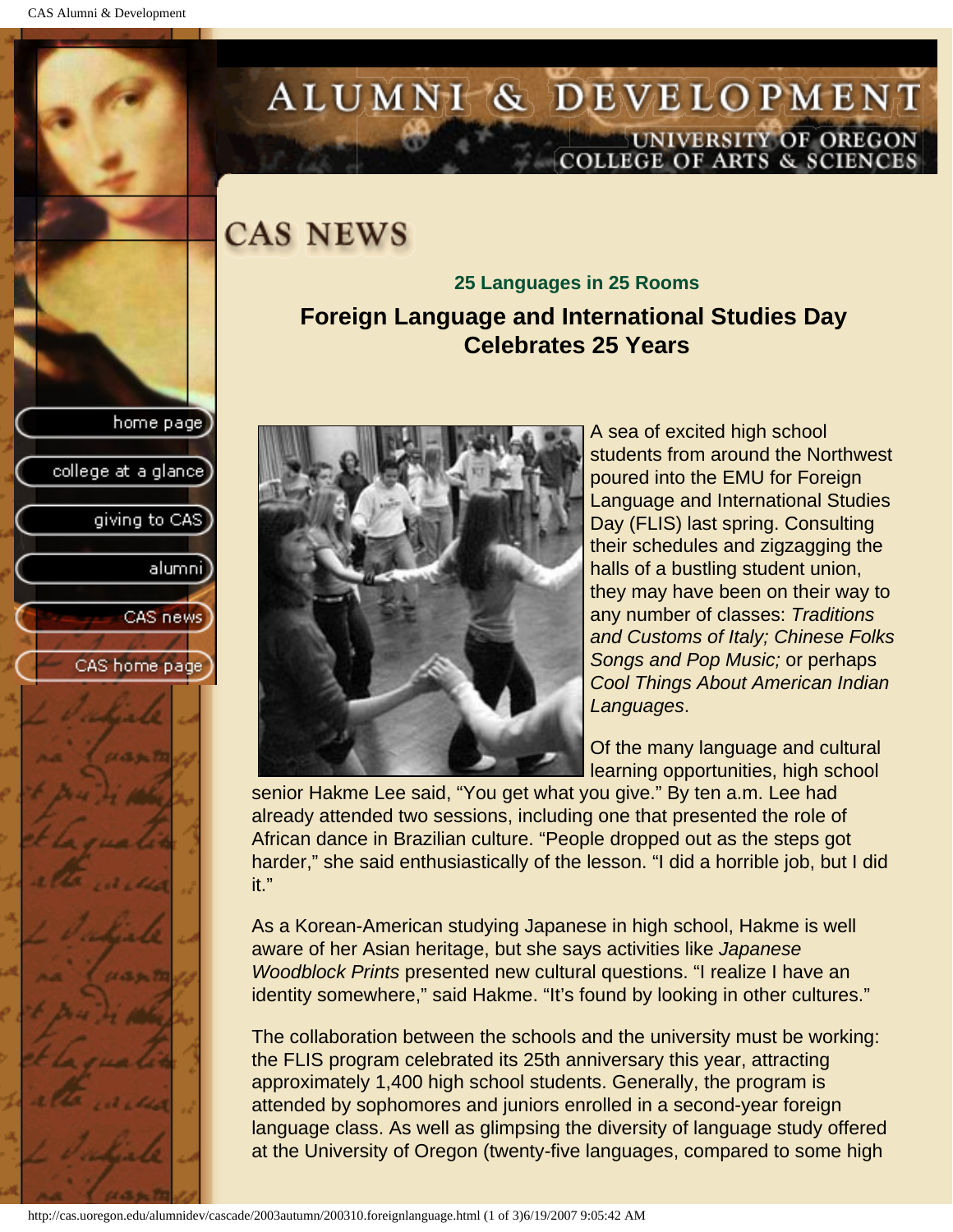# CAS NEWS

### 25 Languages in 25 Rooms

## Foreign Language and International Studies Day Celebrates 25 Years

A sea of excited high school students from around the Northwest poured into the EMU for Foreign Language and International Studies Day (FLIS) last spring. Consulting their schedules and zigzagging the halls of a bustling student union, they may have been on their way to any number of classes: *Traditions and Customs of Italy; Chinese Folks Songs and Pop Music;* or perhaps *Cool Things About American Indian Languages*.

Of the many language and cultural learning opportunities, high school senior Hakme Lee said, "You get what you give." By ten a.m. Lee had already attended two sessions, including one that presented the role of African dance in Brazilian culture. "People dropped out as the steps got harder," she said enthusiastically of the lesson. "I did a horrible job, but I did it."

As a Korean-American studying Japanese in high school, Hakme is well aware of her Asian heritage, but she says activities like *Japanese Woodblock Prints* presented new cultural questions. "I realize I have an identity somewhere," said Hakme. "It's found by looking in other cultures."

The collaboration between the schools and the university must be working: the FLIS program celebrated its 25th anniversary this year, attracting approximately 1,400 high school students. Generally, the program is attended by sophomores and juniors enrolled in a second-year foreign language class. As well as glimpsing the diversity of language study offered at the University of Oregon (twenty-five languages, compared to some high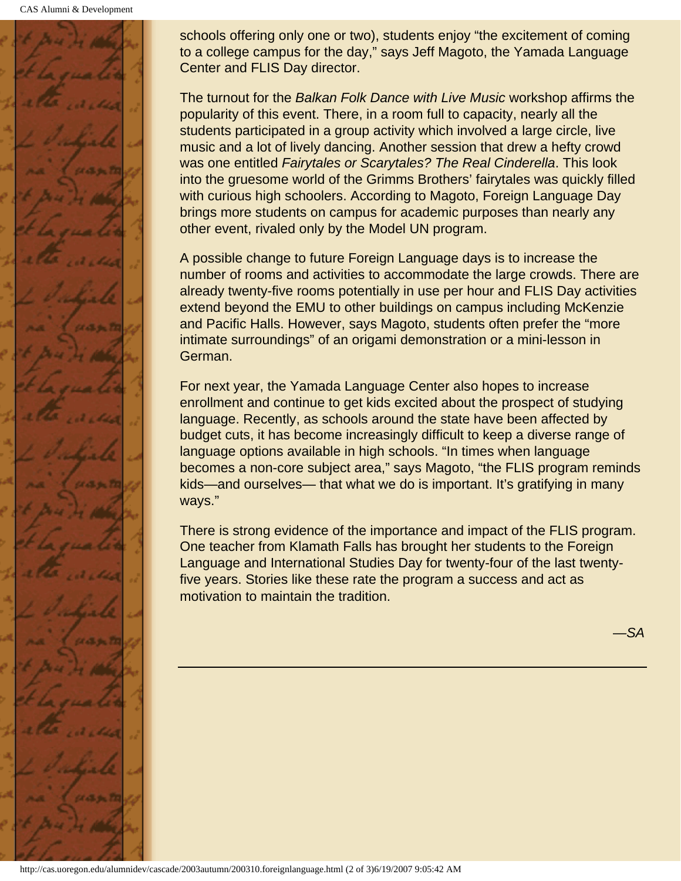schools offering only one or two), students enjoy “the excitement of coming to a college campus for the day,” says Jeff Magoto, the Yamada Language Center and FLIS Day director.

The turnout for the *Balkan Folk Dance with Live Music* workshop affirms the popularity of this event. There, in a room full to capacity, nearly all the students participated in a group activity which involved a large circle, live music and a lot of lively dancing. Another session that drew a hefty crowd was one entitled *Fairytales or Scarytales? The Real Cinderella*. This look into the gruesome world of the Grimms Brothers’ fairytales was quickly filled with curious high schoolers. According to Magoto, Foreign Language Day brings more students on campus for academic purposes than nearly any other event, rivaled only by the Model UN program.

A possible change to future Foreign Language days is to increase the number of rooms and activities to accommodate the large crowds. There are already twenty-five rooms potentially in use per hour and FLIS Day activities extend beyond the EMU to other buildings on campus including McKenzie and Pacific Halls. However, says Magoto, students often prefer the “more intimate surroundings” of an origami demonstration or a mini-lesson in German.

For next year, the Yamada Language Center also hopes to increase enrollment and continue to get kids excited about the prospect of studying language. Recently, as schools around the state have been affected by budget cuts, it has become increasingly difficult to keep a diverse range of language options available in high schools. “In times when language becomes a non-core subject area,” says Magoto, “the FLIS program reminds kids—and ourselves— that what we do is important. It’s gratifying in many ways.”

There is strong evidence of the importance and impact of the FLIS program. One teacher from Klamath Falls has brought her students to the Foreign Language and International Studies Day for twenty-four of the last twenty-five years. Stories like these rate the program a success and act as motivation to maintain the tradition.

*—SA*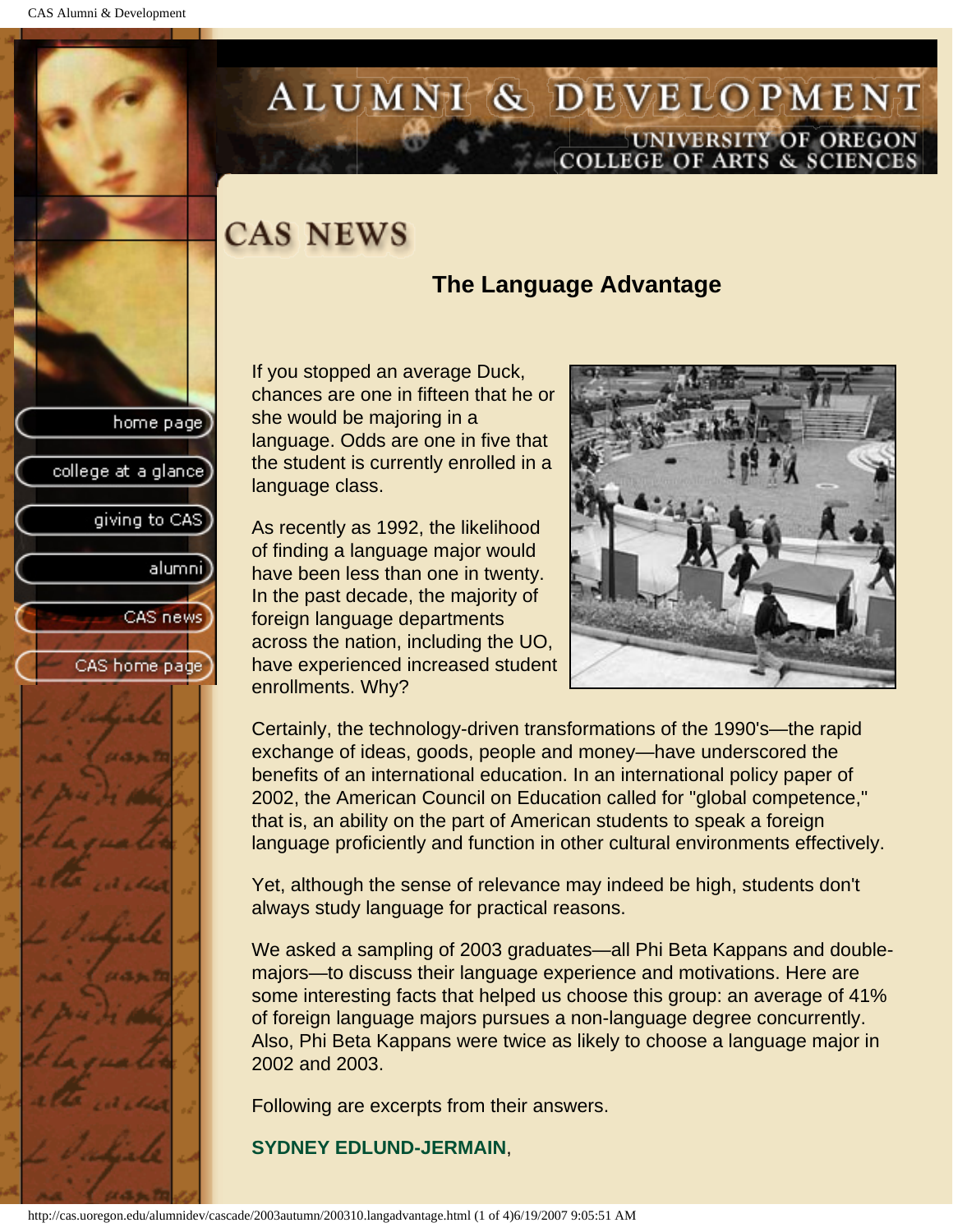# CAS NEWS

## The Language Advantage

If you stopped an average Duck, chances are one in fifteen that he or she would be majoring in a language. Odds are one in five that the student is currently enrolled in a language class.

As recently as 1992, the likelihood of finding a language major would have been less than one in twenty. In the past decade, the majority of foreign language departments across the nation, including the UO, have experienced increased student enrollments. Why?

Certainly, the technology-driven transformations of the 1990's—the rapid exchange of ideas, goods, people and money—have underscored the benefits of an international education. In an international policy paper of 2002, the American Council on Education called for "global competence," that is, an ability on the part of American students to speak a foreign language proficiently and function in other cultural environments effectively.

Yet, although the sense of relevance may indeed be high, students don't always study language for practical reasons.

We asked a sampling of 2003 graduates—all Phi Beta Kappans and double-majors—to discuss their language experience and motivations. Here are some interesting facts that helped us choose this group: an average of 41% of foreign language majors pursues a non-language degree concurrently. Also, Phi Beta Kappans were twice as likely to choose a language major in 2002 and 2003.

Following are excerpts from their answers.

**SYDNEY EDLUND-JERMAIN**,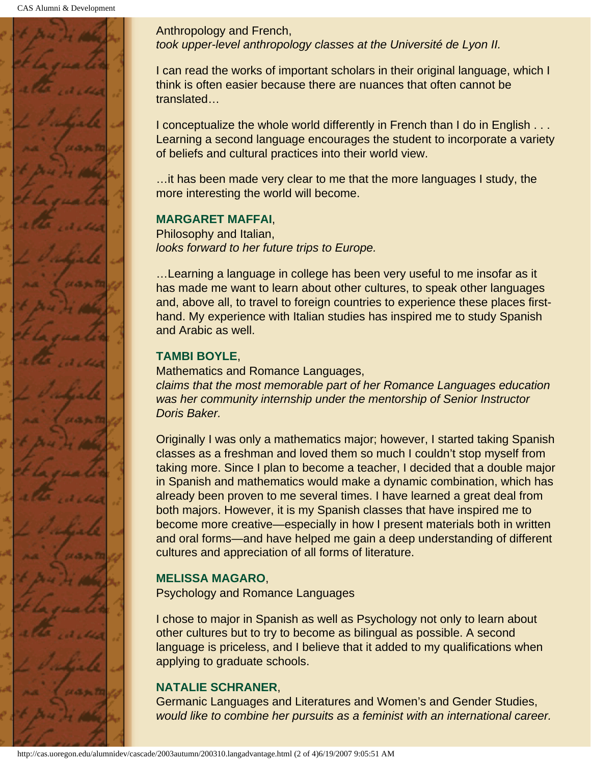Anthropology and French,
*took upper-level anthropology classes at the Université de Lyon II.*

I can read the works of important scholars in their original language, which I think is often easier because there are nuances that often cannot be translated…

I conceptualize the whole world differently in French than I do in English . . . Learning a second language encourages the student to incorporate a variety of beliefs and cultural practices into their world view.

…it has been made very clear to me that the more languages I study, the more interesting the world will become.

**MARGARET MAFFAI**,
Philosophy and Italian,
*looks forward to her future trips to Europe.*

…Learning a language in college has been very useful to me insofar as it has made me want to learn about other cultures, to speak other languages and, above all, to travel to foreign countries to experience these places first-hand. My experience with Italian studies has inspired me to study Spanish and Arabic as well.

**TAMBI BOYLE**,
Mathematics and Romance Languages,
*claims that the most memorable part of her Romance Languages education was her community internship under the mentorship of Senior Instructor Doris Baker.*

Originally I was only a mathematics major; however, I started taking Spanish classes as a freshman and loved them so much I couldn't stop myself from taking more. Since I plan to become a teacher, I decided that a double major in Spanish and mathematics would make a dynamic combination, which has already been proven to me several times. I have learned a great deal from both majors. However, it is my Spanish classes that have inspired me to become more creative—especially in how I present materials both in written and oral forms—and have helped me gain a deep understanding of different cultures and appreciation of all forms of literature.

**MELISSA MAGARO**,
Psychology and Romance Languages

I chose to major in Spanish as well as Psychology not only to learn about other cultures but to try to become as bilingual as possible. A second language is priceless, and I believe that it added to my qualifications when applying to graduate schools.

**NATALIE SCHRANER**,
Germanic Languages and Literatures and Women's and Gender Studies,
*would like to combine her pursuits as a feminist with an international career.*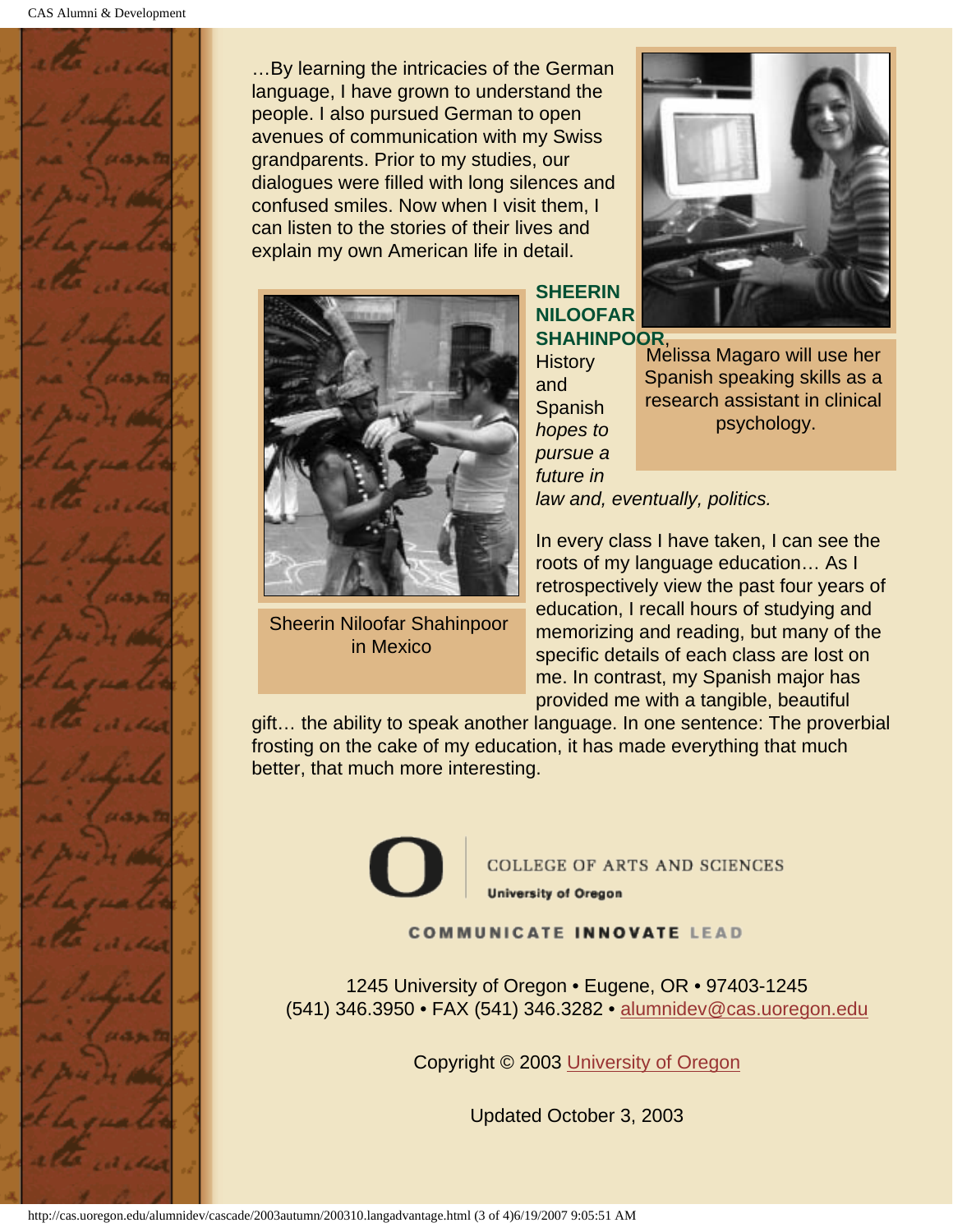…By learning the intricacies of the German language, I have grown to understand the people. I also pursued German to open avenues of communication with my Swiss grandparents. Prior to my studies, our dialogues were filled with long silences and confused smiles. Now when I visit them, I can listen to the stories of their lives and explain my own American life in detail.

Melissa Magaro will use her Spanish speaking skills as a research assistant in clinical psychology.

**SHEERIN NILOOFAR SHAHINPOOR**, History and Spanish *hopes to pursue a future in law and, eventually, politics.*

Sheerin Niloofar Shahinpoor in Mexico

In every class I have taken, I can see the roots of my language education… As I retrospectively view the past four years of education, I recall hours of studying and memorizing and reading, but many of the specific details of each class are lost on me. In contrast, my Spanish major has provided me with a tangible, beautiful gift… the ability to speak another language. In one sentence: The proverbial frosting on the cake of my education, it has made everything that much better, that much more interesting.

COLLEGE OF ARTS AND SCIENCES
University of Oregon

COMMUNICATE INNOVATE LEAD

1245 University of Oregon • Eugene, OR • 97403-1245
(541) 346.3950 • FAX (541) 346.3282 • alumnidev@cas.uoregon.edu

Copyright © 2003 University of Oregon

Updated October 3, 2003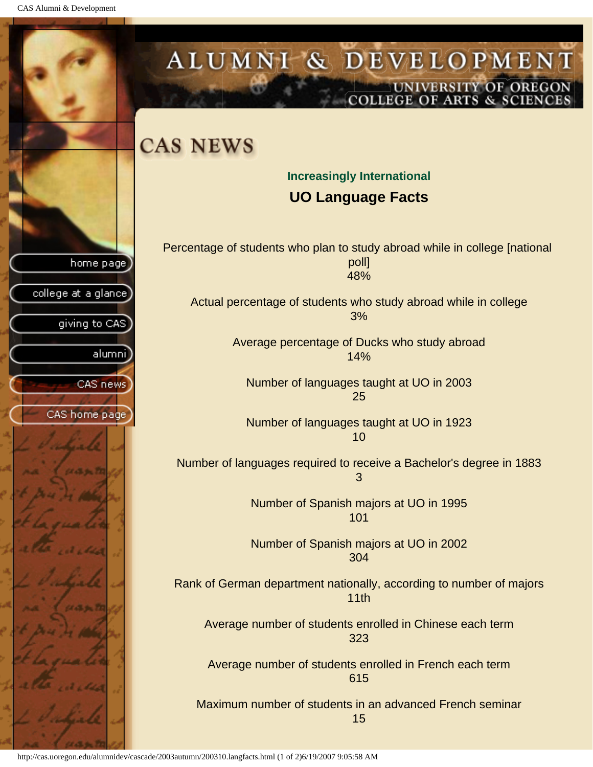# CAS NEWS

### Increasingly International

## UO Language Facts

Percentage of students who plan to study abroad while in college [national poll]
48%

Actual percentage of students who study abroad while in college
3%

Average percentage of Ducks who study abroad
14%

Number of languages taught at UO in 2003
25

Number of languages taught at UO in 1923
10

Number of languages required to receive a Bachelor's degree in 1883
3

Number of Spanish majors at UO in 1995
101

Number of Spanish majors at UO in 2002
304

Rank of German department nationally, according to number of majors
11th

Average number of students enrolled in Chinese each term
323

Average number of students enrolled in French each term
615

Maximum number of students in an advanced French seminar
15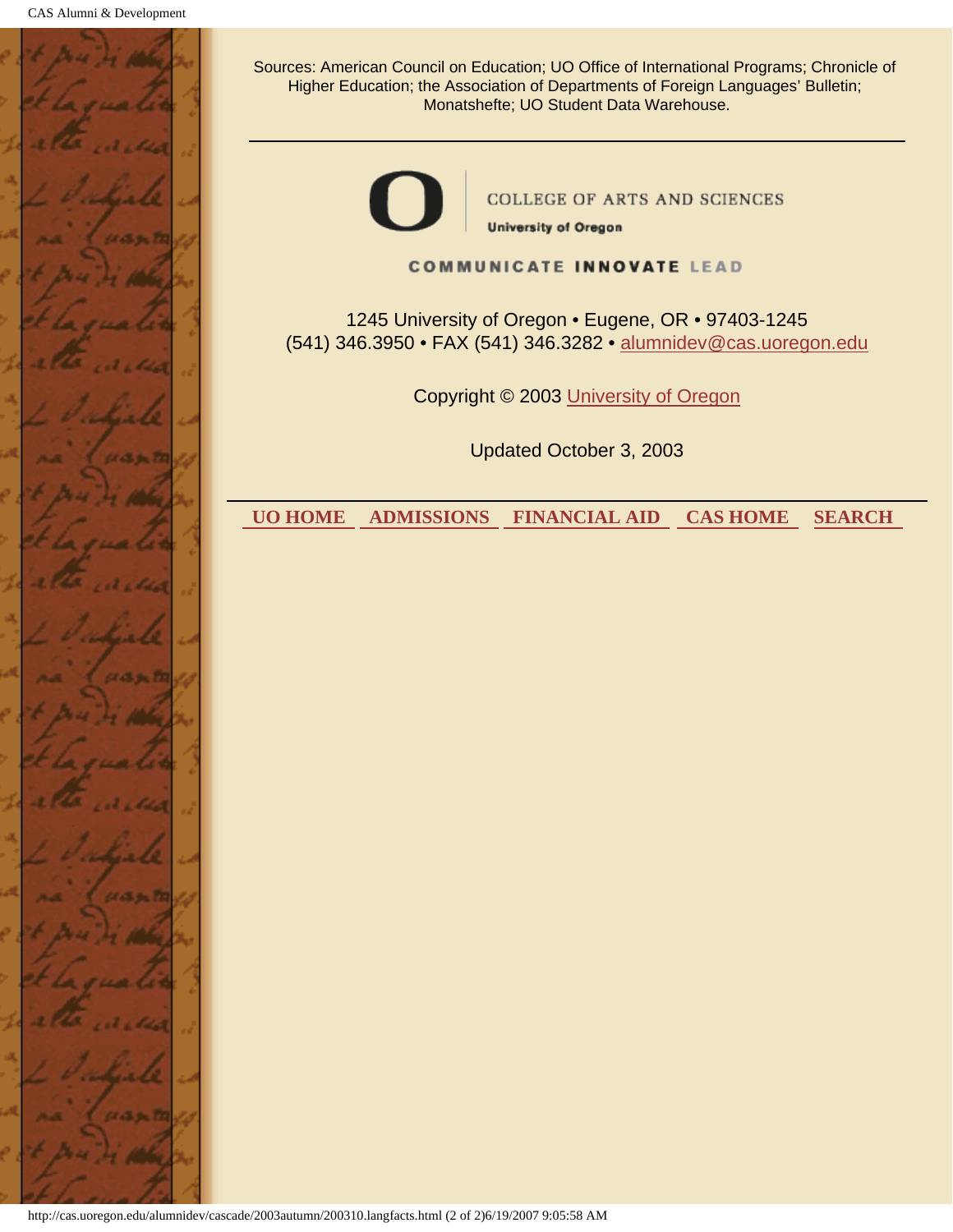Sources: American Council on Education; UO Office of International Programs; Chronicle of Higher Education; the Association of Departments of Foreign Languages' Bulletin; Monatshefte; UO Student Data Warehouse.

---

COLLEGE OF ARTS AND SCIENCES
University of Oregon

COMMUNICATE INNOVATE LEAD

1245 University of Oregon • Eugene, OR • 97403-1245
(541) 346.3950 • FAX (541) 346.3282 • alumnidev@cas.uoregon.edu

Copyright © 2003 University of Oregon

Updated October 3, 2003

---

**UO HOME** **ADMISSIONS** **FINANCIAL AID** **CAS HOME** **SEARCH**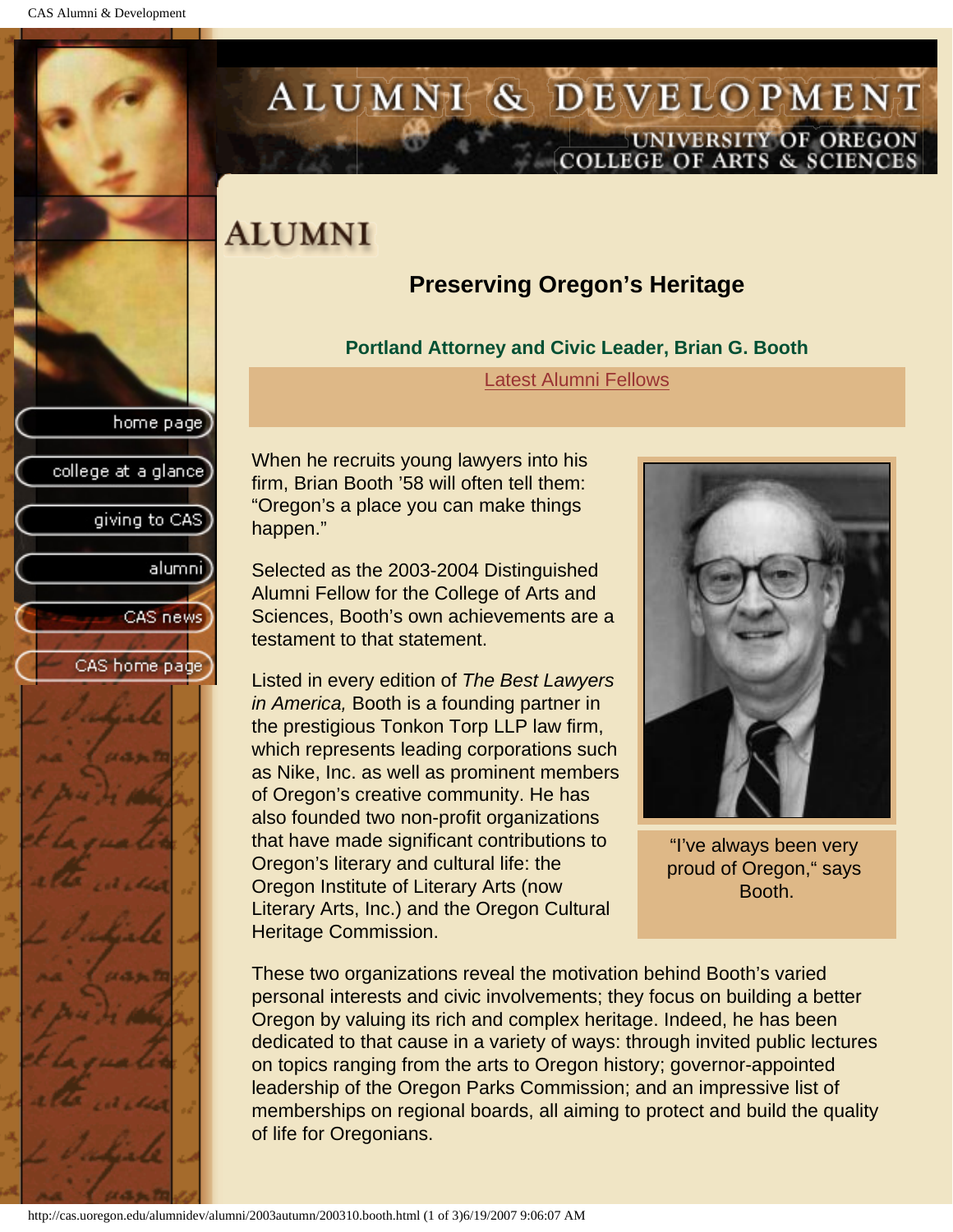# ALUMNI

## Preserving Oregon's Heritage

### Portland Attorney and Civic Leader, Brian G. Booth

Latest Alumni Fellows

When he recruits young lawyers into his firm, Brian Booth '58 will often tell them: "Oregon's a place you can make things happen."

Selected as the 2003-2004 Distinguished Alumni Fellow for the College of Arts and Sciences, Booth's own achievements are a testament to that statement.

Listed in every edition of *The Best Lawyers in America,* Booth is a founding partner in the prestigious Tonkon Torp LLP law firm, which represents leading corporations such as Nike, Inc. as well as prominent members of Oregon's creative community. He has also founded two non-profit organizations that have made significant contributions to Oregon's literary and cultural life: the Oregon Institute of Literary Arts (now Literary Arts, Inc.) and the Oregon Cultural Heritage Commission.

"I've always been very proud of Oregon," says Booth.

These two organizations reveal the motivation behind Booth's varied personal interests and civic involvements; they focus on building a better Oregon by valuing its rich and complex heritage. Indeed, he has been dedicated to that cause in a variety of ways: through invited public lectures on topics ranging from the arts to Oregon history; governor-appointed leadership of the Oregon Parks Commission; and an impressive list of memberships on regional boards, all aiming to protect and build the quality of life for Oregonians.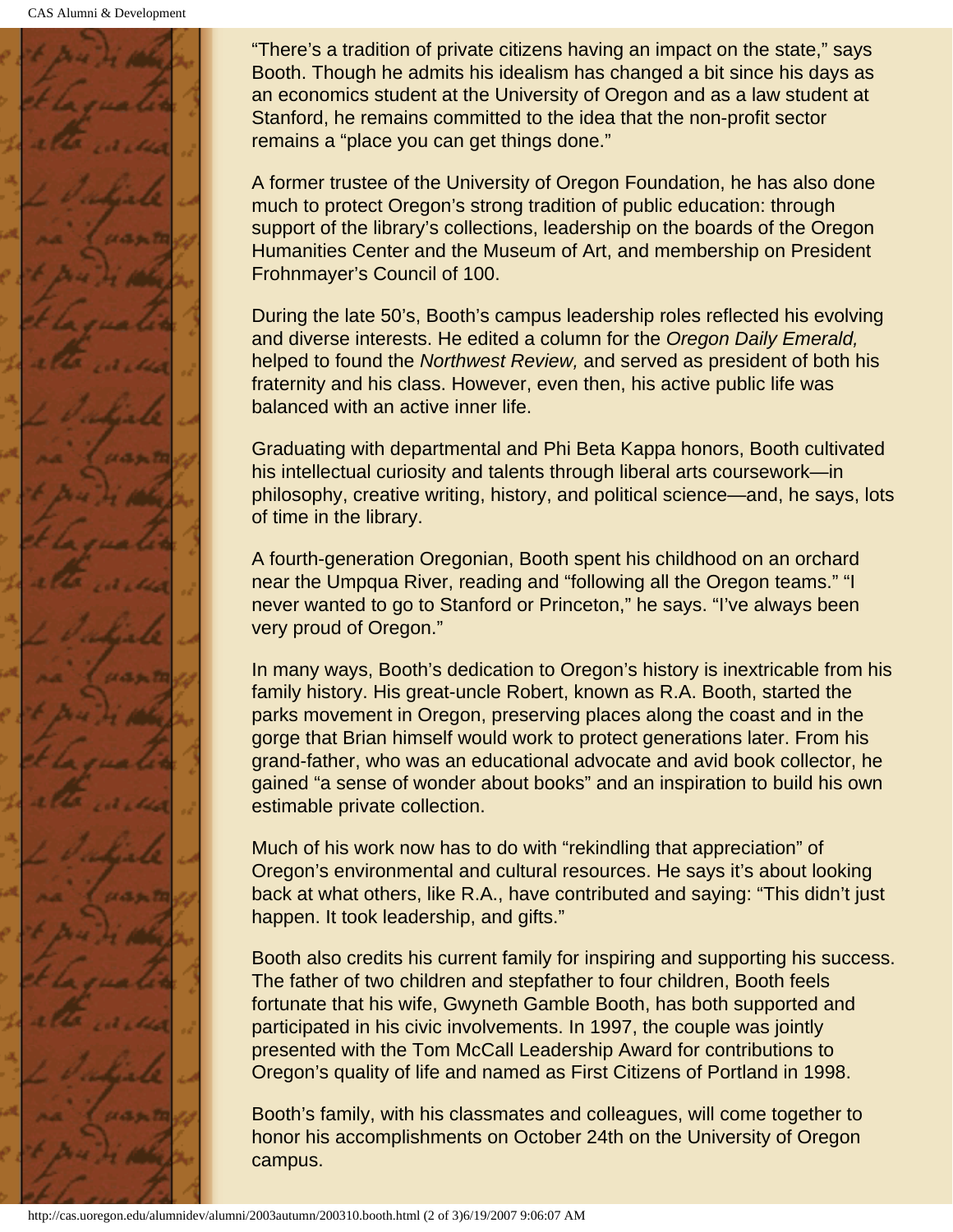"There's a tradition of private citizens having an impact on the state," says Booth. Though he admits his idealism has changed a bit since his days as an economics student at the University of Oregon and as a law student at Stanford, he remains committed to the idea that the non-profit sector remains a "place you can get things done."

A former trustee of the University of Oregon Foundation, he has also done much to protect Oregon's strong tradition of public education: through support of the library's collections, leadership on the boards of the Oregon Humanities Center and the Museum of Art, and membership on President Frohnmayer's Council of 100.

During the late 50's, Booth's campus leadership roles reflected his evolving and diverse interests. He edited a column for the *Oregon Daily Emerald,* helped to found the *Northwest Review,* and served as president of both his fraternity and his class. However, even then, his active public life was balanced with an active inner life.

Graduating with departmental and Phi Beta Kappa honors, Booth cultivated his intellectual curiosity and talents through liberal arts coursework—in philosophy, creative writing, history, and political science—and, he says, lots of time in the library.

A fourth-generation Oregonian, Booth spent his childhood on an orchard near the Umpqua River, reading and "following all the Oregon teams." "I never wanted to go to Stanford or Princeton," he says. "I've always been very proud of Oregon."

In many ways, Booth's dedication to Oregon's history is inextricable from his family history. His great-uncle Robert, known as R.A. Booth, started the parks movement in Oregon, preserving places along the coast and in the gorge that Brian himself would work to protect generations later. From his grand-father, who was an educational advocate and avid book collector, he gained "a sense of wonder about books" and an inspiration to build his own estimable private collection.

Much of his work now has to do with "rekindling that appreciation" of Oregon's environmental and cultural resources. He says it's about looking back at what others, like R.A., have contributed and saying: "This didn't just happen. It took leadership, and gifts."

Booth also credits his current family for inspiring and supporting his success. The father of two children and stepfather to four children, Booth feels fortunate that his wife, Gwyneth Gamble Booth, has both supported and participated in his civic involvements. In 1997, the couple was jointly presented with the Tom McCall Leadership Award for contributions to Oregon's quality of life and named as First Citizens of Portland in 1998.

Booth's family, with his classmates and colleagues, will come together to honor his accomplishments on October 24th on the University of Oregon campus.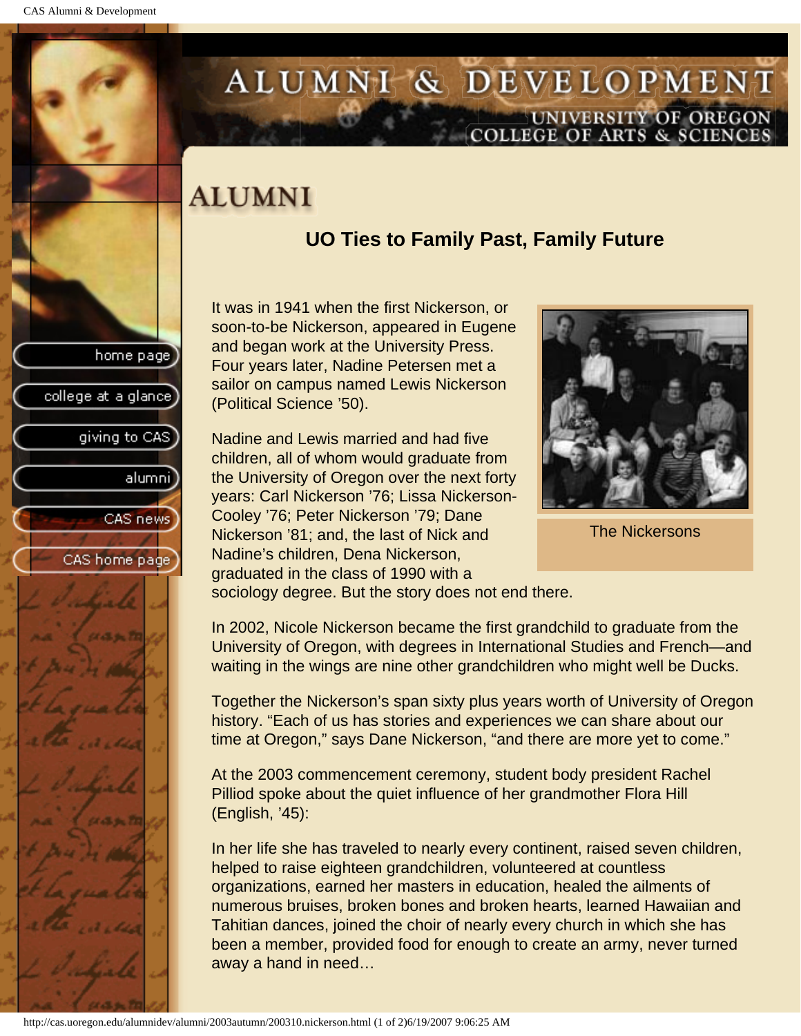# ALUMNI

## UO Ties to Family Past, Family Future

It was in 1941 when the first Nickerson, or soon-to-be Nickerson, appeared in Eugene and began work at the University Press. Four years later, Nadine Petersen met a sailor on campus named Lewis Nickerson (Political Science '50).

Nadine and Lewis married and had five children, all of whom would graduate from the University of Oregon over the next forty years: Carl Nickerson '76; Lissa Nickerson-Cooley '76; Peter Nickerson '79; Dane Nickerson '81; and, the last of Nick and Nadine's children, Dena Nickerson, graduated in the class of 1990 with a sociology degree. But the story does not end there.

The Nickersons

In 2002, Nicole Nickerson became the first grandchild to graduate from the University of Oregon, with degrees in International Studies and French—and waiting in the wings are nine other grandchildren who might well be Ducks.

Together the Nickerson's span sixty plus years worth of University of Oregon history. "Each of us has stories and experiences we can share about our time at Oregon," says Dane Nickerson, "and there are more yet to come."

At the 2003 commencement ceremony, student body president Rachel Pilliod spoke about the quiet influence of her grandmother Flora Hill (English, '45):

In her life she has traveled to nearly every continent, raised seven children, helped to raise eighteen grandchildren, volunteered at countless organizations, earned her masters in education, healed the ailments of numerous bruises, broken bones and broken hearts, learned Hawaiian and Tahitian dances, joined the choir of nearly every church in which she has been a member, provided food for enough to create an army, never turned away a hand in need…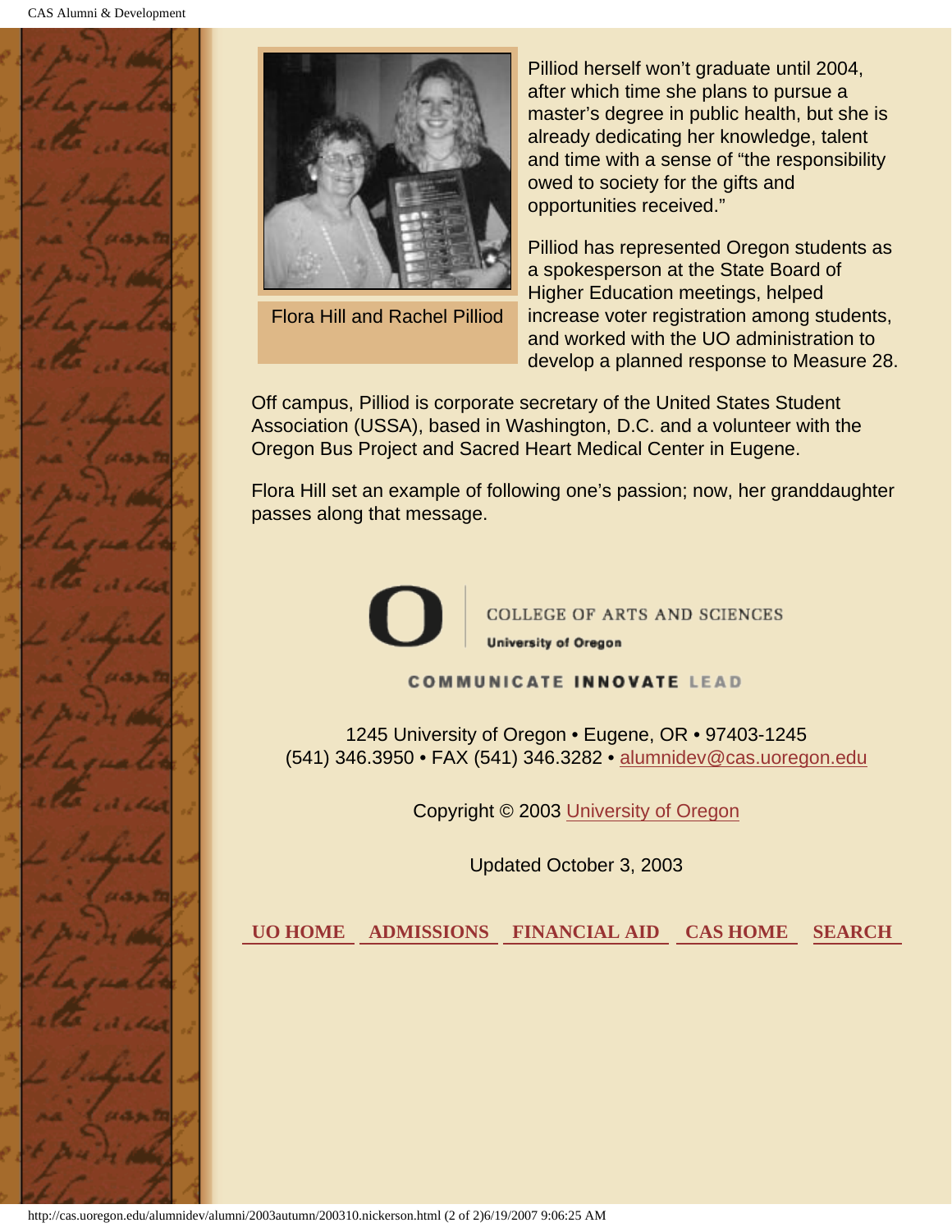Flora Hill and Rachel Pilliod

Pilliod herself won't graduate until 2004, after which time she plans to pursue a master's degree in public health, but she is already dedicating her knowledge, talent and time with a sense of "the responsibility owed to society for the gifts and opportunities received."

Pilliod has represented Oregon students as a spokesperson at the State Board of Higher Education meetings, helped increase voter registration among students, and worked with the UO administration to develop a planned response to Measure 28.

Off campus, Pilliod is corporate secretary of the United States Student Association (USSA), based in Washington, D.C. and a volunteer with the Oregon Bus Project and Sacred Heart Medical Center in Eugene.

Flora Hill set an example of following one's passion; now, her granddaughter passes along that message.

COLLEGE OF ARTS AND SCIENCES
University of Oregon

COMMUNICATE INNOVATE LEAD

1245 University of Oregon • Eugene, OR • 97403-1245
(541) 346.3950 • FAX (541) 346.3282 • alumnidev@cas.uoregon.edu

Copyright © 2003 University of Oregon

Updated October 3, 2003

UO HOME | ADMISSIONS | FINANCIAL AID | CAS HOME | SEARCH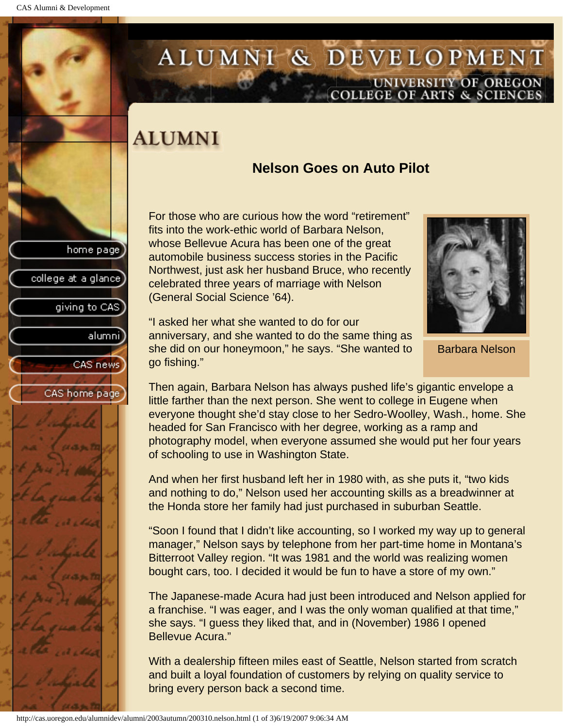# ALUMNI

## Nelson Goes on Auto Pilot

For those who are curious how the word "retirement" fits into the work-ethic world of Barbara Nelson, whose Bellevue Acura has been one of the great automobile business success stories in the Pacific Northwest, just ask her husband Bruce, who recently celebrated three years of marriage with Nelson (General Social Science '64).

Barbara Nelson

"I asked her what she wanted to do for our anniversary, and she wanted to do the same thing as she did on our honeymoon," he says. "She wanted to go fishing."

Then again, Barbara Nelson has always pushed life's gigantic envelope a little farther than the next person. She went to college in Eugene when everyone thought she'd stay close to her Sedro-Woolley, Wash., home. She headed for San Francisco with her degree, working as a ramp and photography model, when everyone assumed she would put her four years of schooling to use in Washington State.

And when her first husband left her in 1980 with, as she puts it, "two kids and nothing to do," Nelson used her accounting skills as a breadwinner at the Honda store her family had just purchased in suburban Seattle.

"Soon I found that I didn't like accounting, so I worked my way up to general manager," Nelson says by telephone from her part-time home in Montana's Bitterroot Valley region. "It was 1981 and the world was realizing women bought cars, too. I decided it would be fun to have a store of my own."

The Japanese-made Acura had just been introduced and Nelson applied for a franchise. "I was eager, and I was the only woman qualified at that time," she says. "I guess they liked that, and in (November) 1986 I opened Bellevue Acura."

With a dealership fifteen miles east of Seattle, Nelson started from scratch and built a loyal foundation of customers by relying on quality service to bring every person back a second time.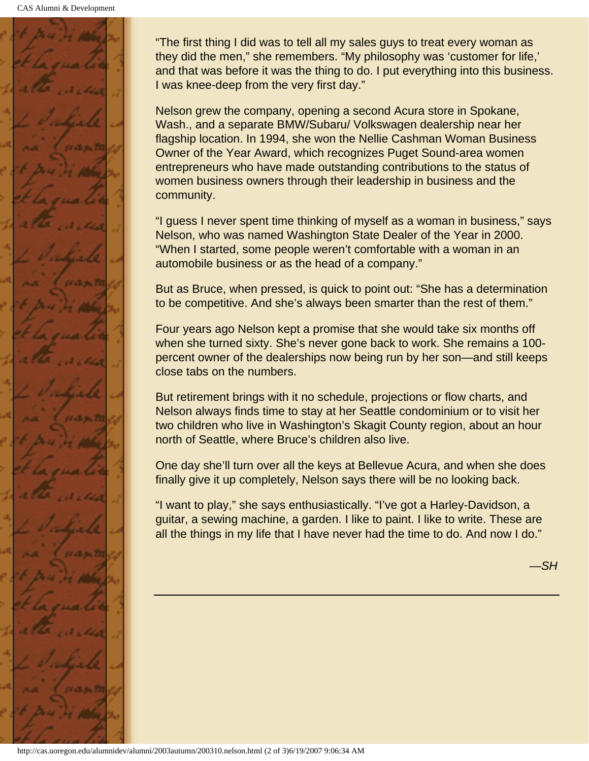"The first thing I did was to tell all my sales guys to treat every woman as they did the men," she remembers. "My philosophy was 'customer for life,' and that was before it was the thing to do. I put everything into this business. I was knee-deep from the very first day."

Nelson grew the company, opening a second Acura store in Spokane, Wash., and a separate BMW/Subaru/ Volkswagen dealership near her flagship location. In 1994, she won the Nellie Cashman Woman Business Owner of the Year Award, which recognizes Puget Sound-area women entrepreneurs who have made outstanding contributions to the status of women business owners through their leadership in business and the community.

"I guess I never spent time thinking of myself as a woman in business," says Nelson, who was named Washington State Dealer of the Year in 2000. "When I started, some people weren't comfortable with a woman in an automobile business or as the head of a company."

But as Bruce, when pressed, is quick to point out: "She has a determination to be competitive. And she's always been smarter than the rest of them."

Four years ago Nelson kept a promise that she would take six months off when she turned sixty. She's never gone back to work. She remains a 100-percent owner of the dealerships now being run by her son—and still keeps close tabs on the numbers.

But retirement brings with it no schedule, projections or flow charts, and Nelson always finds time to stay at her Seattle condominium or to visit her two children who live in Washington's Skagit County region, about an hour north of Seattle, where Bruce's children also live.

One day she'll turn over all the keys at Bellevue Acura, and when she does finally give it up completely, Nelson says there will be no looking back.

"I want to play," she says enthusiastically. "I've got a Harley-Davidson, a guitar, a sewing machine, a garden. I like to paint. I like to write. These are all the things in my life that I have never had the time to do. And now I do."

*—SH*

---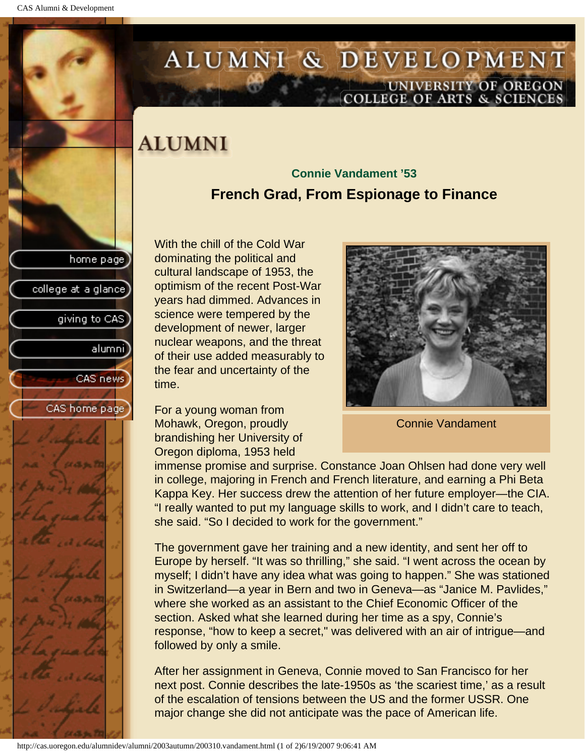# ALUMNI

### Connie Vandament '53

## French Grad, From Espionage to Finance

With the chill of the Cold War dominating the political and cultural landscape of 1953, the optimism of the recent Post-War years had dimmed. Advances in science were tempered by the development of newer, larger nuclear weapons, and the threat of their use added measurably to the fear and uncertainty of the time.

Connie Vandament

For a young woman from Mohawk, Oregon, proudly brandishing her University of Oregon diploma, 1953 held immense promise and surprise. Constance Joan Ohlsen had done very well in college, majoring in French and French literature, and earning a Phi Beta Kappa Key. Her success drew the attention of her future employer—the CIA. "I really wanted to put my language skills to work, and I didn't care to teach, she said. "So I decided to work for the government."

The government gave her training and a new identity, and sent her off to Europe by herself. "It was so thrilling," she said. "I went across the ocean by myself; I didn't have any idea what was going to happen." She was stationed in Switzerland—a year in Bern and two in Geneva—as "Janice M. Pavlides," where she worked as an assistant to the Chief Economic Officer of the section. Asked what she learned during her time as a spy, Connie's response, "how to keep a secret," was delivered with an air of intrigue—and followed by only a smile.

After her assignment in Geneva, Connie moved to San Francisco for her next post. Connie describes the late-1950s as 'the scariest time,' as a result of the escalation of tensions between the US and the former USSR. One major change she did not anticipate was the pace of American life.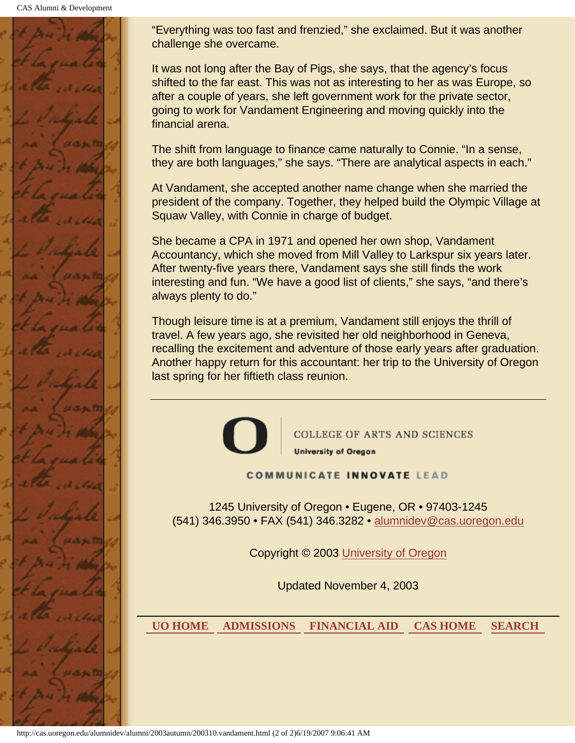"Everything was too fast and frenzied," she exclaimed. But it was another challenge she overcame.

It was not long after the Bay of Pigs, she says, that the agency's focus shifted to the far east. This was not as interesting to her as was Europe, so after a couple of years, she left government work for the private sector, going to work for Vandament Engineering and moving quickly into the financial arena.

The shift from language to finance came naturally to Connie. "In a sense, they are both languages," she says. "There are analytical aspects in each."

At Vandament, she accepted another name change when she married the president of the company. Together, they helped build the Olympic Village at Squaw Valley, with Connie in charge of budget.

She became a CPA in 1971 and opened her own shop, Vandament Accountancy, which she moved from Mill Valley to Larkspur six years later. After twenty-five years there, Vandament says she still finds the work interesting and fun. "We have a good list of clients," she says, "and there's always plenty to do."

Though leisure time is at a premium, Vandament still enjoys the thrill of travel. A few years ago, she revisited her old neighborhood in Geneva, recalling the excitement and adventure of those early years after graduation. Another happy return for this accountant: her trip to the University of Oregon last spring for her fiftieth class reunion.

---

COLLEGE OF ARTS AND SCIENCES
University of Oregon

COMMUNICATE INNOVATE LEAD

1245 University of Oregon • Eugene, OR • 97403-1245
(541) 346.3950 • FAX (541) 346.3282 • alumnidev@cas.uoregon.edu

Copyright © 2003 University of Oregon

Updated November 4, 2003

**UO HOME** **ADMISSIONS** **FINANCIAL AID** **CAS HOME** **SEARCH**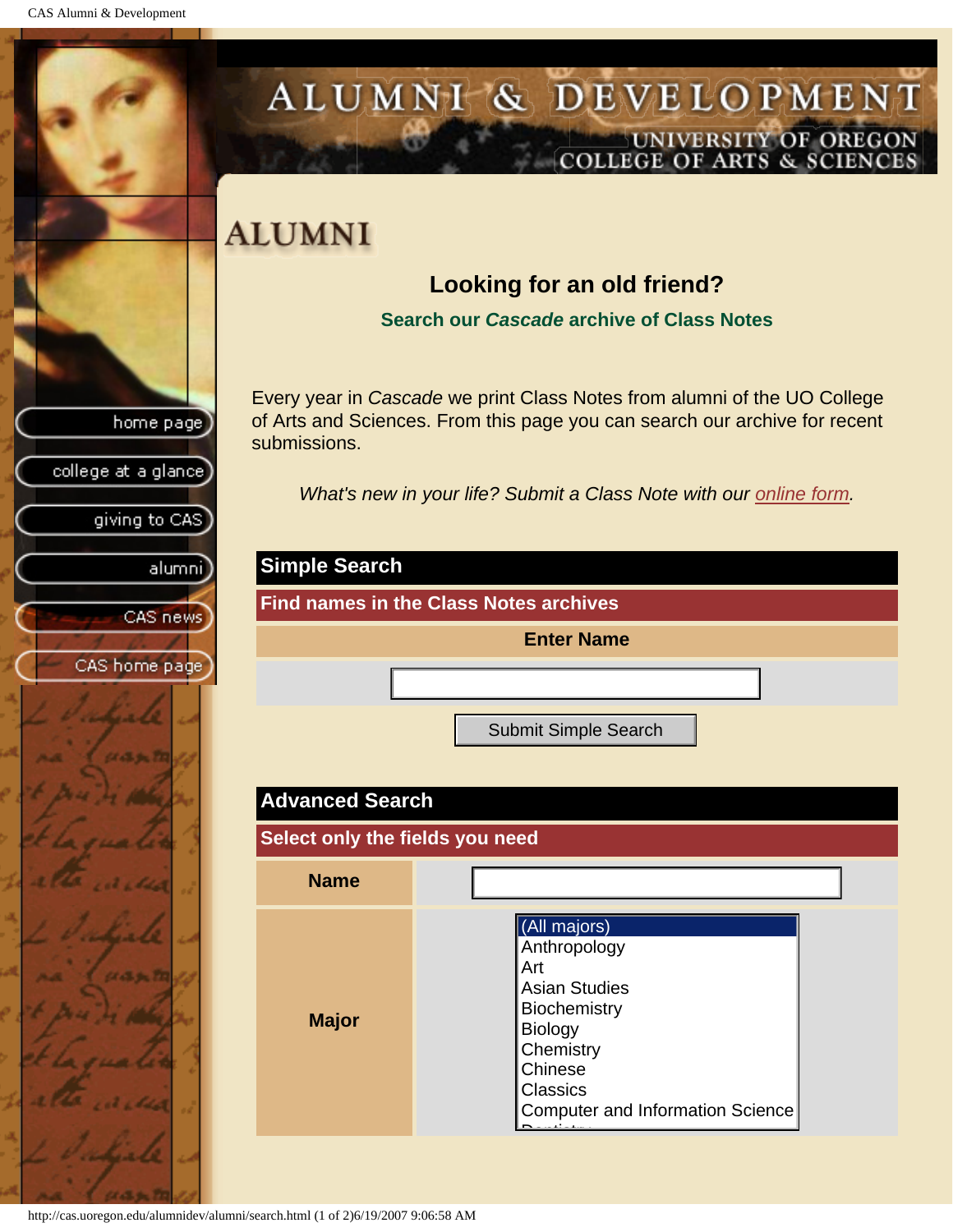# ALUMNI & DEVELOPMENT

UNIVERSITY OF OREGON
COLLEGE OF ARTS & SCIENCES

home page
college at a glance
giving to CAS
alumni
CAS news
CAS home page

## ALUMNI

### Looking for an old friend?

**Search our *Cascade* archive of Class Notes**

Every year in *Cascade* we print Class Notes from alumni of the UO College of Arts and Sciences. From this page you can search our archive for recent submissions.

*What's new in your life? Submit a Class Note with our online form.*

| Simple Search |
|---|
| Find names in the Class Notes archives |
| Enter Name |
| |

Submit Simple Search

| Advanced Search | |
|---|---|
| Select only the fields you need | |
| Name | |
| Major | (All majors)<br>Anthropology<br>Art<br>Asian Studies<br>Biochemistry<br>Biology<br>Chemistry<br>Chinese<br>Classics<br>Computer and Information Science |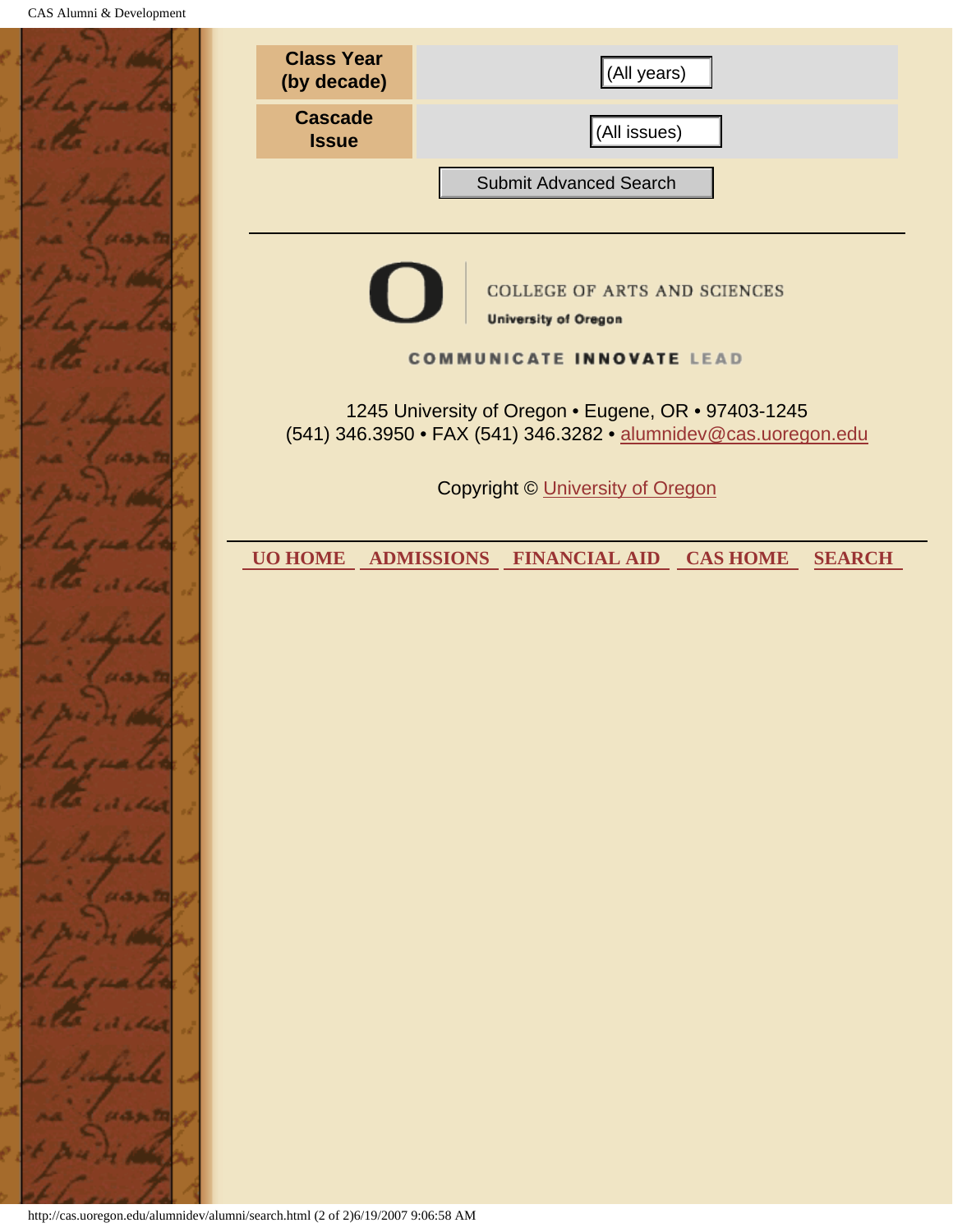| Class Year (by decade) | (All years) |
| --- | --- |
| Cascade Issue | (All issues) |

Submit Advanced Search

---

COLLEGE OF ARTS AND SCIENCES

University of Oregon

COMMUNICATE INNOVATE LEAD

1245 University of Oregon • Eugene, OR • 97403-1245
(541) 346.3950 • FAX (541) 346.3282 • alumnidev@cas.uoregon.edu

Copyright © University of Oregon

---

UO HOME  ADMISSIONS  FINANCIAL AID  CAS HOME  SEARCH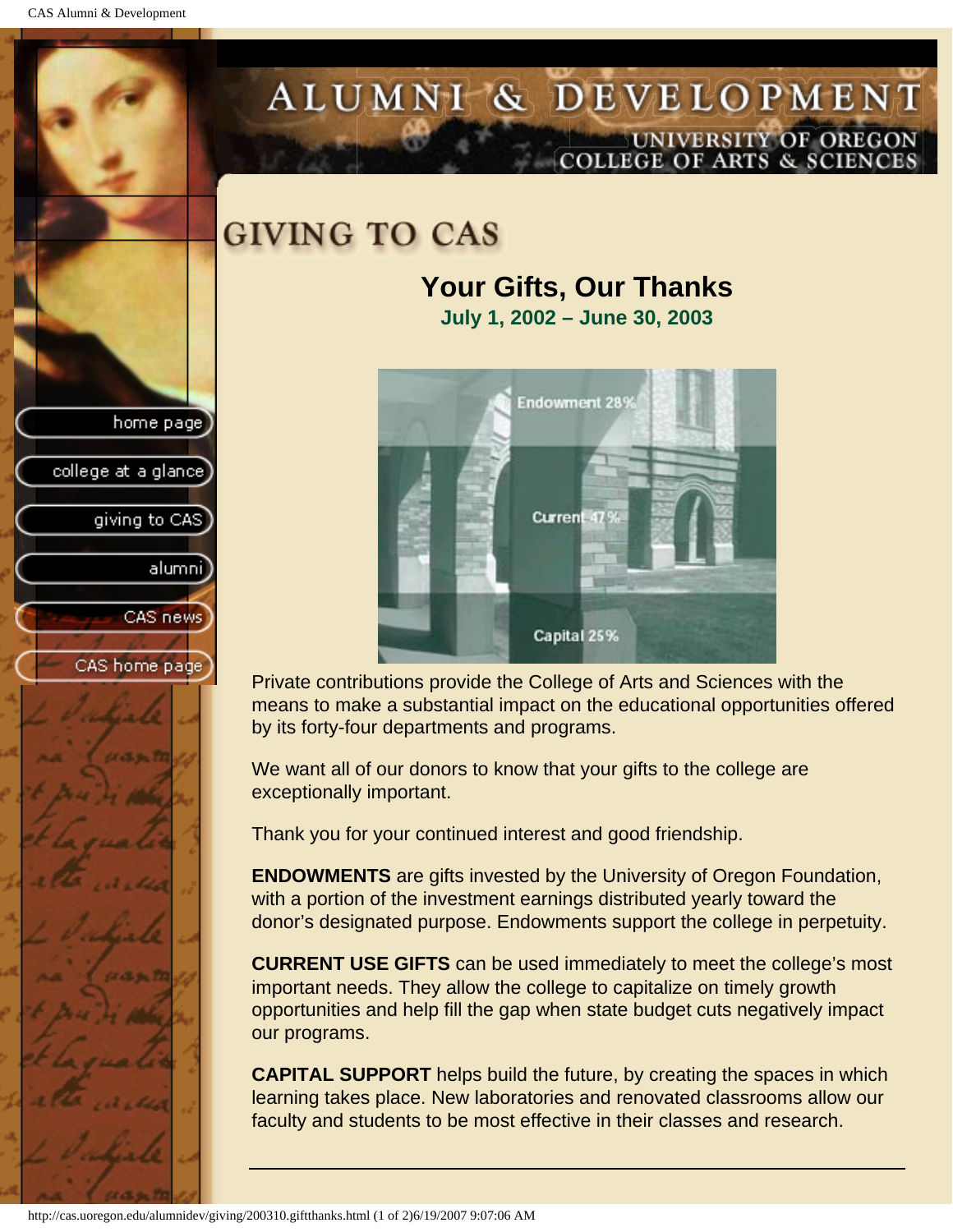# GIVING TO CAS

## Your Gifts, Our Thanks

**July 1, 2002 – June 30, 2003**

Endowment 28%

Current 47%

Capital 25%

Private contributions provide the College of Arts and Sciences with the means to make a substantial impact on the educational opportunities offered by its forty-four departments and programs.

We want all of our donors to know that your gifts to the college are exceptionally important.

Thank you for your continued interest and good friendship.

**ENDOWMENTS** are gifts invested by the University of Oregon Foundation, with a portion of the investment earnings distributed yearly toward the donor's designated purpose. Endowments support the college in perpetuity.

**CURRENT USE GIFTS** can be used immediately to meet the college's most important needs. They allow the college to capitalize on timely growth opportunities and help fill the gap when state budget cuts negatively impact our programs.

**CAPITAL SUPPORT** helps build the future, by creating the spaces in which learning takes place. New laboratories and renovated classrooms allow our faculty and students to be most effective in their classes and research.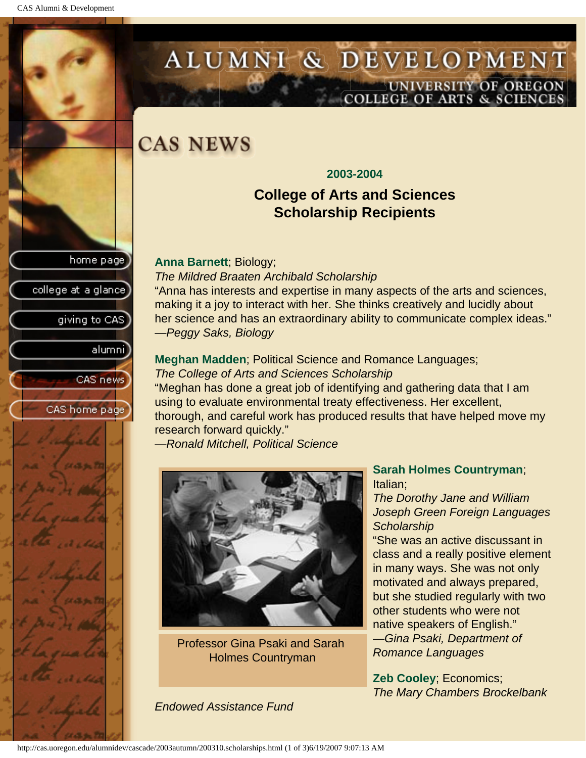# CAS NEWS

### 2003-2004

## College of Arts and Sciences Scholarship Recipients

**Anna Barnett**; Biology;
*The Mildred Braaten Archibald Scholarship*
"Anna has interests and expertise in many aspects of the arts and sciences, making it a joy to interact with her. She thinks creatively and lucidly about her science and has an extraordinary ability to communicate complex ideas."
*—Peggy Saks, Biology*

**Meghan Madden**; Political Science and Romance Languages;
*The College of Arts and Sciences Scholarship*
"Meghan has done a great job of identifying and gathering data that I am using to evaluate environmental treaty effectiveness. Her excellent, thorough, and careful work has produced results that have helped move my research forward quickly."
*—Ronald Mitchell, Political Science*

Professor Gina Psaki and Sarah Holmes Countryman

**Sarah Holmes Countryman**; Italian;
*The Dorothy Jane and William Joseph Green Foreign Languages Scholarship*
"She was an active discussant in class and a really positive element in many ways. She was not only motivated and always prepared, but she studied regularly with two other students who were not native speakers of English."
*—Gina Psaki, Department of Romance Languages*

**Zeb Cooley**; Economics;
*The Mary Chambers Brockelbank Endowed Assistance Fund*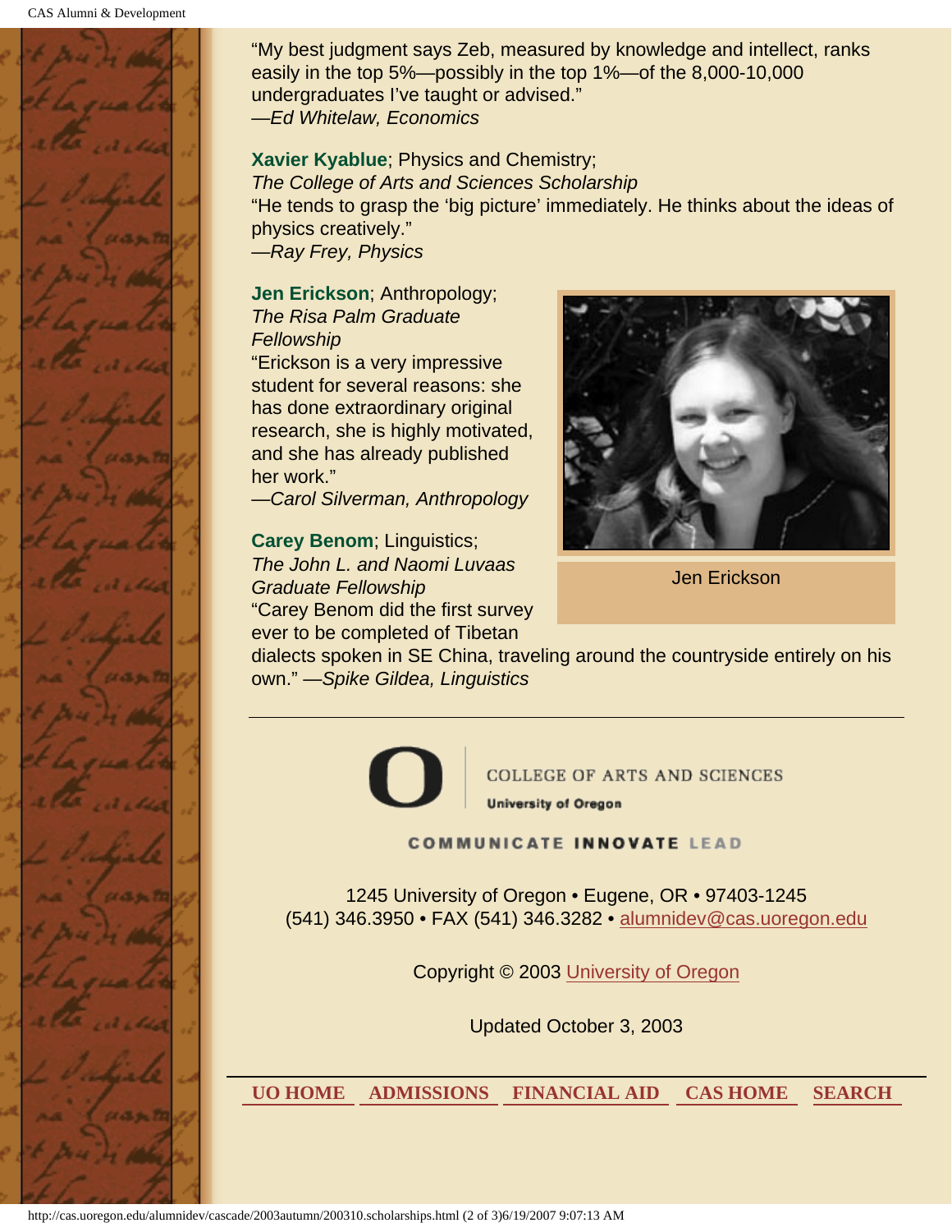"My best judgment says Zeb, measured by knowledge and intellect, ranks easily in the top 5%—possibly in the top 1%—of the 8,000-10,000 undergraduates I've taught or advised."
—*Ed Whitelaw, Economics*

**Xavier Kyablue**; Physics and Chemistry;
*The College of Arts and Sciences Scholarship*
"He tends to grasp the 'big picture' immediately. He thinks about the ideas of physics creatively."
—*Ray Frey, Physics*

**Jen Erickson**; Anthropology;
*The Risa Palm Graduate Fellowship*
"Erickson is a very impressive student for several reasons: she has done extraordinary original research, she is highly motivated, and she has already published her work."
—*Carol Silverman, Anthropology*

Jen Erickson

**Carey Benom**; Linguistics;
*The John L. and Naomi Luvaas Graduate Fellowship*
"Carey Benom did the first survey ever to be completed of Tibetan dialects spoken in SE China, traveling around the countryside entirely on his own." —*Spike Gildea, Linguistics*

---

COLLEGE OF ARTS AND SCIENCES
University of Oregon

COMMUNICATE INNOVATE LEAD

1245 University of Oregon • Eugene, OR • 97403-1245
(541) 346.3950 • FAX (541) 346.3282 • alumnidev@cas.uoregon.edu

Copyright © 2003 University of Oregon

Updated October 3, 2003

UO HOME | ADMISSIONS | FINANCIAL AID | CAS HOME | SEARCH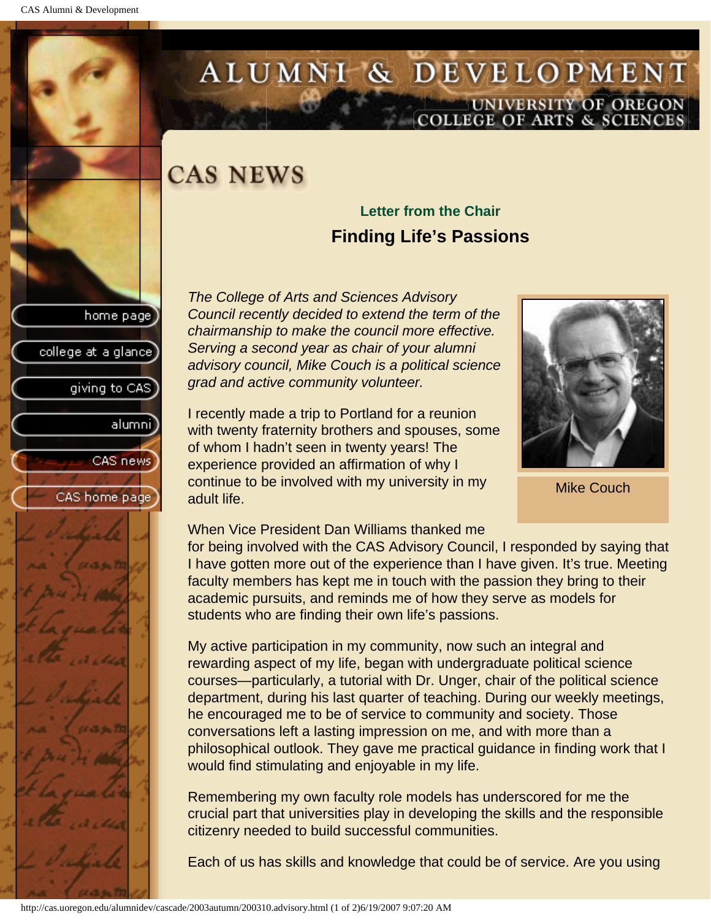# CAS NEWS

### Letter from the Chair

## Finding Life's Passions

*The College of Arts and Sciences Advisory Council recently decided to extend the term of the chairmanship to make the council more effective. Serving a second year as chair of your alumni advisory council, Mike Couch is a political science grad and active community volunteer.*

Mike Couch

I recently made a trip to Portland for a reunion with twenty fraternity brothers and spouses, some of whom I hadn't seen in twenty years! The experience provided an affirmation of why I continue to be involved with my university in my adult life.

When Vice President Dan Williams thanked me for being involved with the CAS Advisory Council, I responded by saying that I have gotten more out of the experience than I have given. It's true. Meeting faculty members has kept me in touch with the passion they bring to their academic pursuits, and reminds me of how they serve as models for students who are finding their own life's passions.

My active participation in my community, now such an integral and rewarding aspect of my life, began with undergraduate political science courses—particularly, a tutorial with Dr. Unger, chair of the political science department, during his last quarter of teaching. During our weekly meetings, he encouraged me to be of service to community and society. Those conversations left a lasting impression on me, and with more than a philosophical outlook. They gave me practical guidance in finding work that I would find stimulating and enjoyable in my life.

Remembering my own faculty role models has underscored for me the crucial part that universities play in developing the skills and the responsible citizenry needed to build successful communities.

Each of us has skills and knowledge that could be of service. Are you using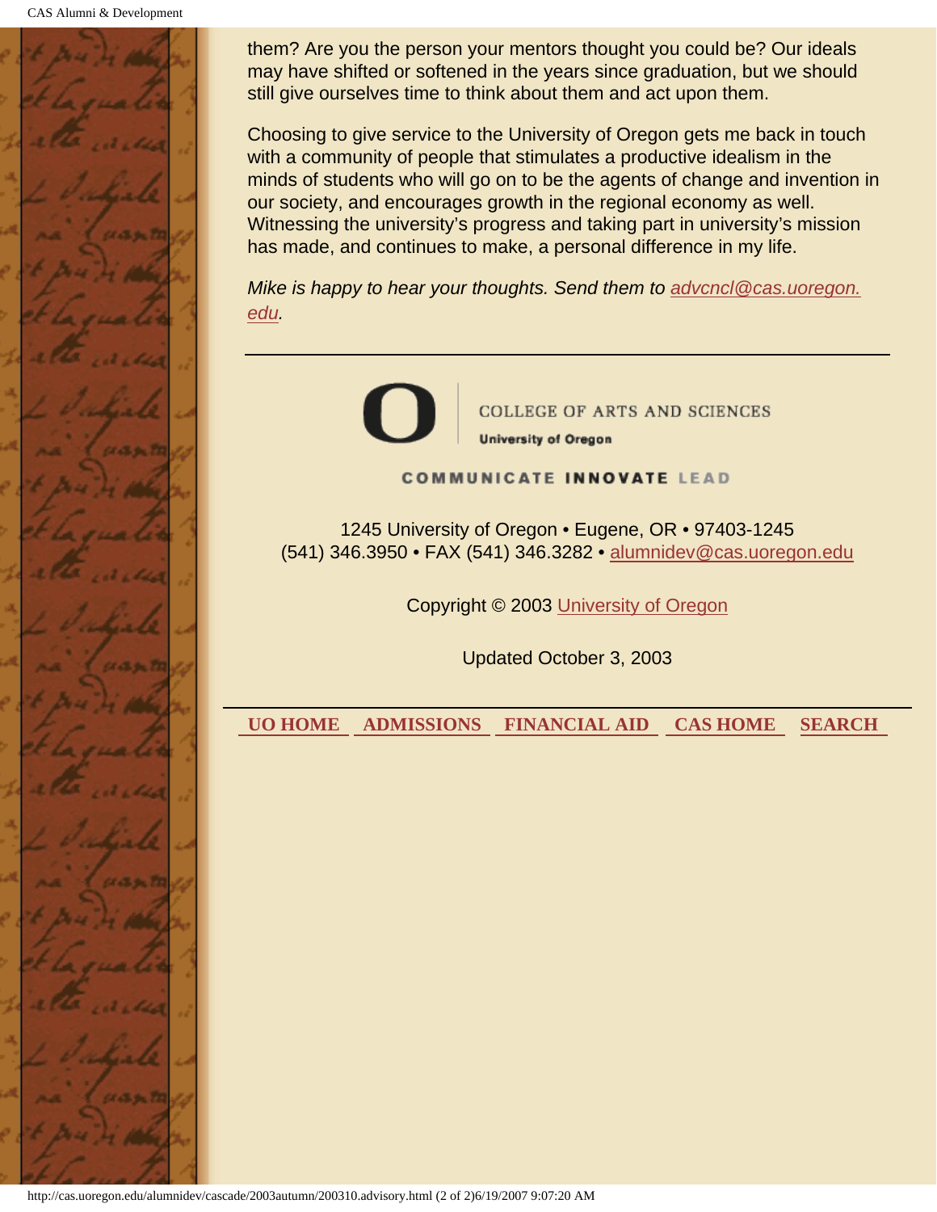them? Are you the person your mentors thought you could be? Our ideals may have shifted or softened in the years since graduation, but we should still give ourselves time to think about them and act upon them.

Choosing to give service to the University of Oregon gets me back in touch with a community of people that stimulates a productive idealism in the minds of students who will go on to be the agents of change and invention in our society, and encourages growth in the regional economy as well. Witnessing the university's progress and taking part in university's mission has made, and continues to make, a personal difference in my life.

*Mike is happy to hear your thoughts. Send them to advcncl@cas.uoregon.edu.*

---

COLLEGE OF ARTS AND SCIENCES
**University of Oregon**

COMMUNICATE **INNOVATE** LEAD

1245 University of Oregon • Eugene, OR • 97403-1245
(541) 346.3950 • FAX (541) 346.3282 • alumnidev@cas.uoregon.edu

Copyright © 2003 University of Oregon

Updated October 3, 2003

---

**UO HOME** **ADMISSIONS** **FINANCIAL AID** **CAS HOME** **SEARCH**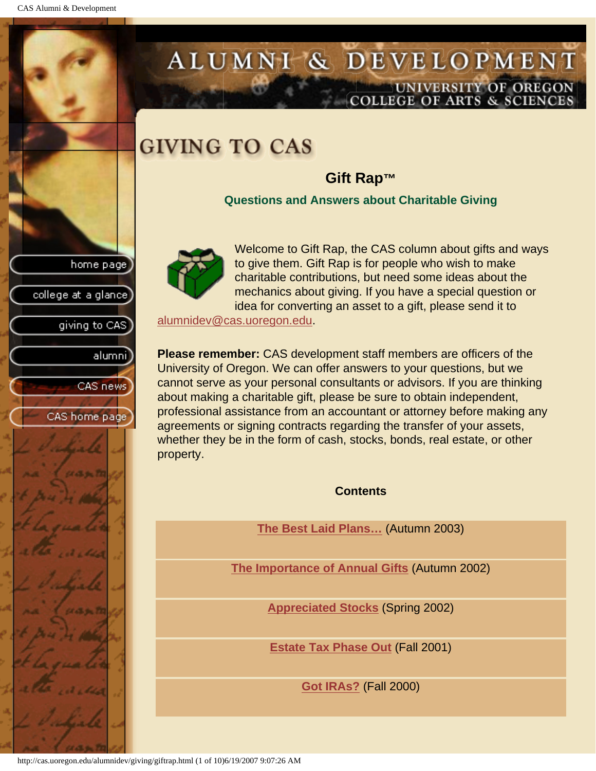# GIVING TO CAS

## Gift Rap™

### Questions and Answers about Charitable Giving

Welcome to Gift Rap, the CAS column about gifts and ways to give them. Gift Rap is for people who wish to make charitable contributions, but need some ideas about the mechanics about giving. If you have a special question or idea for converting an asset to a gift, please send it to alumnidev@cas.uoregon.edu.

**Please remember:** CAS development staff members are officers of the University of Oregon. We can offer answers to your questions, but we cannot serve as your personal consultants or advisors. If you are thinking about making a charitable gift, please be sure to obtain independent, professional assistance from an accountant or attorney before making any agreements or signing contracts regarding the transfer of your assets, whether they be in the form of cash, stocks, bonds, real estate, or other property.

**Contents**

**The Best Laid Plans...** (Autumn 2003)

**The Importance of Annual Gifts** (Autumn 2002)

**Appreciated Stocks** (Spring 2002)

**Estate Tax Phase Out** (Fall 2001)

**Got IRAs?** (Fall 2000)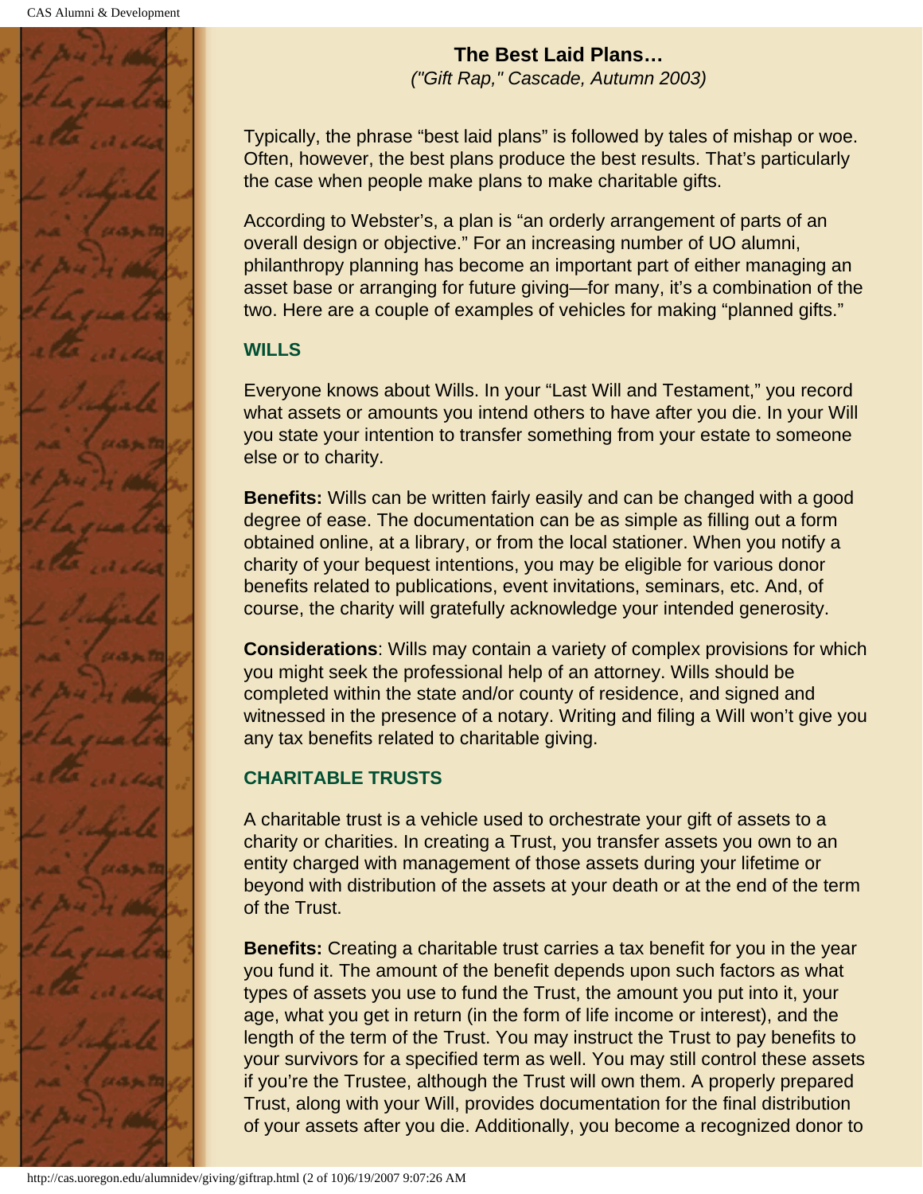## The Best Laid Plans…

*("Gift Rap," Cascade, Autumn 2003)*

Typically, the phrase "best laid plans" is followed by tales of mishap or woe. Often, however, the best plans produce the best results. That's particularly the case when people make plans to make charitable gifts.

According to Webster's, a plan is "an orderly arrangement of parts of an overall design or objective." For an increasing number of UO alumni, philanthropy planning has become an important part of either managing an asset base or arranging for future giving—for many, it's a combination of the two. Here are a couple of examples of vehicles for making "planned gifts."

### WILLS

Everyone knows about Wills. In your "Last Will and Testament," you record what assets or amounts you intend others to have after you die. In your Will you state your intention to transfer something from your estate to someone else or to charity.

**Benefits:** Wills can be written fairly easily and can be changed with a good degree of ease. The documentation can be as simple as filling out a form obtained online, at a library, or from the local stationer. When you notify a charity of your bequest intentions, you may be eligible for various donor benefits related to publications, event invitations, seminars, etc. And, of course, the charity will gratefully acknowledge your intended generosity.

**Considerations**: Wills may contain a variety of complex provisions for which you might seek the professional help of an attorney. Wills should be completed within the state and/or county of residence, and signed and witnessed in the presence of a notary. Writing and filing a Will won't give you any tax benefits related to charitable giving.

### CHARITABLE TRUSTS

A charitable trust is a vehicle used to orchestrate your gift of assets to a charity or charities. In creating a Trust, you transfer assets you own to an entity charged with management of those assets during your lifetime or beyond with distribution of the assets at your death or at the end of the term of the Trust.

**Benefits:** Creating a charitable trust carries a tax benefit for you in the year you fund it. The amount of the benefit depends upon such factors as what types of assets you use to fund the Trust, the amount you put into it, your age, what you get in return (in the form of life income or interest), and the length of the term of the Trust. You may instruct the Trust to pay benefits to your survivors for a specified term as well. You may still control these assets if you're the Trustee, although the Trust will own them. A properly prepared Trust, along with your Will, provides documentation for the final distribution of your assets after you die. Additionally, you become a recognized donor to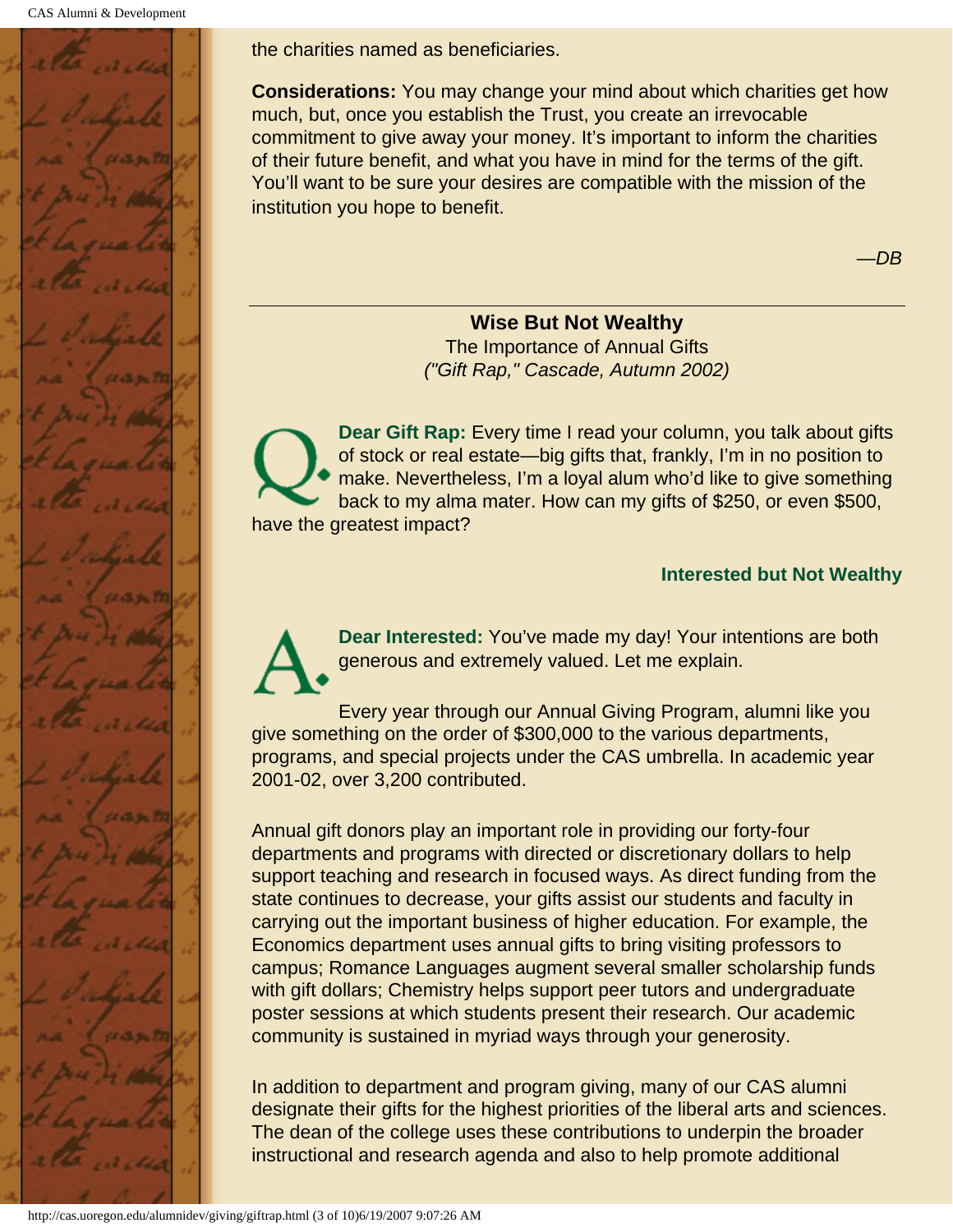the charities named as beneficiaries.

**Considerations:** You may change your mind about which charities get how much, but, once you establish the Trust, you create an irrevocable commitment to give away your money. It's important to inform the charities of their future benefit, and what you have in mind for the terms of the gift. You'll want to be sure your desires are compatible with the mission of the institution you hope to benefit.

*—DB*

---

## Wise But Not Wealthy

The Importance of Annual Gifts
*("Gift Rap," Cascade, Autumn 2002)*

Q. **Dear Gift Rap:** Every time I read your column, you talk about gifts of stock or real estate—big gifts that, frankly, I'm in no position to make. Nevertheless, I'm a loyal alum who'd like to give something back to my alma mater. How can my gifts of $250, or even $500, have the greatest impact?

**Interested but Not Wealthy**

A. **Dear Interested:** You've made my day! Your intentions are both generous and extremely valued. Let me explain.

Every year through our Annual Giving Program, alumni like you give something on the order of $300,000 to the various departments, programs, and special projects under the CAS umbrella. In academic year 2001-02, over 3,200 contributed.

Annual gift donors play an important role in providing our forty-four departments and programs with directed or discretionary dollars to help support teaching and research in focused ways. As direct funding from the state continues to decrease, your gifts assist our students and faculty in carrying out the important business of higher education. For example, the Economics department uses annual gifts to bring visiting professors to campus; Romance Languages augment several smaller scholarship funds with gift dollars; Chemistry helps support peer tutors and undergraduate poster sessions at which students present their research. Our academic community is sustained in myriad ways through your generosity.

In addition to department and program giving, many of our CAS alumni designate their gifts for the highest priorities of the liberal arts and sciences. The dean of the college uses these contributions to underpin the broader instructional and research agenda and also to help promote additional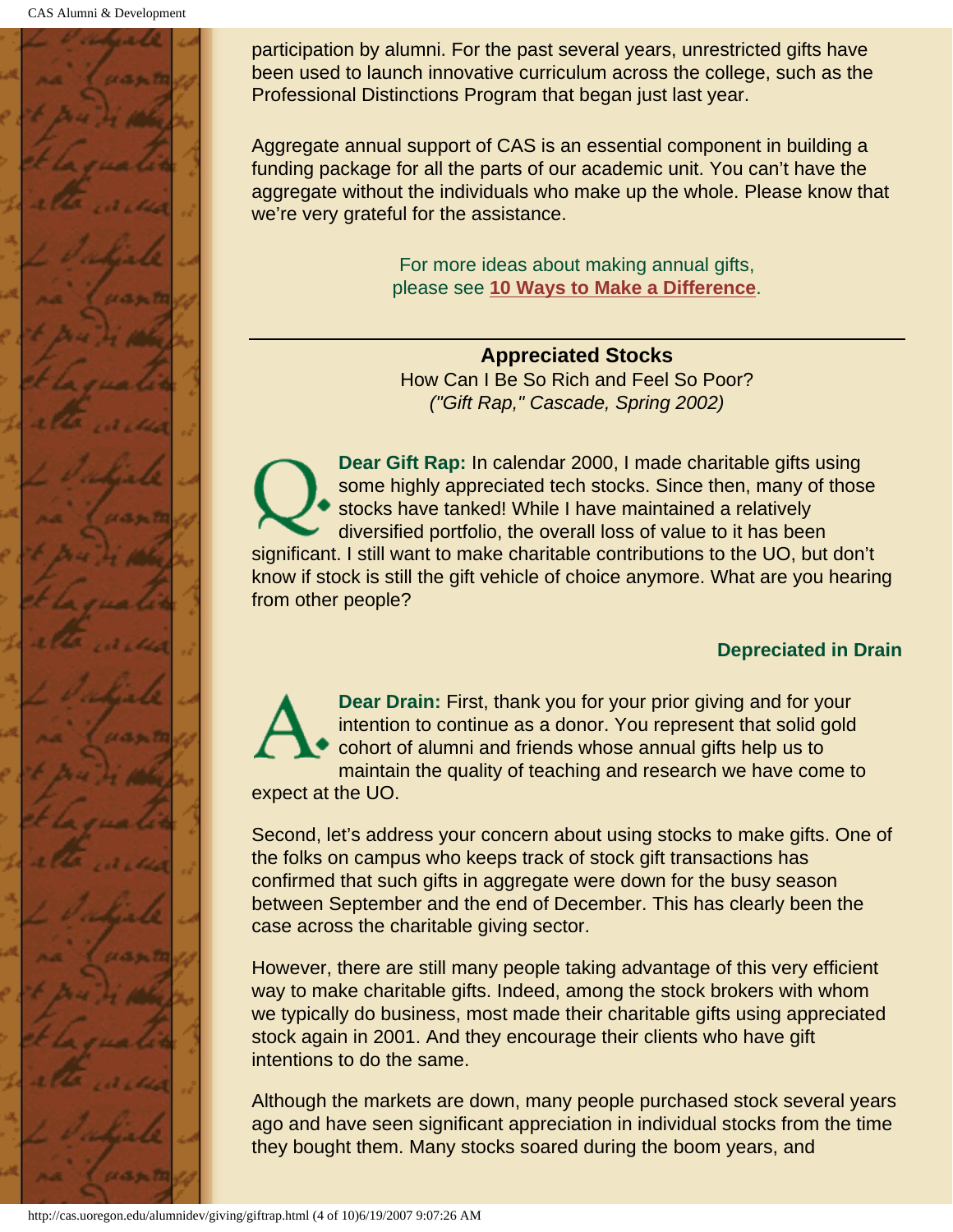participation by alumni. For the past several years, unrestricted gifts have been used to launch innovative curriculum across the college, such as the Professional Distinctions Program that began just last year.

Aggregate annual support of CAS is an essential component in building a funding package for all the parts of our academic unit. You can't have the aggregate without the individuals who make up the whole. Please know that we're very grateful for the assistance.

For more ideas about making annual gifts, please see **10 Ways to Make a Difference**.

---

**Appreciated Stocks**
How Can I Be So Rich and Feel So Poor?
*("Gift Rap," Cascade, Spring 2002)*

Q. **Dear Gift Rap:** In calendar 2000, I made charitable gifts using some highly appreciated tech stocks. Since then, many of those stocks have tanked! While I have maintained a relatively diversified portfolio, the overall loss of value to it has been significant. I still want to make charitable contributions to the UO, but don't know if stock is still the gift vehicle of choice anymore. What are you hearing from other people?

**Depreciated in Drain**

A. **Dear Drain:** First, thank you for your prior giving and for your intention to continue as a donor. You represent that solid gold cohort of alumni and friends whose annual gifts help us to maintain the quality of teaching and research we have come to expect at the UO.

Second, let's address your concern about using stocks to make gifts. One of the folks on campus who keeps track of stock gift transactions has confirmed that such gifts in aggregate were down for the busy season between September and the end of December. This has clearly been the case across the charitable giving sector.

However, there are still many people taking advantage of this very efficient way to make charitable gifts. Indeed, among the stock brokers with whom we typically do business, most made their charitable gifts using appreciated stock again in 2001. And they encourage their clients who have gift intentions to do the same.

Although the markets are down, many people purchased stock several years ago and have seen significant appreciation in individual stocks from the time they bought them. Many stocks soared during the boom years, and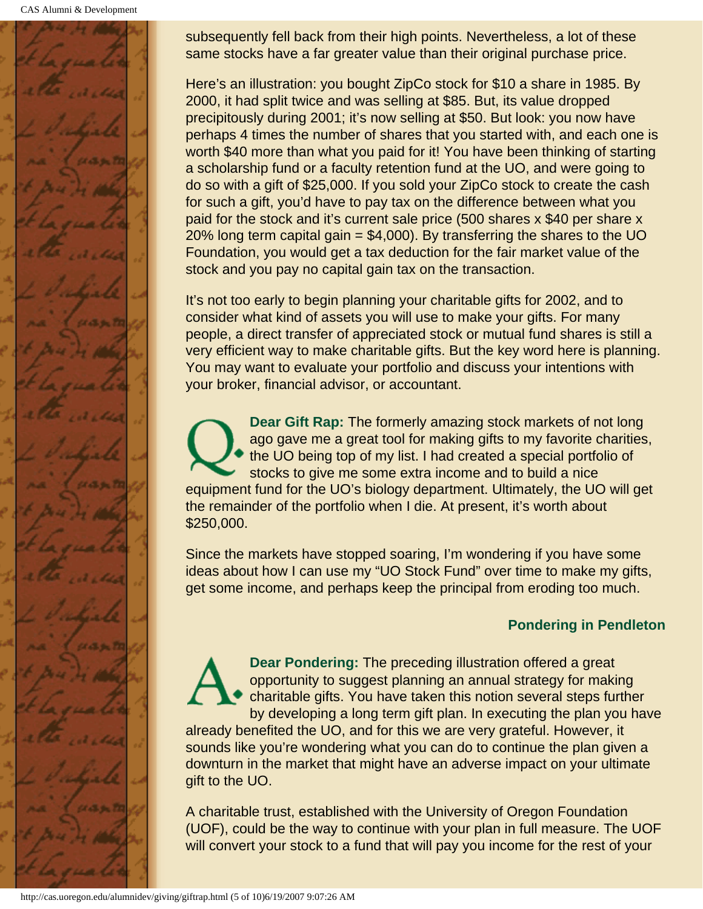subsequently fell back from their high points. Nevertheless, a lot of these same stocks have a far greater value than their original purchase price.

Here's an illustration: you bought ZipCo stock for $10 a share in 1985. By 2000, it had split twice and was selling at $85. But, its value dropped precipitously during 2001; it's now selling at $50. But look: you now have perhaps 4 times the number of shares that you started with, and each one is worth $40 more than what you paid for it! You have been thinking of starting a scholarship fund or a faculty retention fund at the UO, and were going to do so with a gift of $25,000. If you sold your ZipCo stock to create the cash for such a gift, you'd have to pay tax on the difference between what you paid for the stock and it's current sale price (500 shares x $40 per share x 20% long term capital gain = $4,000). By transferring the shares to the UO Foundation, you would get a tax deduction for the fair market value of the stock and you pay no capital gain tax on the transaction.

It's not too early to begin planning your charitable gifts for 2002, and to consider what kind of assets you will use to make your gifts. For many people, a direct transfer of appreciated stock or mutual fund shares is still a very efficient way to make charitable gifts. But the key word here is planning. You may want to evaluate your portfolio and discuss your intentions with your broker, financial advisor, or accountant.

Q. **Dear Gift Rap:** The formerly amazing stock markets of not long ago gave me a great tool for making gifts to my favorite charities, the UO being top of my list. I had created a special portfolio of stocks to give me some extra income and to build a nice equipment fund for the UO's biology department. Ultimately, the UO will get the remainder of the portfolio when I die. At present, it's worth about $250,000.

Since the markets have stopped soaring, I'm wondering if you have some ideas about how I can use my "UO Stock Fund" over time to make my gifts, get some income, and perhaps keep the principal from eroding too much.

**Pondering in Pendleton**

A. **Dear Pondering:** The preceding illustration offered a great opportunity to suggest planning an annual strategy for making charitable gifts. You have taken this notion several steps further by developing a long term gift plan. In executing the plan you have already benefited the UO, and for this we are very grateful. However, it sounds like you're wondering what you can do to continue the plan given a downturn in the market that might have an adverse impact on your ultimate gift to the UO.

A charitable trust, established with the University of Oregon Foundation (UOF), could be the way to continue with your plan in full measure. The UOF will convert your stock to a fund that will pay you income for the rest of your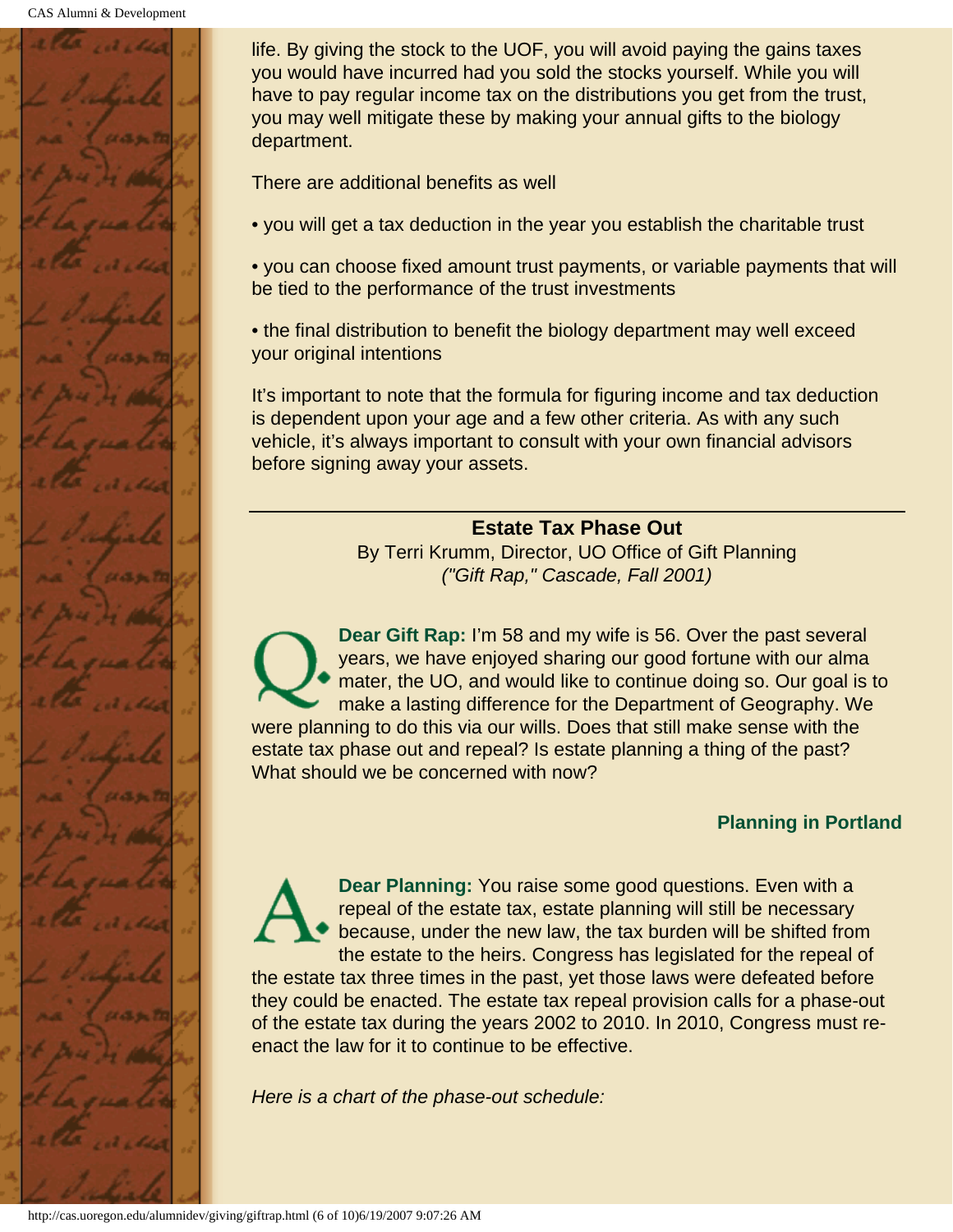life. By giving the stock to the UOF, you will avoid paying the gains taxes you would have incurred had you sold the stocks yourself. While you will have to pay regular income tax on the distributions you get from the trust, you may well mitigate these by making your annual gifts to the biology department.

There are additional benefits as well

• you will get a tax deduction in the year you establish the charitable trust

• you can choose fixed amount trust payments, or variable payments that will be tied to the performance of the trust investments

• the final distribution to benefit the biology department may well exceed your original intentions

It's important to note that the formula for figuring income and tax deduction is dependent upon your age and a few other criteria. As with any such vehicle, it's always important to consult with your own financial advisors before signing away your assets.

---

## Estate Tax Phase Out

By Terri Krumm, Director, UO Office of Gift Planning
*("Gift Rap," Cascade, Fall 2001)*

Q. **Dear Gift Rap:** I'm 58 and my wife is 56. Over the past several years, we have enjoyed sharing our good fortune with our alma mater, the UO, and would like to continue doing so. Our goal is to make a lasting difference for the Department of Geography. We were planning to do this via our wills. Does that still make sense with the estate tax phase out and repeal? Is estate planning a thing of the past? What should we be concerned with now?

**Planning in Portland**

A. **Dear Planning:** You raise some good questions. Even with a repeal of the estate tax, estate planning will still be necessary because, under the new law, the tax burden will be shifted from the estate to the heirs. Congress has legislated for the repeal of the estate tax three times in the past, yet those laws were defeated before they could be enacted. The estate tax repeal provision calls for a phase-out of the estate tax during the years 2002 to 2010. In 2010, Congress must re-enact the law for it to continue to be effective.

*Here is a chart of the phase-out schedule:*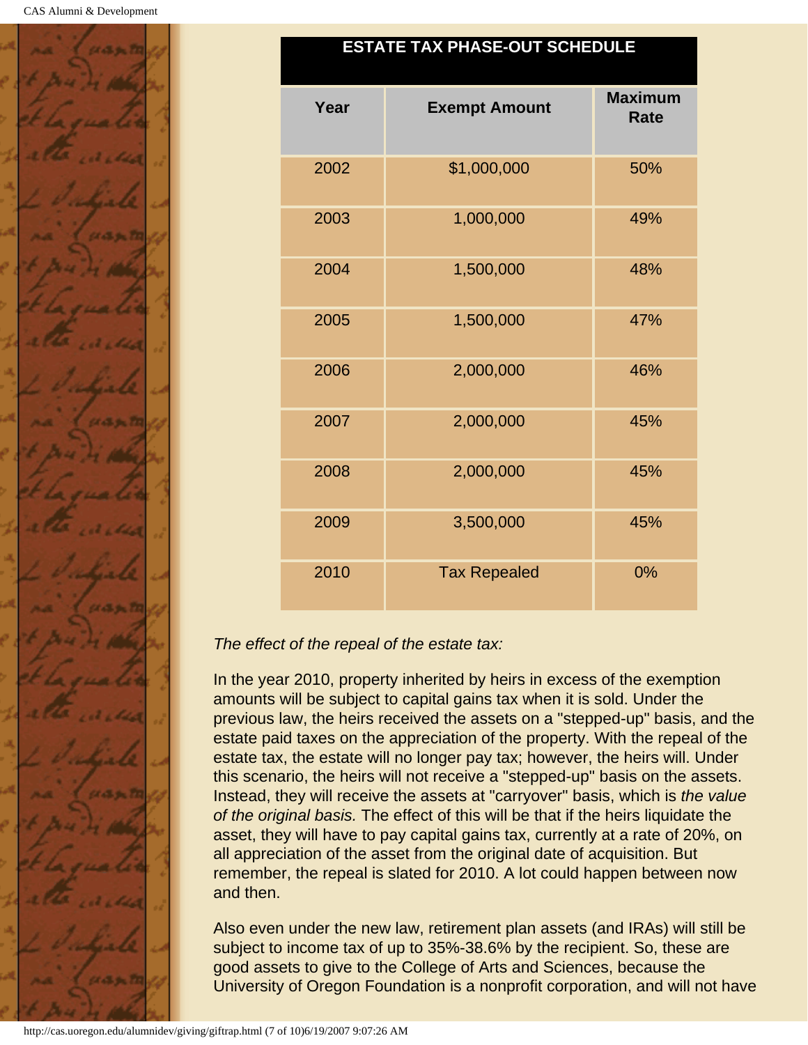| ESTATE TAX PHASE-OUT SCHEDULE | | |
|---|---|---|
| **Year** | **Exempt Amount** | **Maximum Rate** |
| 2002 | $1,000,000 | 50% |
| 2003 | 1,000,000 | 49% |
| 2004 | 1,500,000 | 48% |
| 2005 | 1,500,000 | 47% |
| 2006 | 2,000,000 | 46% |
| 2007 | 2,000,000 | 45% |
| 2008 | 2,000,000 | 45% |
| 2009 | 3,500,000 | 45% |
| 2010 | Tax Repealed | 0% |

*The effect of the repeal of the estate tax:*

In the year 2010, property inherited by heirs in excess of the exemption amounts will be subject to capital gains tax when it is sold. Under the previous law, the heirs received the assets on a "stepped-up" basis, and the estate paid taxes on the appreciation of the property. With the repeal of the estate tax, the estate will no longer pay tax; however, the heirs will. Under this scenario, the heirs will not receive a "stepped-up" basis on the assets. Instead, they will receive the assets at "carryover" basis, which is *the value of the original basis.* The effect of this will be that if the heirs liquidate the asset, they will have to pay capital gains tax, currently at a rate of 20%, on all appreciation of the asset from the original date of acquisition. But remember, the repeal is slated for 2010. A lot could happen between now and then.

Also even under the new law, retirement plan assets (and IRAs) will still be subject to income tax of up to 35%-38.6% by the recipient. So, these are good assets to give to the College of Arts and Sciences, because the University of Oregon Foundation is a nonprofit corporation, and will not have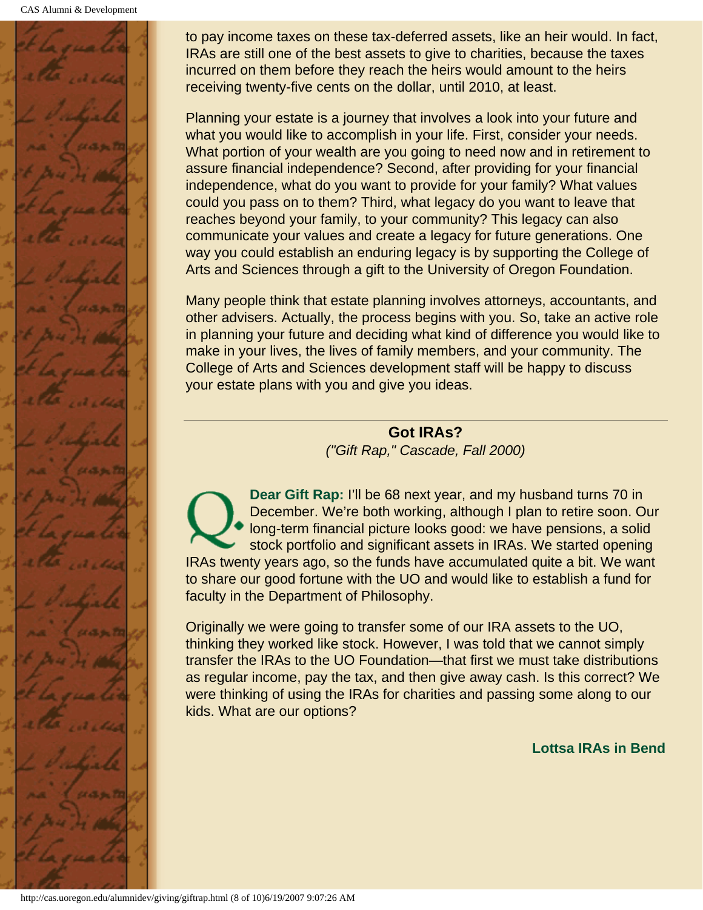to pay income taxes on these tax-deferred assets, like an heir would. In fact, IRAs are still one of the best assets to give to charities, because the taxes incurred on them before they reach the heirs would amount to the heirs receiving twenty-five cents on the dollar, until 2010, at least.

Planning your estate is a journey that involves a look into your future and what you would like to accomplish in your life. First, consider your needs. What portion of your wealth are you going to need now and in retirement to assure financial independence? Second, after providing for your financial independence, what do you want to provide for your family? What values could you pass on to them? Third, what legacy do you want to leave that reaches beyond your family, to your community? This legacy can also communicate your values and create a legacy for future generations. One way you could establish an enduring legacy is by supporting the College of Arts and Sciences through a gift to the University of Oregon Foundation.

Many people think that estate planning involves attorneys, accountants, and other advisers. Actually, the process begins with you. So, take an active role in planning your future and deciding what kind of difference you would like to make in your lives, the lives of family members, and your community. The College of Arts and Sciences development staff will be happy to discuss your estate plans with you and give you ideas.

---

## Got IRAs?

*("Gift Rap," Cascade, Fall 2000)*

Q. **Dear Gift Rap:** I'll be 68 next year, and my husband turns 70 in December. We're both working, although I plan to retire soon. Our long-term financial picture looks good: we have pensions, a solid stock portfolio and significant assets in IRAs. We started opening IRAs twenty years ago, so the funds have accumulated quite a bit. We want to share our good fortune with the UO and would like to establish a fund for faculty in the Department of Philosophy.

Originally we were going to transfer some of our IRA assets to the UO, thinking they worked like stock. However, I was told that we cannot simply transfer the IRAs to the UO Foundation—that first we must take distributions as regular income, pay the tax, and then give away cash. Is this correct? We were thinking of using the IRAs for charities and passing some along to our kids. What are our options?

**Lottsa IRAs in Bend**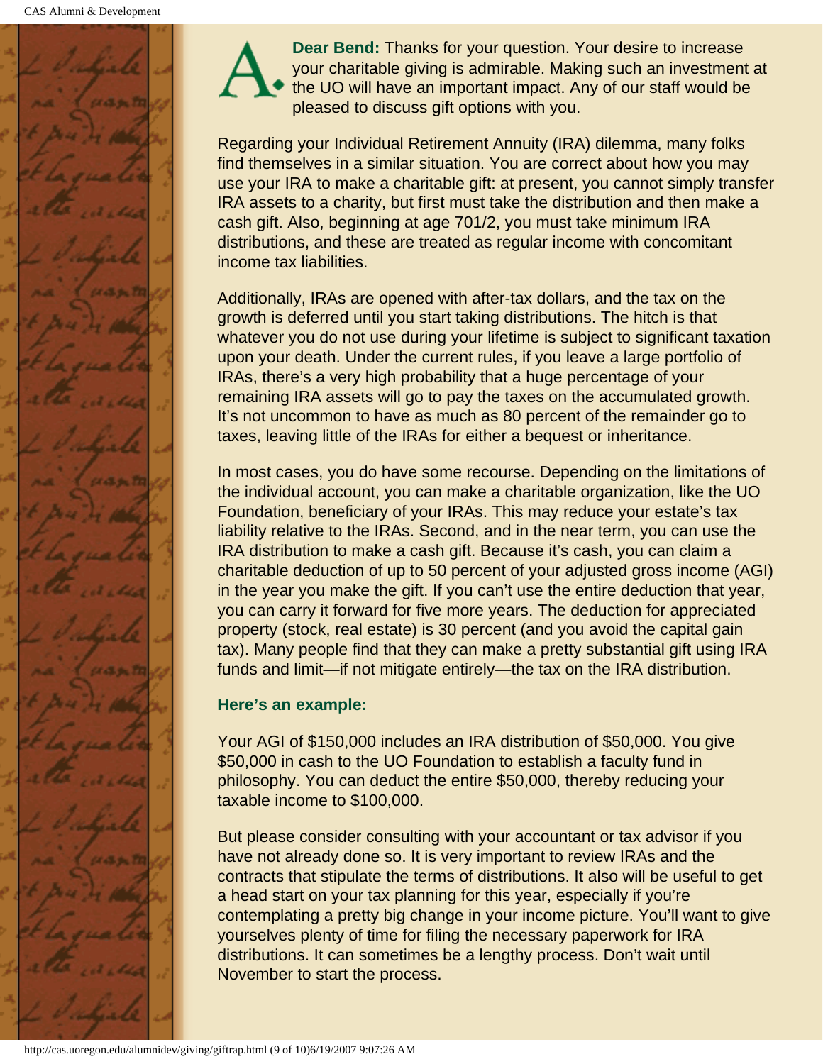**A. Dear Bend:** Thanks for your question. Your desire to increase your charitable giving is admirable. Making such an investment at the UO will have an important impact. Any of our staff would be pleased to discuss gift options with you.

Regarding your Individual Retirement Annuity (IRA) dilemma, many folks find themselves in a similar situation. You are correct about how you may use your IRA to make a charitable gift: at present, you cannot simply transfer IRA assets to a charity, but first must take the distribution and then make a cash gift. Also, beginning at age 701/2, you must take minimum IRA distributions, and these are treated as regular income with concomitant income tax liabilities.

Additionally, IRAs are opened with after-tax dollars, and the tax on the growth is deferred until you start taking distributions. The hitch is that whatever you do not use during your lifetime is subject to significant taxation upon your death. Under the current rules, if you leave a large portfolio of IRAs, there's a very high probability that a huge percentage of your remaining IRA assets will go to pay the taxes on the accumulated growth. It's not uncommon to have as much as 80 percent of the remainder go to taxes, leaving little of the IRAs for either a bequest or inheritance.

In most cases, you do have some recourse. Depending on the limitations of the individual account, you can make a charitable organization, like the UO Foundation, beneficiary of your IRAs. This may reduce your estate's tax liability relative to the IRAs. Second, and in the near term, you can use the IRA distribution to make a cash gift. Because it's cash, you can claim a charitable deduction of up to 50 percent of your adjusted gross income (AGI) in the year you make the gift. If you can't use the entire deduction that year, you can carry it forward for five more years. The deduction for appreciated property (stock, real estate) is 30 percent (and you avoid the capital gain tax). Many people find that they can make a pretty substantial gift using IRA funds and limit—if not mitigate entirely—the tax on the IRA distribution.

**Here's an example:**

Your AGI of $150,000 includes an IRA distribution of $50,000. You give $50,000 in cash to the UO Foundation to establish a faculty fund in philosophy. You can deduct the entire $50,000, thereby reducing your taxable income to $100,000.

But please consider consulting with your accountant or tax advisor if you have not already done so. It is very important to review IRAs and the contracts that stipulate the terms of distributions. It also will be useful to get a head start on your tax planning for this year, especially if you're contemplating a pretty big change in your income picture. You'll want to give yourselves plenty of time for filing the necessary paperwork for IRA distributions. It can sometimes be a lengthy process. Don't wait until November to start the process.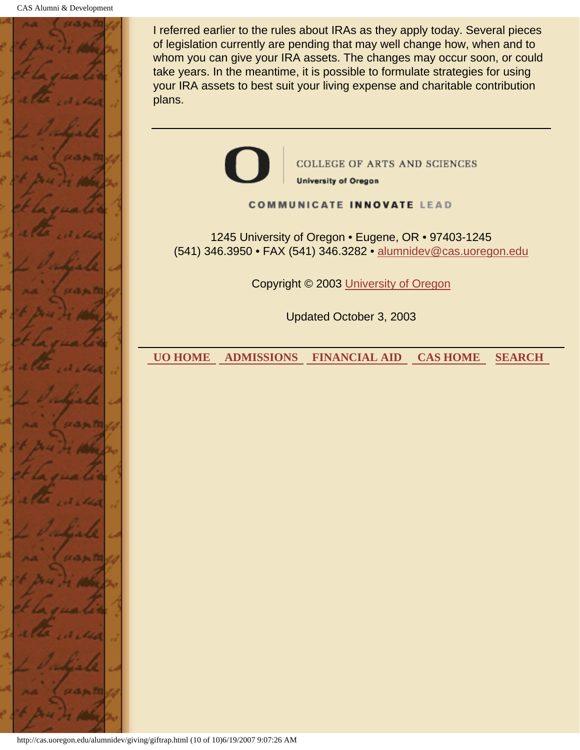I referred earlier to the rules about IRAs as they apply today. Several pieces of legislation currently are pending that may well change how, when and to whom you can give your IRA assets. The changes may occur soon, or could take years. In the meantime, it is possible to formulate strategies for using your IRA assets to best suit your living expense and charitable contribution plans.

---

COLLEGE OF ARTS AND SCIENCES

University of Oregon

COMMUNICATE INNOVATE LEAD

1245 University of Oregon • Eugene, OR • 97403-1245
(541) 346.3950 • FAX (541) 346.3282 • alumnidev@cas.uoregon.edu

Copyright © 2003 University of Oregon

Updated October 3, 2003

---

**UO HOME** **ADMISSIONS** **FINANCIAL AID** **CAS HOME** **SEARCH**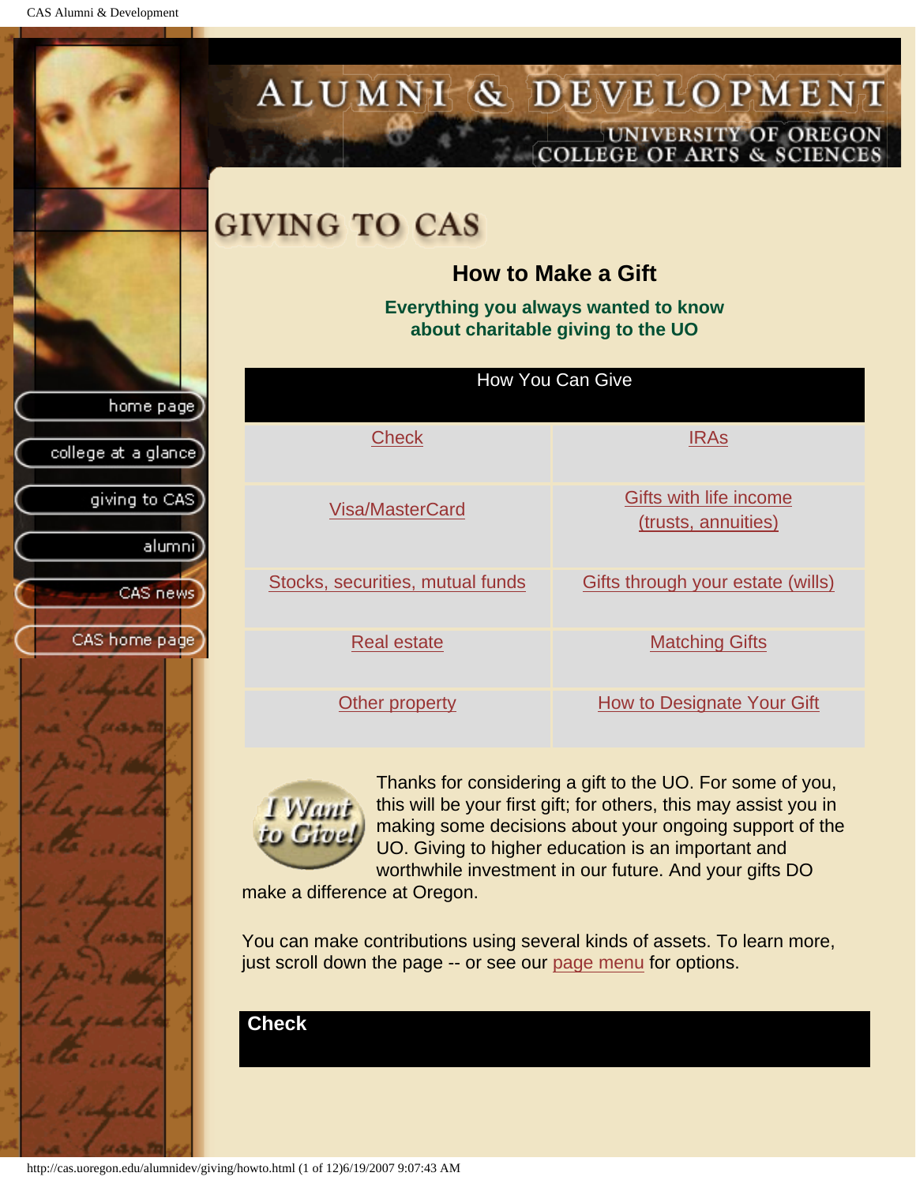# GIVING TO CAS

## How to Make a Gift

**Everything you always wanted to know about charitable giving to the UO**

| How You Can Give | |
|---|---|
| Check | IRAs |
| Visa/MasterCard | Gifts with life income (trusts, annuities) |
| Stocks, securities, mutual funds | Gifts through your estate (wills) |
| Real estate | Matching Gifts |
| Other property | How to Designate Your Gift |

Thanks for considering a gift to the UO. For some of you, this will be your first gift; for others, this may assist you in making some decisions about your ongoing support of the UO. Giving to higher education is an important and worthwhile investment in our future. And your gifts DO make a difference at Oregon.

You can make contributions using several kinds of assets. To learn more, just scroll down the page -- or see our page menu for options.

### Check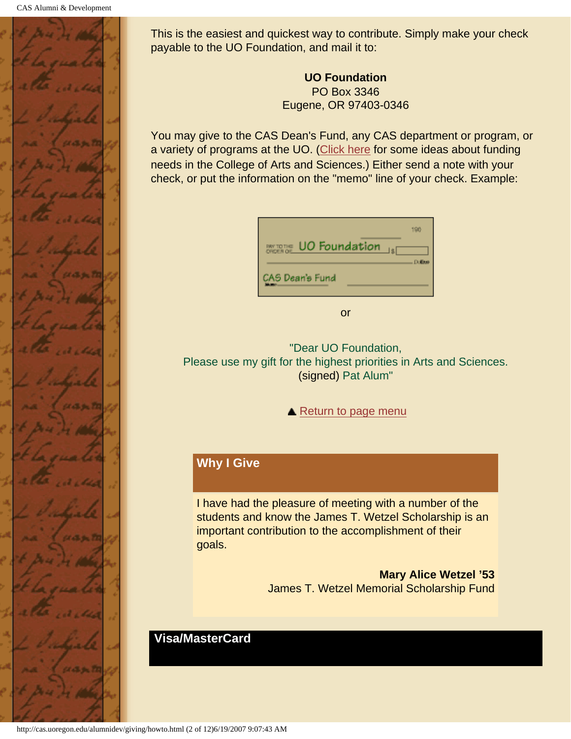This is the easiest and quickest way to contribute. Simply make your check payable to the UO Foundation, and mail it to:

**UO Foundation**
PO Box 3346
Eugene, OR 97403-0346

You may give to the CAS Dean's Fund, any CAS department or program, or a variety of programs at the UO. (Click here for some ideas about funding needs in the College of Arts and Sciences.) Either send a note with your check, or put the information on the "memo" line of your check. Example:

PAY TO THE ORDER OF UO Foundation $
CAS Dean's Fund

or

"Dear UO Foundation,
Please use my gift for the highest priorities in Arts and Sciences.
(signed) Pat Alum"

▲ Return to page menu

## Why I Give

I have had the pleasure of meeting with a number of the students and know the James T. Wetzel Scholarship is an important contribution to the accomplishment of their goals.

**Mary Alice Wetzel ’53**
James T. Wetzel Memorial Scholarship Fund

## Visa/MasterCard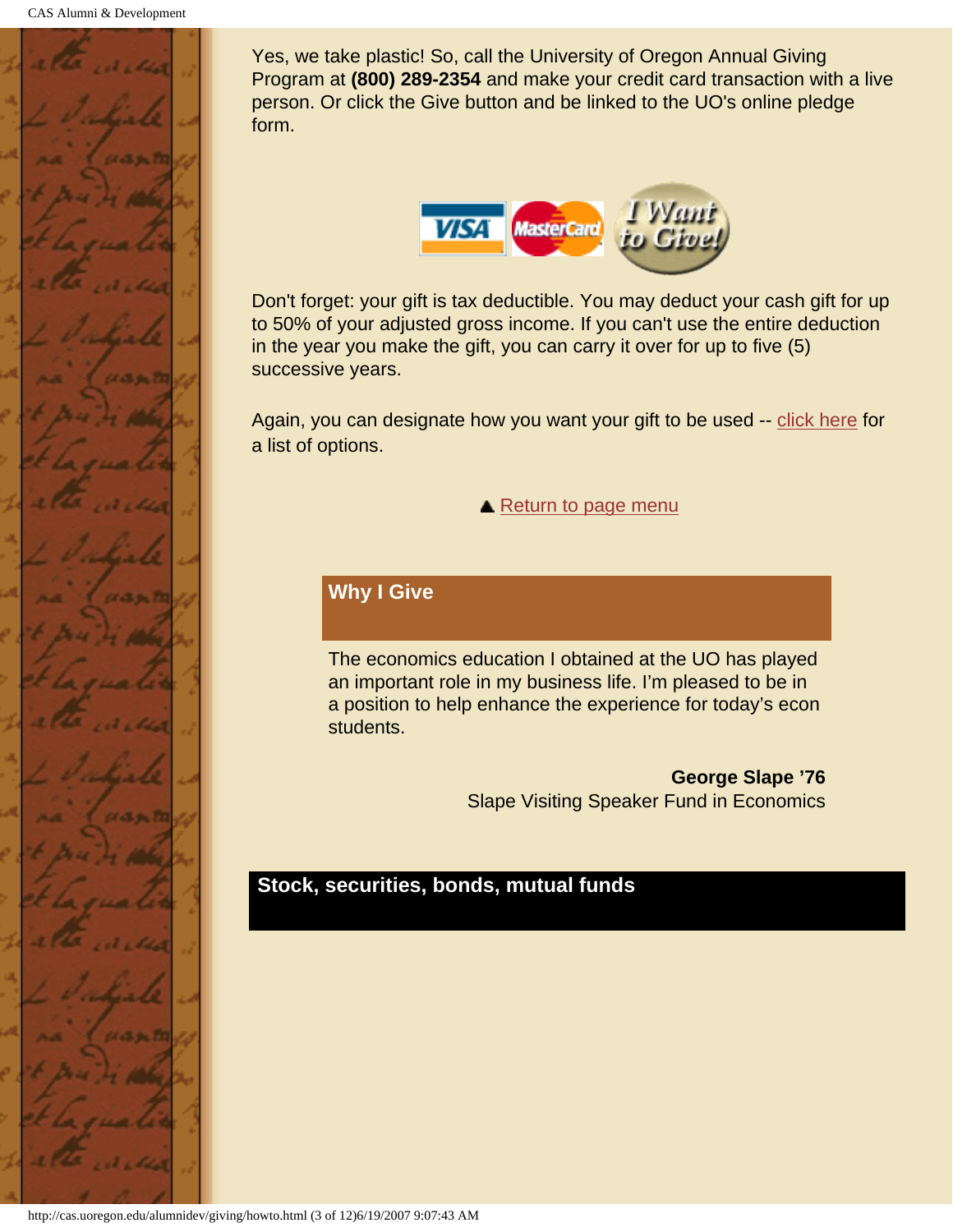Yes, we take plastic! So, call the University of Oregon Annual Giving Program at **(800) 289-2354** and make your credit card transaction with a live person. Or click the Give button and be linked to the UO's online pledge form.

Don't forget: your gift is tax deductible. You may deduct your cash gift for up to 50% of your adjusted gross income. If you can't use the entire deduction in the year you make the gift, you can carry it over for up to five (5) successive years.

Again, you can designate how you want your gift to be used -- click here for a list of options.

▲ Return to page menu

### Why I Give

The economics education I obtained at the UO has played an important role in my business life. I'm pleased to be in a position to help enhance the experience for today's econ students.

**George Slape '76**
Slape Visiting Speaker Fund in Economics

## Stock, securities, bonds, mutual funds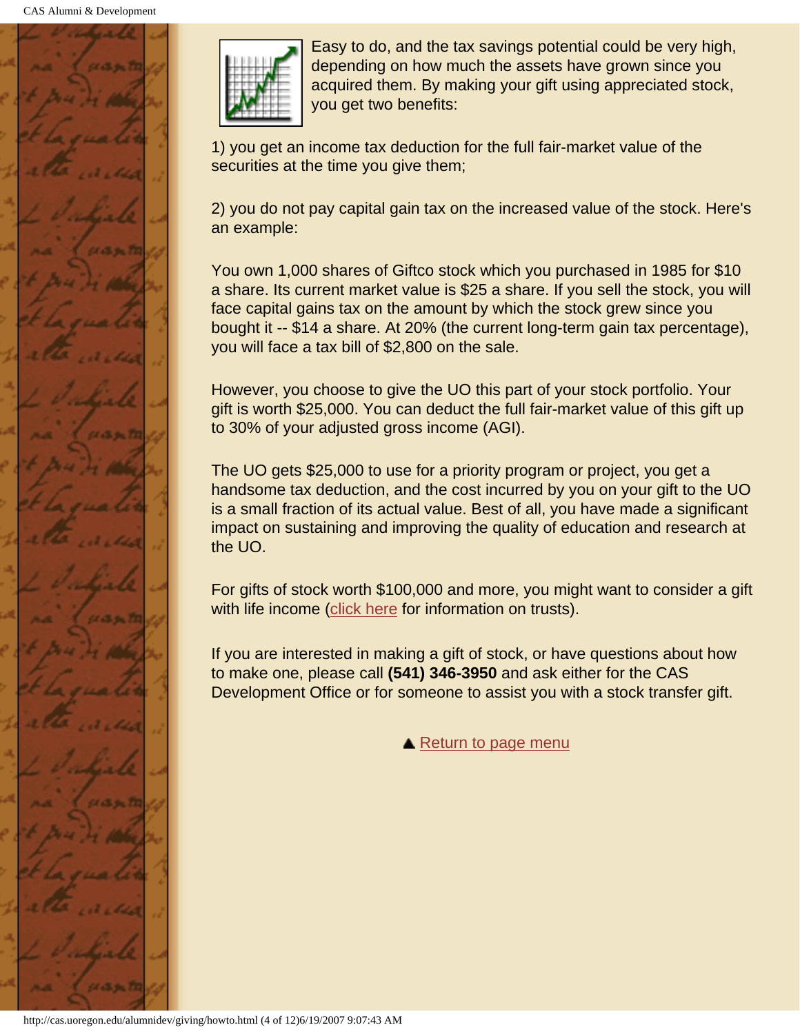Easy to do, and the tax savings potential could be very high, depending on how much the assets have grown since you acquired them. By making your gift using appreciated stock, you get two benefits:

1) you get an income tax deduction for the full fair-market value of the securities at the time you give them;

2) you do not pay capital gain tax on the increased value of the stock. Here's an example:

You own 1,000 shares of Giftco stock which you purchased in 1985 for $10 a share. Its current market value is $25 a share. If you sell the stock, you will face capital gains tax on the amount by which the stock grew since you bought it -- $14 a share. At 20% (the current long-term gain tax percentage), you will face a tax bill of $2,800 on the sale.

However, you choose to give the UO this part of your stock portfolio. Your gift is worth $25,000. You can deduct the full fair-market value of this gift up to 30% of your adjusted gross income (AGI).

The UO gets $25,000 to use for a priority program or project, you get a handsome tax deduction, and the cost incurred by you on your gift to the UO is a small fraction of its actual value. Best of all, you have made a significant impact on sustaining and improving the quality of education and research at the UO.

For gifts of stock worth $100,000 and more, you might want to consider a gift with life income (click here for information on trusts).

If you are interested in making a gift of stock, or have questions about how to make one, please call **(541) 346-3950** and ask either for the CAS Development Office or for someone to assist you with a stock transfer gift.

▲ Return to page menu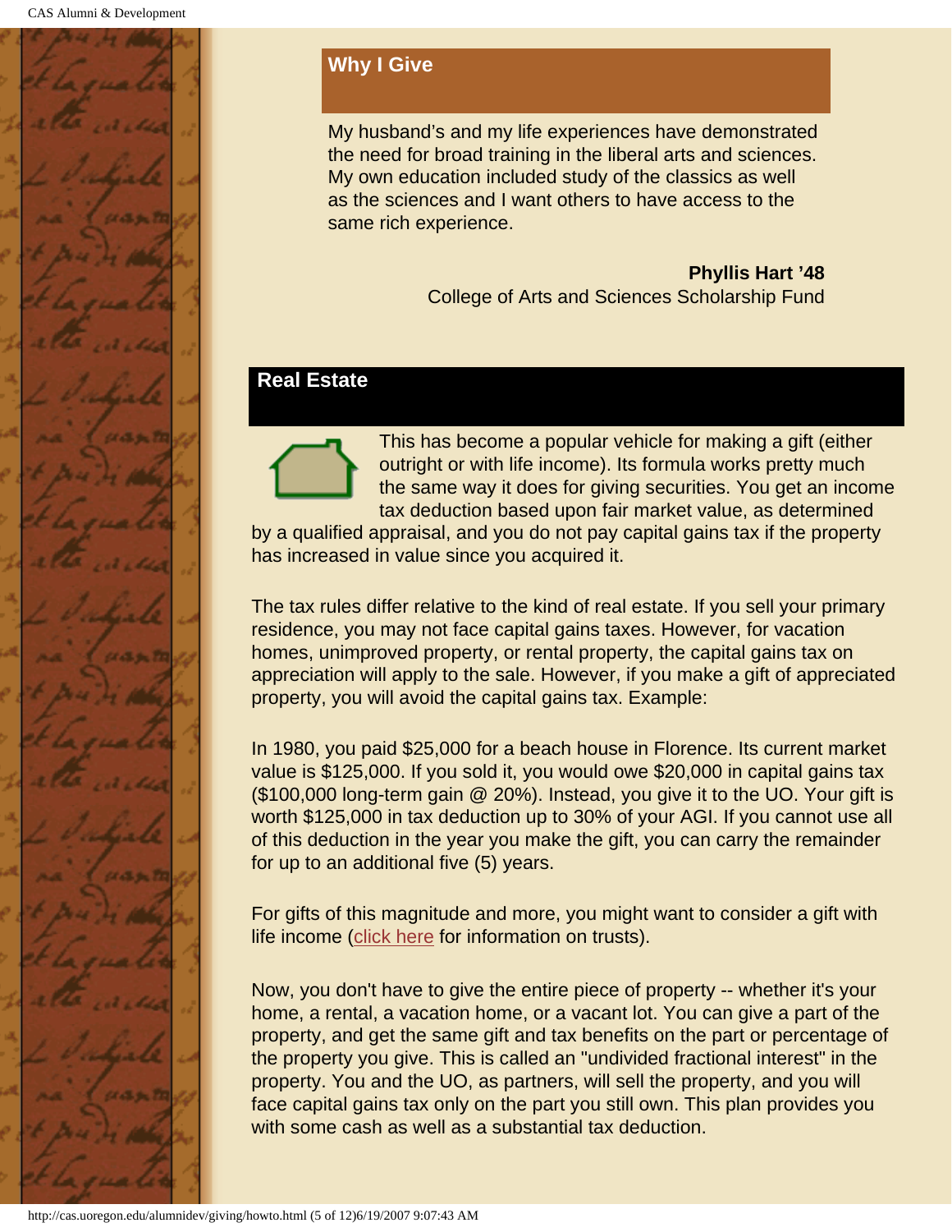## Why I Give

My husband's and my life experiences have demonstrated the need for broad training in the liberal arts and sciences. My own education included study of the classics as well as the sciences and I want others to have access to the same rich experience.

**Phyllis Hart '48**
College of Arts and Sciences Scholarship Fund

## Real Estate

This has become a popular vehicle for making a gift (either outright or with life income). Its formula works pretty much the same way it does for giving securities. You get an income tax deduction based upon fair market value, as determined by a qualified appraisal, and you do not pay capital gains tax if the property has increased in value since you acquired it.

The tax rules differ relative to the kind of real estate. If you sell your primary residence, you may not face capital gains taxes. However, for vacation homes, unimproved property, or rental property, the capital gains tax on appreciation will apply to the sale. However, if you make a gift of appreciated property, you will avoid the capital gains tax. Example:

In 1980, you paid $25,000 for a beach house in Florence. Its current market value is $125,000. If you sold it, you would owe $20,000 in capital gains tax ($100,000 long-term gain @ 20%). Instead, you give it to the UO. Your gift is worth $125,000 in tax deduction up to 30% of your AGI. If you cannot use all of this deduction in the year you make the gift, you can carry the remainder for up to an additional five (5) years.

For gifts of this magnitude and more, you might want to consider a gift with life income (click here for information on trusts).

Now, you don't have to give the entire piece of property -- whether it's your home, a rental, a vacation home, or a vacant lot. You can give a part of the property, and get the same gift and tax benefits on the part or percentage of the property you give. This is called an "undivided fractional interest" in the property. You and the UO, as partners, will sell the property, and you will face capital gains tax only on the part you still own. This plan provides you with some cash as well as a substantial tax deduction.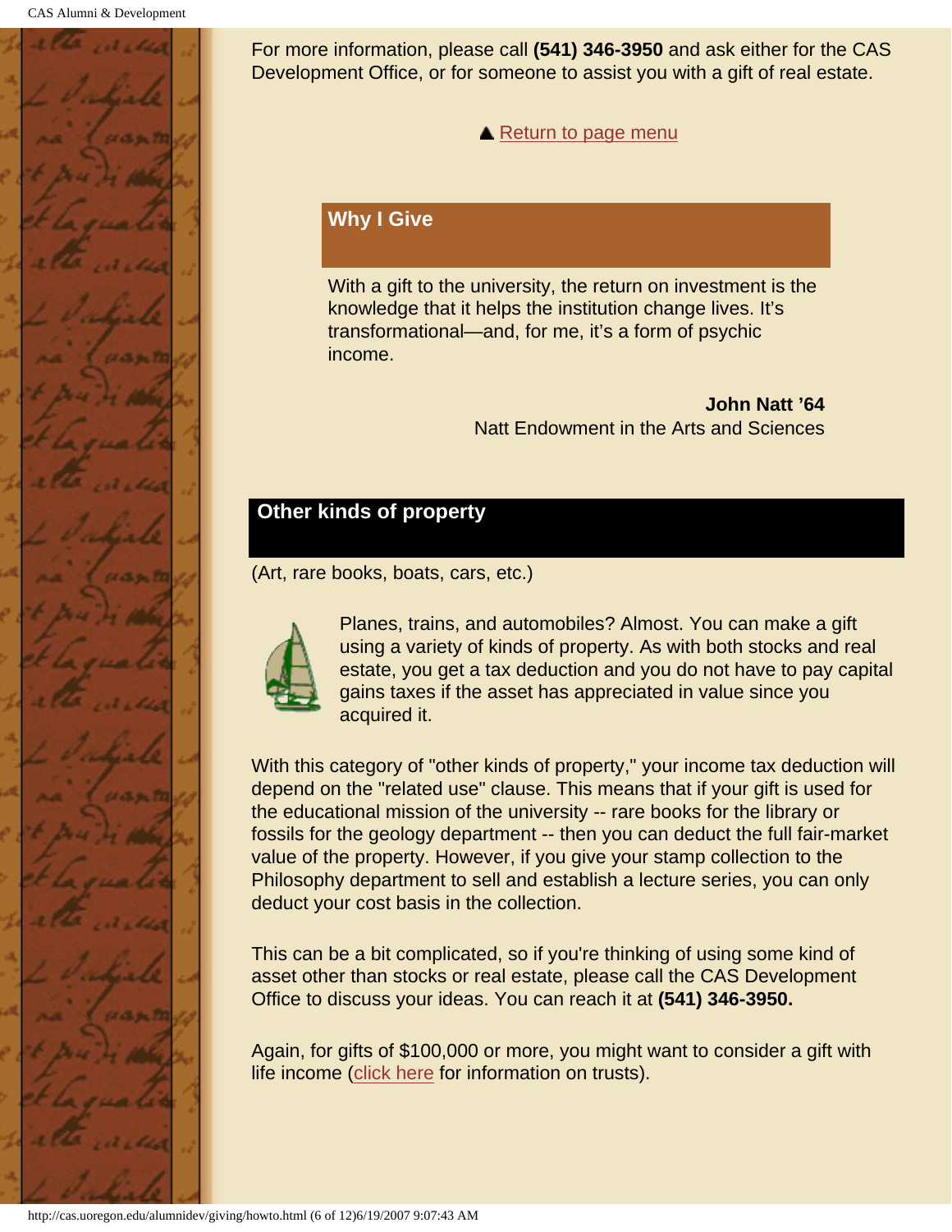For more information, please call **(541) 346-3950** and ask either for the CAS Development Office, or for someone to assist you with a gift of real estate.

▲ Return to page menu

## Why I Give

With a gift to the university, the return on investment is the knowledge that it helps the institution change lives. It's transformational—and, for me, it's a form of psychic income.

**John Natt '64**
Natt Endowment in the Arts and Sciences

## Other kinds of property

(Art, rare books, boats, cars, etc.)

Planes, trains, and automobiles? Almost. You can make a gift using a variety of kinds of property. As with both stocks and real estate, you get a tax deduction and you do not have to pay capital gains taxes if the asset has appreciated in value since you acquired it.

With this category of "other kinds of property," your income tax deduction will depend on the "related use" clause. This means that if your gift is used for the educational mission of the university -- rare books for the library or fossils for the geology department -- then you can deduct the full fair-market value of the property. However, if you give your stamp collection to the Philosophy department to sell and establish a lecture series, you can only deduct your cost basis in the collection.

This can be a bit complicated, so if you're thinking of using some kind of asset other than stocks or real estate, please call the CAS Development Office to discuss your ideas. You can reach it at **(541) 346-3950.**

Again, for gifts of $100,000 or more, you might want to consider a gift with life income (click here for information on trusts).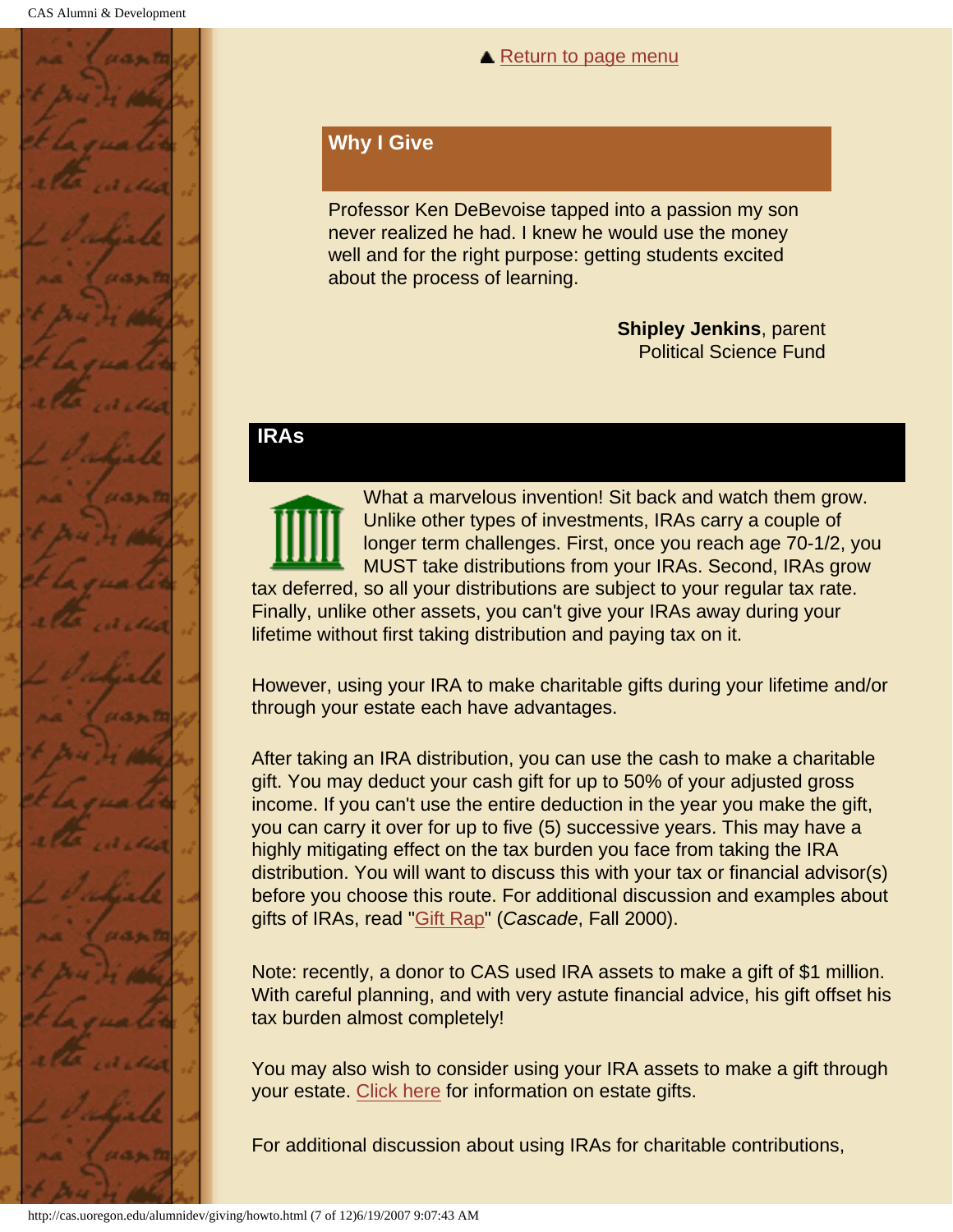▲ Return to page menu

## Why I Give

Professor Ken DeBevoise tapped into a passion my son never realized he had. I knew he would use the money well and for the right purpose: getting students excited about the process of learning.

**Shipley Jenkins**, parent
Political Science Fund

## IRAs

What a marvelous invention! Sit back and watch them grow. Unlike other types of investments, IRAs carry a couple of longer term challenges. First, once you reach age 70-1/2, you MUST take distributions from your IRAs. Second, IRAs grow tax deferred, so all your distributions are subject to your regular tax rate. Finally, unlike other assets, you can't give your IRAs away during your lifetime without first taking distribution and paying tax on it.

However, using your IRA to make charitable gifts during your lifetime and/or through your estate each have advantages.

After taking an IRA distribution, you can use the cash to make a charitable gift. You may deduct your cash gift for up to 50% of your adjusted gross income. If you can't use the entire deduction in the year you make the gift, you can carry it over for up to five (5) successive years. This may have a highly mitigating effect on the tax burden you face from taking the IRA distribution. You will want to discuss this with your tax or financial advisor(s) before you choose this route. For additional discussion and examples about gifts of IRAs, read "Gift Rap" (*Cascade*, Fall 2000).

Note: recently, a donor to CAS used IRA assets to make a gift of $1 million. With careful planning, and with very astute financial advice, his gift offset his tax burden almost completely!

You may also wish to consider using your IRA assets to make a gift through your estate. Click here for information on estate gifts.

For additional discussion about using IRAs for charitable contributions,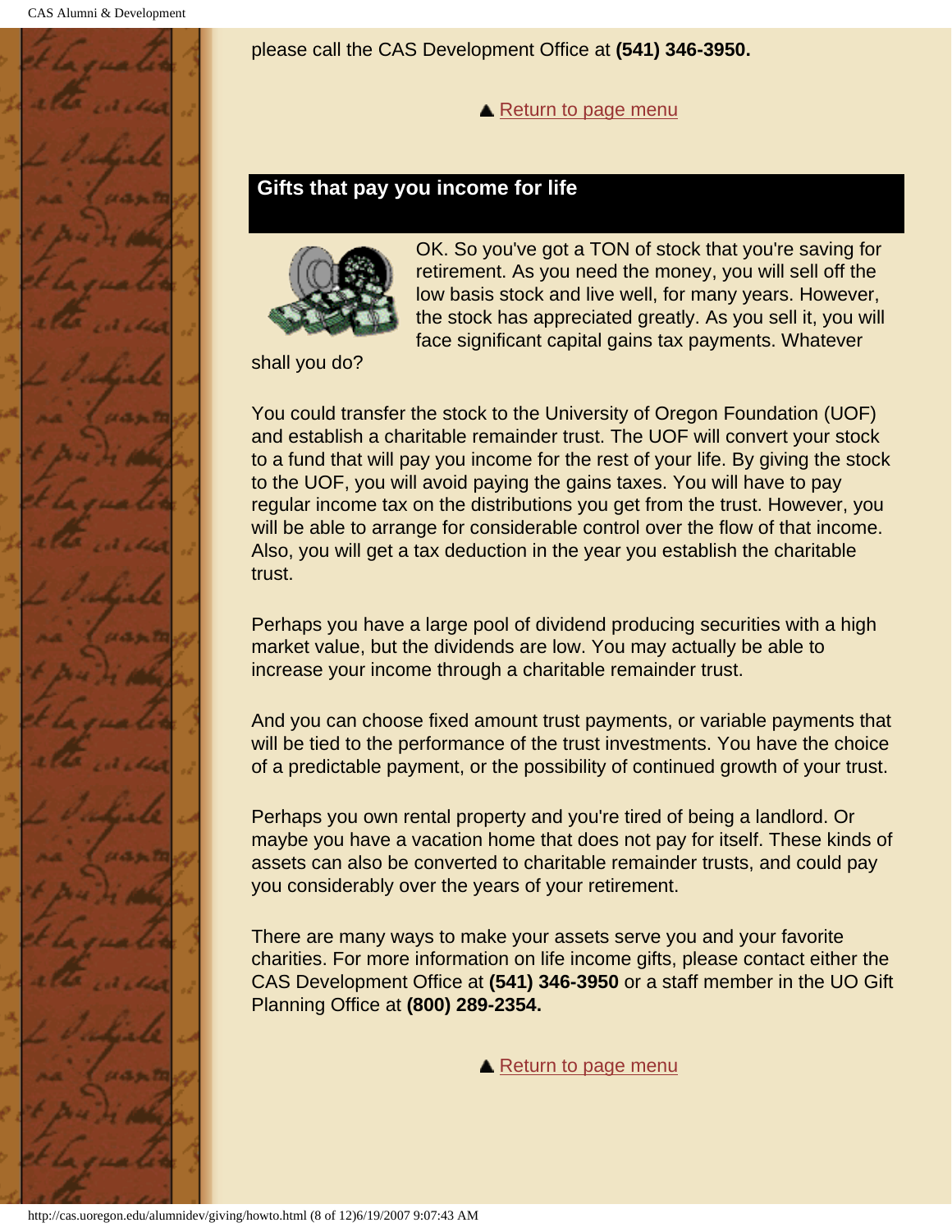please call the CAS Development Office at **(541) 346-3950.**

▲ Return to page menu

## Gifts that pay you income for life

OK. So you've got a TON of stock that you're saving for retirement. As you need the money, you will sell off the low basis stock and live well, for many years. However, the stock has appreciated greatly. As you sell it, you will face significant capital gains tax payments. Whatever shall you do?

You could transfer the stock to the University of Oregon Foundation (UOF) and establish a charitable remainder trust. The UOF will convert your stock to a fund that will pay you income for the rest of your life. By giving the stock to the UOF, you will avoid paying the gains taxes. You will have to pay regular income tax on the distributions you get from the trust. However, you will be able to arrange for considerable control over the flow of that income. Also, you will get a tax deduction in the year you establish the charitable trust.

Perhaps you have a large pool of dividend producing securities with a high market value, but the dividends are low. You may actually be able to increase your income through a charitable remainder trust.

And you can choose fixed amount trust payments, or variable payments that will be tied to the performance of the trust investments. You have the choice of a predictable payment, or the possibility of continued growth of your trust.

Perhaps you own rental property and you're tired of being a landlord. Or maybe you have a vacation home that does not pay for itself. These kinds of assets can also be converted to charitable remainder trusts, and could pay you considerably over the years of your retirement.

There are many ways to make your assets serve you and your favorite charities. For more information on life income gifts, please contact either the CAS Development Office at **(541) 346-3950** or a staff member in the UO Gift Planning Office at **(800) 289-2354.**

▲ Return to page menu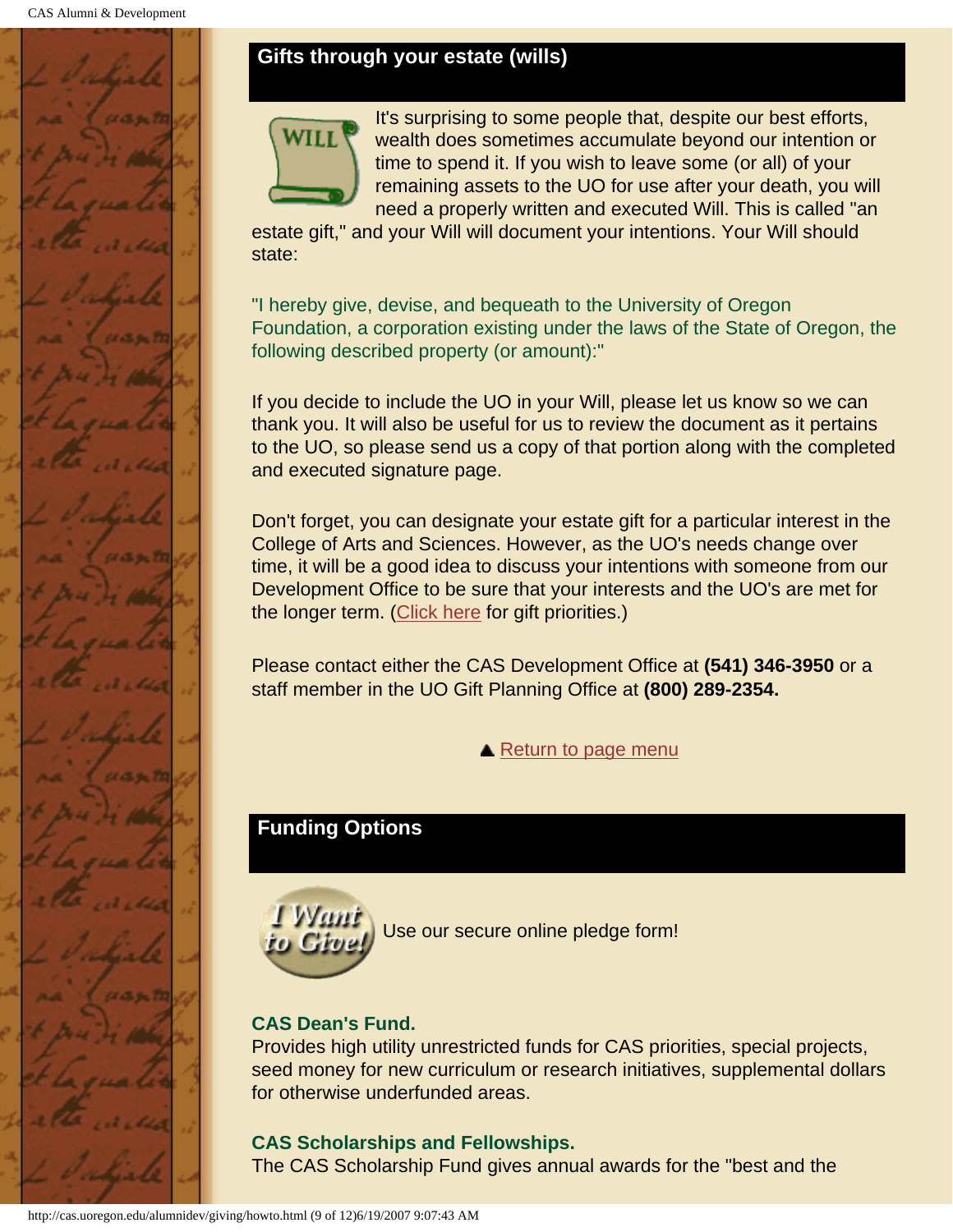## Gifts through your estate (wills)

It's surprising to some people that, despite our best efforts, wealth does sometimes accumulate beyond our intention or time to spend it. If you wish to leave some (or all) of your remaining assets to the UO for use after your death, you will need a properly written and executed Will. This is called "an estate gift," and your Will will document your intentions. Your Will should state:

"I hereby give, devise, and bequeath to the University of Oregon Foundation, a corporation existing under the laws of the State of Oregon, the following described property (or amount):"

If you decide to include the UO in your Will, please let us know so we can thank you. It will also be useful for us to review the document as it pertains to the UO, so please send us a copy of that portion along with the completed and executed signature page.

Don't forget, you can designate your estate gift for a particular interest in the College of Arts and Sciences. However, as the UO's needs change over time, it will be a good idea to discuss your intentions with someone from our Development Office to be sure that your interests and the UO's are met for the longer term. (Click here for gift priorities.)

Please contact either the CAS Development Office at **(541) 346-3950** or a staff member in the UO Gift Planning Office at **(800) 289-2354.**

▲ Return to page menu

## Funding Options

Use our secure online pledge form!

**CAS Dean's Fund.**
Provides high utility unrestricted funds for CAS priorities, special projects, seed money for new curriculum or research initiatives, supplemental dollars for otherwise underfunded areas.

**CAS Scholarships and Fellowships.**
The CAS Scholarship Fund gives annual awards for the "best and the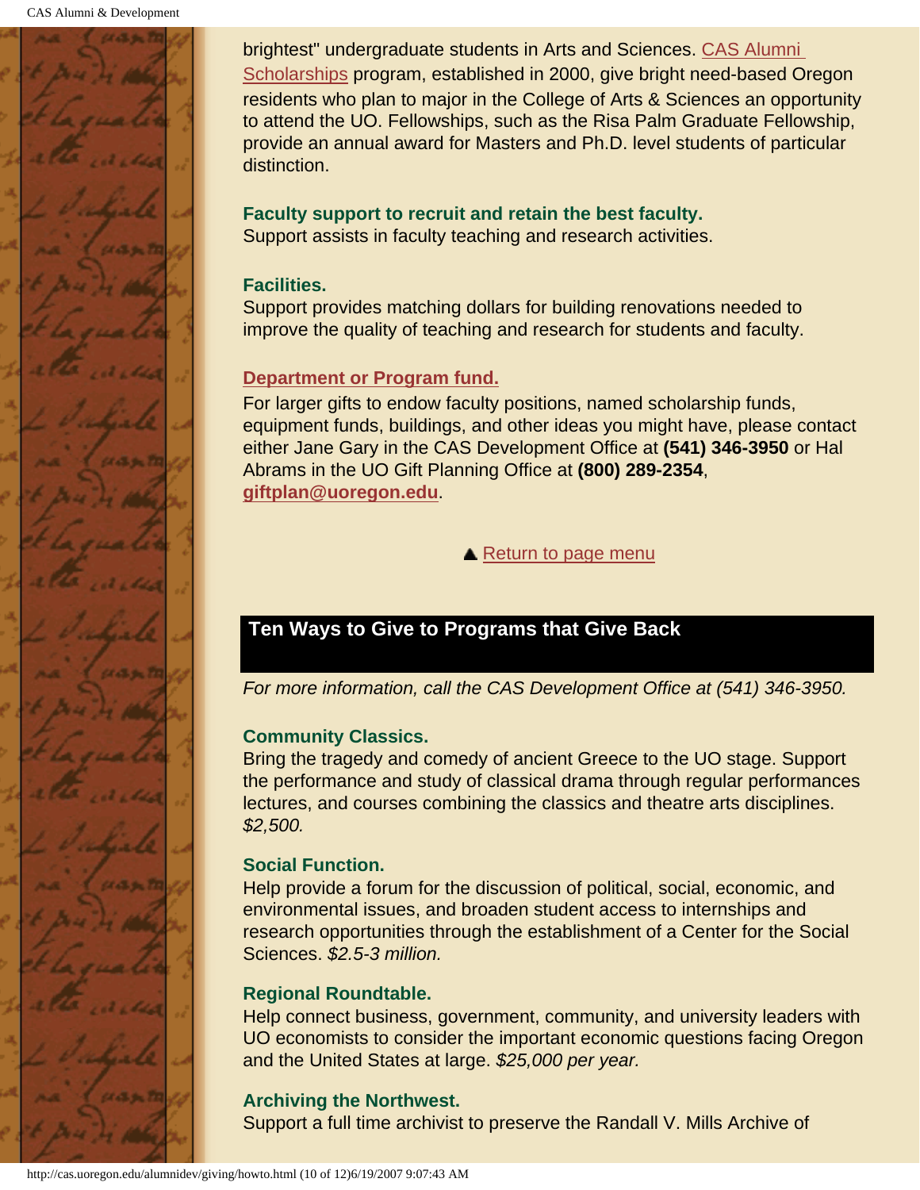brightest" undergraduate students in Arts and Sciences. CAS Alumni Scholarships program, established in 2000, give bright need-based Oregon residents who plan to major in the College of Arts & Sciences an opportunity to attend the UO. Fellowships, such as the Risa Palm Graduate Fellowship, provide an annual award for Masters and Ph.D. level students of particular distinction.

**Faculty support to recruit and retain the best faculty.**
Support assists in faculty teaching and research activities.

**Facilities.**
Support provides matching dollars for building renovations needed to improve the quality of teaching and research for students and faculty.

**Department or Program fund.**
For larger gifts to endow faculty positions, named scholarship funds, equipment funds, buildings, and other ideas you might have, please contact either Jane Gary in the CAS Development Office at **(541) 346-3950** or Hal Abrams in the UO Gift Planning Office at **(800) 289-2354**, **giftplan@uoregon.edu**.

▲ Return to page menu

## Ten Ways to Give to Programs that Give Back

*For more information, call the CAS Development Office at (541) 346-3950.*

**Community Classics.**
Bring the tragedy and comedy of ancient Greece to the UO stage. Support the performance and study of classical drama through regular performances lectures, and courses combining the classics and theatre arts disciplines. *$2,500.*

**Social Function.**
Help provide a forum for the discussion of political, social, economic, and environmental issues, and broaden student access to internships and research opportunities through the establishment of a Center for the Social Sciences. *$2.5-3 million.*

**Regional Roundtable.**
Help connect business, government, community, and university leaders with UO economists to consider the important economic questions facing Oregon and the United States at large. *$25,000 per year.*

**Archiving the Northwest.**
Support a full time archivist to preserve the Randall V. Mills Archive of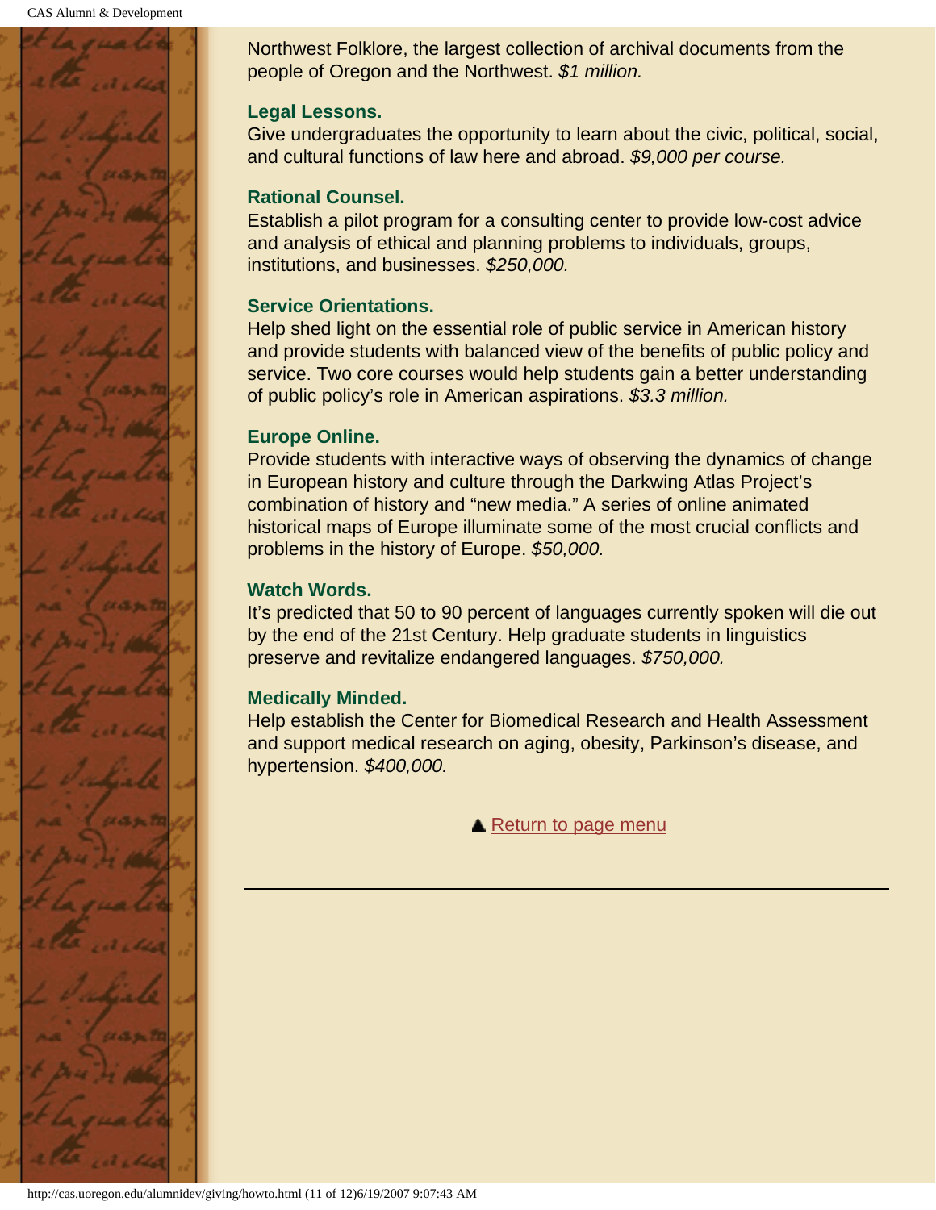Northwest Folklore, the largest collection of archival documents from the people of Oregon and the Northwest. *$1 million.*

**Legal Lessons.**

Give undergraduates the opportunity to learn about the civic, political, social, and cultural functions of law here and abroad. *$9,000 per course.*

**Rational Counsel.**

Establish a pilot program for a consulting center to provide low-cost advice and analysis of ethical and planning problems to individuals, groups, institutions, and businesses. *$250,000.*

**Service Orientations.**

Help shed light on the essential role of public service in American history and provide students with balanced view of the benefits of public policy and service. Two core courses would help students gain a better understanding of public policy's role in American aspirations. *$3.3 million.*

**Europe Online.**

Provide students with interactive ways of observing the dynamics of change in European history and culture through the Darkwing Atlas Project's combination of history and "new media." A series of online animated historical maps of Europe illuminate some of the most crucial conflicts and problems in the history of Europe. *$50,000.*

**Watch Words.**

It's predicted that 50 to 90 percent of languages currently spoken will die out by the end of the 21st Century. Help graduate students in linguistics preserve and revitalize endangered languages. *$750,000.*

**Medically Minded.**

Help establish the Center for Biomedical Research and Health Assessment and support medical research on aging, obesity, Parkinson's disease, and hypertension. *$400,000.*

▲ Return to page menu